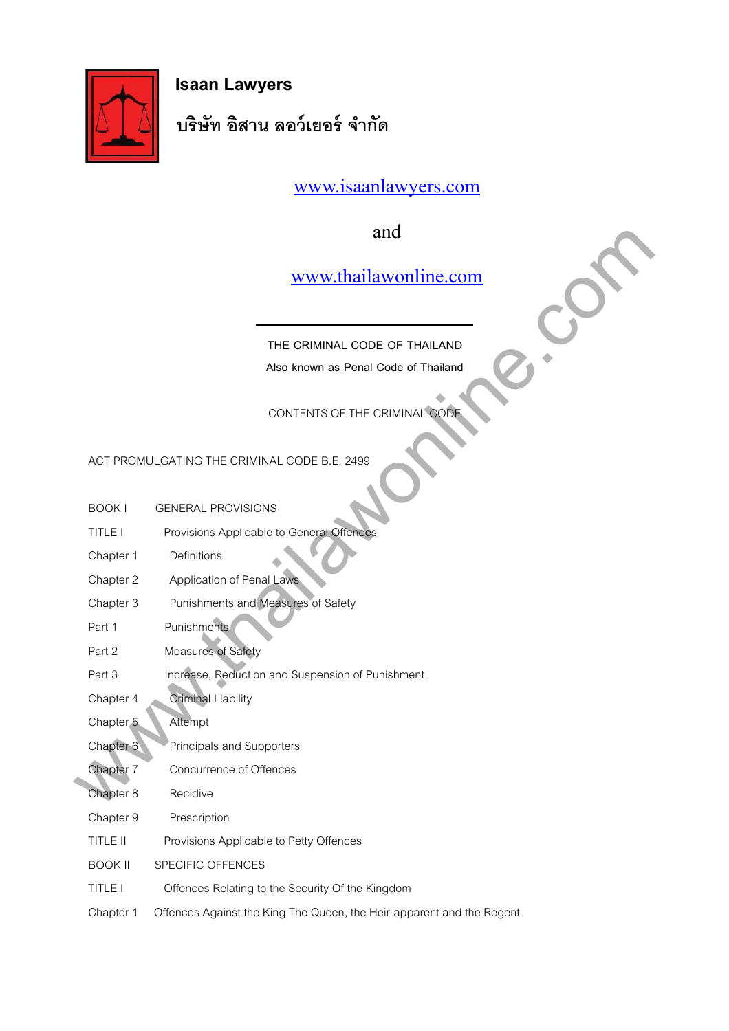**Isaan Lawyers**

**บริษัท อิสาน ลอว์เยอร์ จำกัด**

www.isaanlawyers.com

and

www.thailawonline.com

---

THE CRIMINAL CODE OF THAILAND

Also known as Penal Code of Thailand

CONTENTS OF THE CRIMINAL CODE

ACT PROMULGATING THE CRIMINAL CODE B.E. 2499

BOOK I GENERAL PROVISIONS

TITLE I Provisions Applicable to General Offences

Chapter 1 Definitions

Chapter 2 Application of Penal Laws

Chapter 3 Punishments and Measures of Safety

Part 1 Punishments

Part 2 Measures of Safety

Part 3 Increase, Reduction and Suspension of Punishment

Chapter 4 Criminal Liability

Chapter 5 Attempt

Chapter 6 Principals and Supporters

Chapter 7 Concurrence of Offences

Chapter 8 Recidive

Chapter 9 Prescription

TITLE II Provisions Applicable to Petty Offences

BOOK II SPECIFIC OFFENCES

TITLE I Offences Relating to the Security Of the Kingdom

Chapter 1 Offences Against the King The Queen, the Heir-apparent and the Regent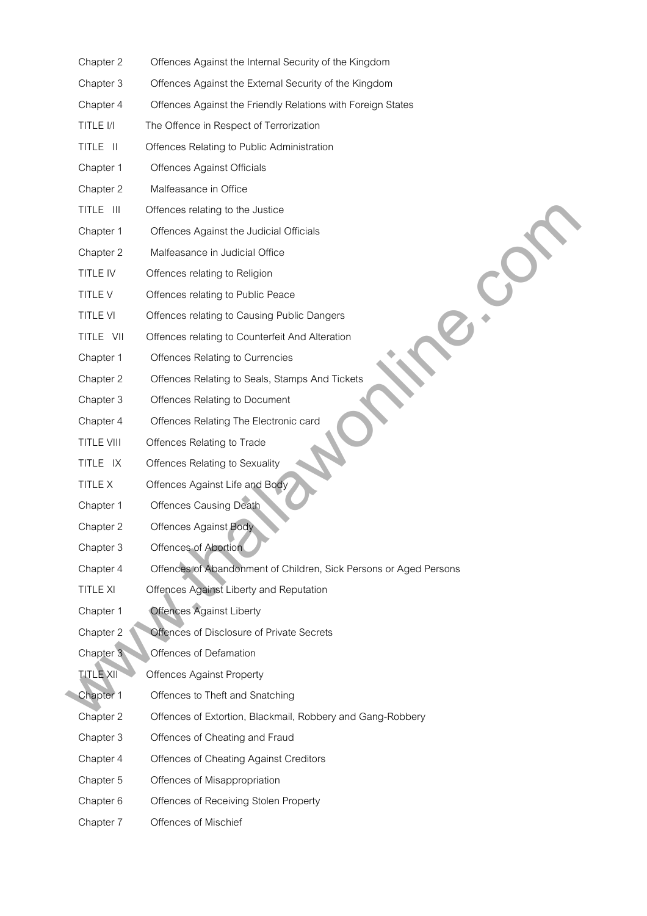| | |
|---|---|
| Chapter 2 | Offences Against the Internal Security of the Kingdom |
| Chapter 3 | Offences Against the External Security of the Kingdom |
| Chapter 4 | Offences Against the Friendly Relations with Foreign States |
| TITLE I/I | The Offence in Respect of Terrorization |
| TITLE II | Offences Relating to Public Administration |
| Chapter 1 | Offences Against Officials |
| Chapter 2 | Malfeasance in Office |
| TITLE III | Offences relating to the Justice |
| Chapter 1 | Offences Against the Judicial Officials |
| Chapter 2 | Malfeasance in Judicial Office |
| TITLE IV | Offences relating to Religion |
| TITLE V | Offences relating to Public Peace |
| TITLE VI | Offences relating to Causing Public Dangers |
| TITLE VII | Offences relating to Counterfeit And Alteration |
| Chapter 1 | Offences Relating to Currencies |
| Chapter 2 | Offences Relating to Seals, Stamps And Tickets |
| Chapter 3 | Offences Relating to Document |
| Chapter 4 | Offences Relating The Electronic card |
| TITLE VIII | Offences Relating to Trade |
| TITLE IX | Offences Relating to Sexuality |
| TITLE X | Offences Against Life and Body |
| Chapter 1 | Offences Causing Death |
| Chapter 2 | Offences Against Body |
| Chapter 3 | Offences of Abortion |
| Chapter 4 | Offences of Abandonment of Children, Sick Persons or Aged Persons |
| TITLE XI | Offences Against Liberty and Reputation |
| Chapter 1 | Offences Against Liberty |
| Chapter 2 | Offences of Disclosure of Private Secrets |
| Chapter 3 | Offences of Defamation |
| TITLE XII | Offences Against Property |
| Chapter 1 | Offences to Theft and Snatching |
| Chapter 2 | Offences of Extortion, Blackmail, Robbery and Gang-Robbery |
| Chapter 3 | Offences of Cheating and Fraud |
| Chapter 4 | Offences of Cheating Against Creditors |
| Chapter 5 | Offences of Misappropriation |
| Chapter 6 | Offences of Receiving Stolen Property |
| Chapter 7 | Offences of Mischief |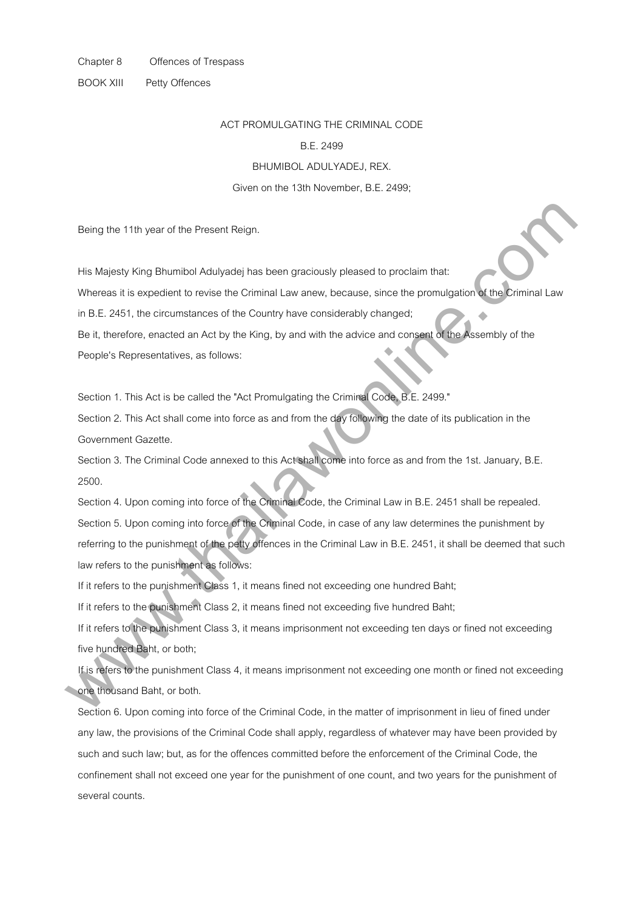Chapter 8 Offences of Trespass

BOOK XIII Petty Offences

ACT PROMULGATING THE CRIMINAL CODE

B.E. 2499

BHUMIBOL ADULYADEJ, REX.

Given on the 13th November, B.E. 2499;

Being the 11th year of the Present Reign.

His Majesty King Bhumibol Adulyadej has been graciously pleased to proclaim that:

Whereas it is expedient to revise the Criminal Law anew, because, since the promulgation of the Criminal Law in B.E. 2451, the circumstances of the Country have considerably changed;

Be it, therefore, enacted an Act by the King, by and with the advice and consent of the Assembly of the People's Representatives, as follows:

Section 1. This Act is be called the "Act Promulgating the Criminal Code, B.E. 2499."

Section 2. This Act shall come into force as and from the day following the date of its publication in the Government Gazette.

Section 3. The Criminal Code annexed to this Act shall come into force as and from the 1st. January, B.E. 2500.

Section 4. Upon coming into force of the Criminal Code, the Criminal Law in B.E. 2451 shall be repealed.

Section 5. Upon coming into force of the Criminal Code, in case of any law determines the punishment by referring to the punishment of the petty offences in the Criminal Law in B.E. 2451, it shall be deemed that such law refers to the punishment as follows:

If it refers to the punishment Class 1, it means fined not exceeding one hundred Baht;

If it refers to the punishment Class 2, it means fined not exceeding five hundred Baht;

If it refers to the punishment Class 3, it means imprisonment not exceeding ten days or fined not exceeding five hundred Baht, or both;

If is refers to the punishment Class 4, it means imprisonment not exceeding one month or fined not exceeding one thousand Baht, or both.

Section 6. Upon coming into force of the Criminal Code, in the matter of imprisonment in lieu of fined under any law, the provisions of the Criminal Code shall apply, regardless of whatever may have been provided by such and such law; but, as for the offences committed before the enforcement of the Criminal Code, the confinement shall not exceed one year for the punishment of one count, and two years for the punishment of several counts.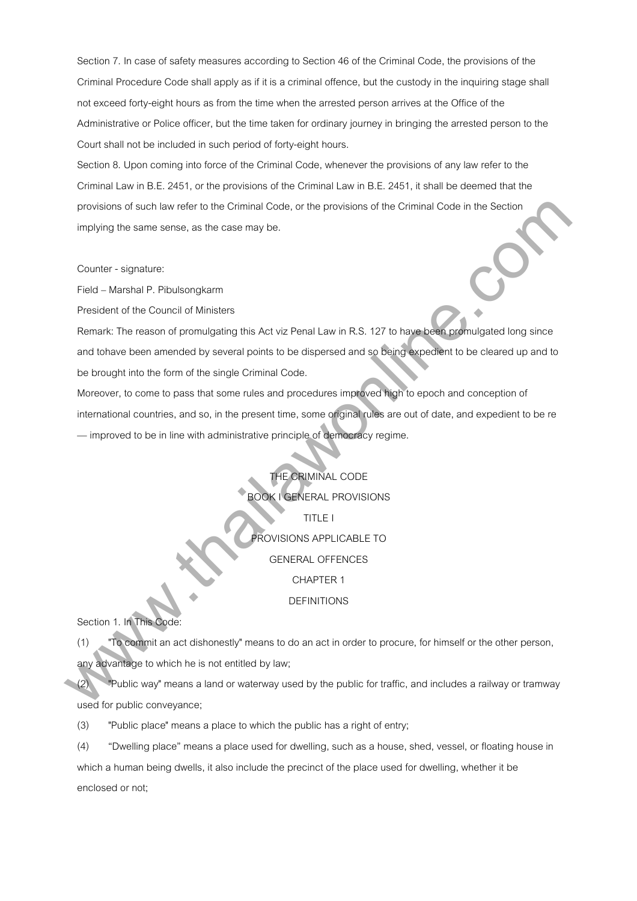Section 7. In case of safety measures according to Section 46 of the Criminal Code, the provisions of the Criminal Procedure Code shall apply as if it is a criminal offence, but the custody in the inquiring stage shall not exceed forty-eight hours as from the time when the arrested person arrives at the Office of the Administrative or Police officer, but the time taken for ordinary journey in bringing the arrested person to the Court shall not be included in such period of forty-eight hours.

Section 8. Upon coming into force of the Criminal Code, whenever the provisions of any law refer to the Criminal Law in B.E. 2451, or the provisions of the Criminal Law in B.E. 2451, it shall be deemed that the provisions of such law refer to the Criminal Code, or the provisions of the Criminal Code in the Section implying the same sense, as the case may be.

Counter - signature:

Field – Marshal P. Pibulsongkarm

President of the Council of Ministers

Remark: The reason of promulgating this Act viz Penal Law in R.S. 127 to have been promulgated long since and tohave been amended by several points to be dispersed and so being expedient to be cleared up and to be brought into the form of the single Criminal Code.

Moreover, to come to pass that some rules and procedures improved high to epoch and conception of international countries, and so, in the present time, some original rules are out of date, and expedient to be re — improved to be in line with administrative principle of democracy regime.

# THE CRIMINAL CODE

## BOOK I GENERAL PROVISIONS

## TITLE I

## PROVISIONS APPLICABLE TO GENERAL OFFENCES

### CHAPTER 1

### DEFINITIONS

Section 1. In This Code:

(1) "To commit an act dishonestly" means to do an act in order to procure, for himself or the other person, any advantage to which he is not entitled by law;

(2) "Public way" means a land or waterway used by the public for traffic, and includes a railway or tramway used for public conveyance;

(3) "Public place" means a place to which the public has a right of entry;

(4) "Dwelling place" means a place used for dwelling, such as a house, shed, vessel, or floating house in which a human being dwells, it also include the precinct of the place used for dwelling, whether it be enclosed or not;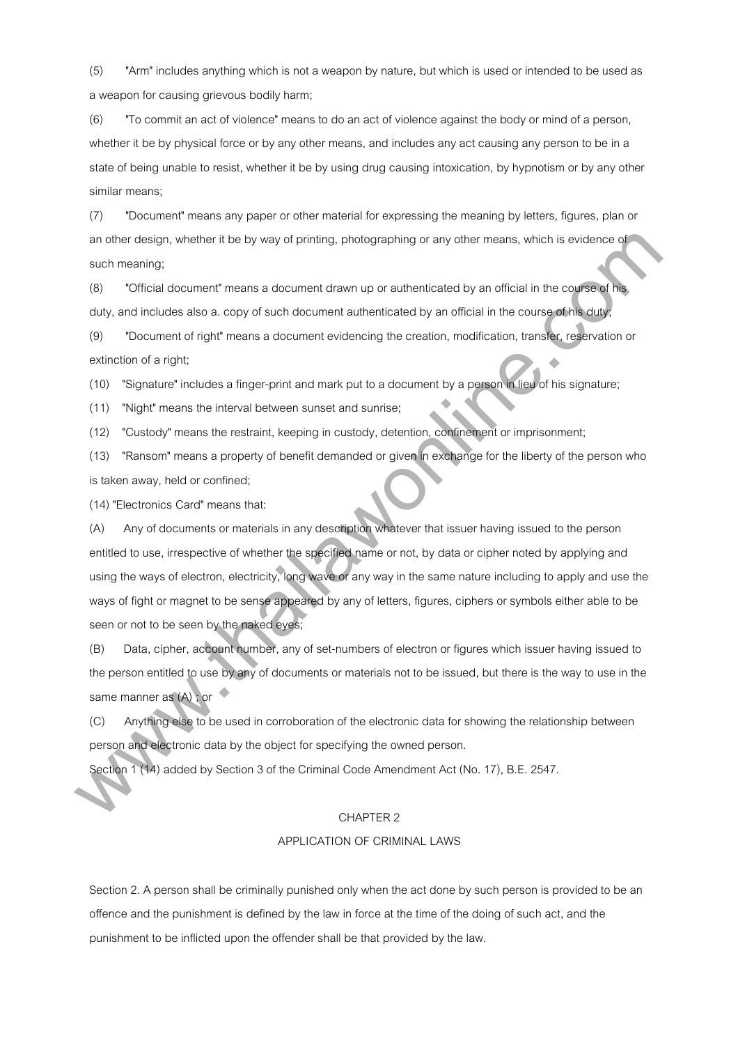(5) "Arm" includes anything which is not a weapon by nature, but which is used or intended to be used as a weapon for causing grievous bodily harm;

(6) "To commit an act of violence" means to do an act of violence against the body or mind of a person, whether it be by physical force or by any other means, and includes any act causing any person to be in a state of being unable to resist, whether it be by using drug causing intoxication, by hypnotism or by any other similar means;

(7) "Document" means any paper or other material for expressing the meaning by letters, figures, plan or an other design, whether it be by way of printing, photographing or any other means, which is evidence of such meaning;

(8) "Official document" means a document drawn up or authenticated by an official in the course of his duty, and includes also a. copy of such document authenticated by an official in the course of his duty;

(9) "Document of right" means a document evidencing the creation, modification, transfer, reservation or extinction of a right;

(10) "Signature" includes a finger-print and mark put to a document by a person in lieu of his signature;

(11) "Night" means the interval between sunset and sunrise;

(12) "Custody" means the restraint, keeping in custody, detention, confinement or imprisonment;

(13) "Ransom" means a property of benefit demanded or given in exchange for the liberty of the person who is taken away, held or confined;

(14) "Electronics Card" means that:

(A) Any of documents or materials in any description whatever that issuer having issued to the person entitled to use, irrespective of whether the specified name or not, by data or cipher noted by applying and using the ways of electron, electricity, long wave or any way in the same nature including to apply and use the ways of fight or magnet to be sense appeared by any of letters, figures, ciphers or symbols either able to be seen or not to be seen by the naked eyes;

(B) Data, cipher, account number, any of set-numbers of electron or figures which issuer having issued to the person entitled to use by any of documents or materials not to be issued, but there is the way to use in the same manner as (A) ; or

(C) Anything else to be used in corroboration of the electronic data for showing the relationship between person and electronic data by the object for specifying the owned person.

Section 1 (14) added by Section 3 of the Criminal Code Amendment Act (No. 17), B.E. 2547.

## CHAPTER 2
## APPLICATION OF CRIMINAL LAWS

Section 2. A person shall be criminally punished only when the act done by such person is provided to be an offence and the punishment is defined by the law in force at the time of the doing of such act, and the punishment to be inflicted upon the offender shall be that provided by the law.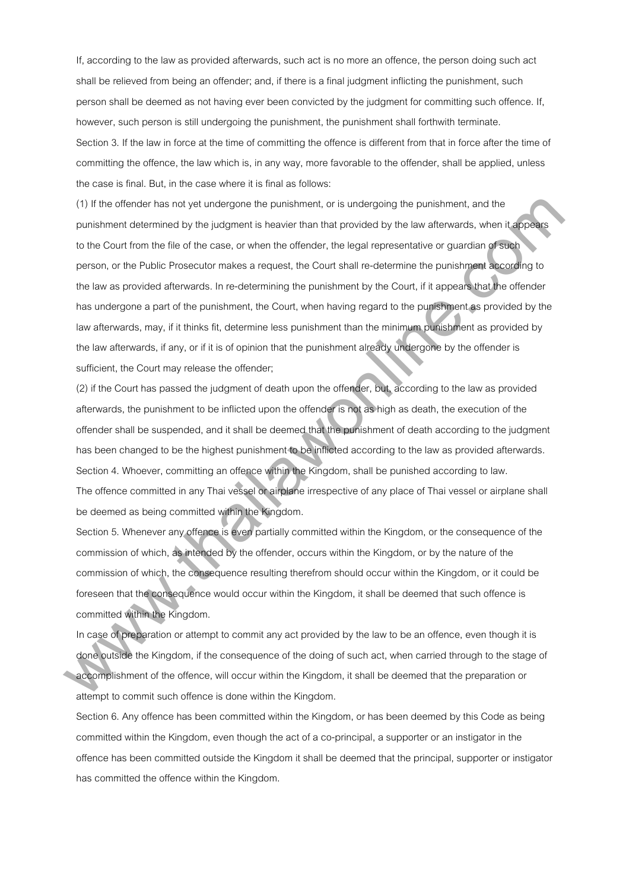If, according to the law as provided afterwards, such act is no more an offence, the person doing such act shall be relieved from being an offender; and, if there is a final judgment inflicting the punishment, such person shall be deemed as not having ever been convicted by the judgment for committing such offence. If, however, such person is still undergoing the punishment, the punishment shall forthwith terminate.

Section 3. If the law in force at the time of committing the offence is different from that in force after the time of committing the offence, the law which is, in any way, more favorable to the offender, shall be applied, unless the case is final. But, in the case where it is final as follows:

(1) If the offender has not yet undergone the punishment, or is undergoing the punishment, and the punishment determined by the judgment is heavier than that provided by the law afterwards, when it appears to the Court from the file of the case, or when the offender, the legal representative or guardian of such person, or the Public Prosecutor makes a request, the Court shall re-determine the punishment according to the law as provided afterwards. In re-determining the punishment by the Court, if it appears that the offender has undergone a part of the punishment, the Court, when having regard to the punishment as provided by the law afterwards, may, if it thinks fit, determine less punishment than the minimum punishment as provided by the law afterwards, if any, or if it is of opinion that the punishment already undergone by the offender is sufficient, the Court may release the offender;

(2) if the Court has passed the judgment of death upon the offender, but, according to the law as provided afterwards, the punishment to be inflicted upon the offender is not as high as death, the execution of the offender shall be suspended, and it shall be deemed that the punishment of death according to the judgment has been changed to be the highest punishment to be inflicted according to the law as provided afterwards.

Section 4. Whoever, committing an offence within the Kingdom, shall be punished according to law.

The offence committed in any Thai vessel or airplane irrespective of any place of Thai vessel or airplane shall be deemed as being committed within the Kingdom.

Section 5. Whenever any offence is even partially committed within the Kingdom, or the consequence of the commission of which, as intended by the offender, occurs within the Kingdom, or by the nature of the commission of which, the consequence resulting therefrom should occur within the Kingdom, or it could be foreseen that the consequence would occur within the Kingdom, it shall be deemed that such offence is committed within the Kingdom.

In case of preparation or attempt to commit any act provided by the law to be an offence, even though it is done outside the Kingdom, if the consequence of the doing of such act, when carried through to the stage of accomplishment of the offence, will occur within the Kingdom, it shall be deemed that the preparation or attempt to commit such offence is done within the Kingdom.

Section 6. Any offence has been committed within the Kingdom, or has been deemed by this Code as being committed within the Kingdom, even though the act of a co-principal, a supporter or an instigator in the offence has been committed outside the Kingdom it shall be deemed that the principal, supporter or instigator has committed the offence within the Kingdom.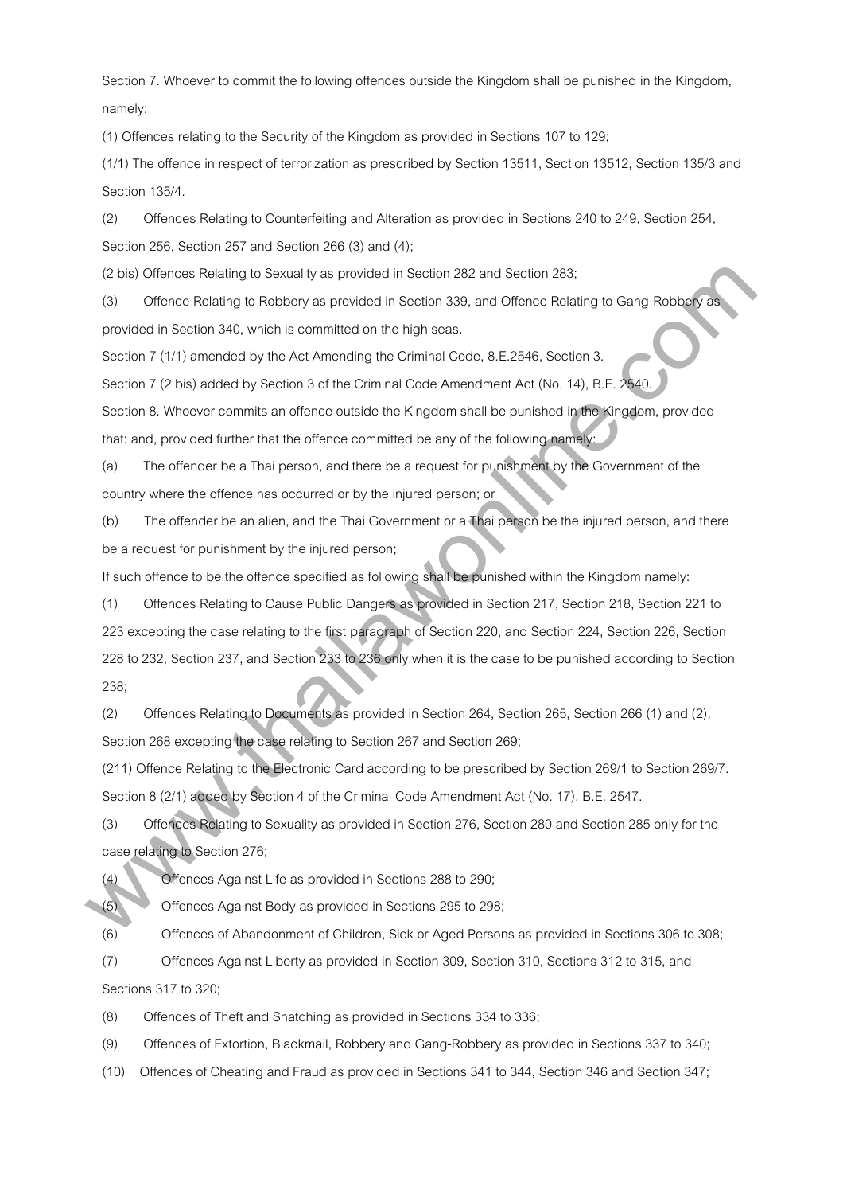Section 7. Whoever to commit the following offences outside the Kingdom shall be punished in the Kingdom, namely:

(1) Offences relating to the Security of the Kingdom as provided in Sections 107 to 129;

(1/1) The offence in respect of terrorization as prescribed by Section 13511, Section 13512, Section 135/3 and Section 135/4.

(2) Offences Relating to Counterfeiting and Alteration as provided in Sections 240 to 249, Section 254, Section 256, Section 257 and Section 266 (3) and (4);

(2 bis) Offences Relating to Sexuality as provided in Section 282 and Section 283;

(3) Offence Relating to Robbery as provided in Section 339, and Offence Relating to Gang-Robbery as provided in Section 340, which is committed on the high seas.

Section 7 (1/1) amended by the Act Amending the Criminal Code, 8.E.2546, Section 3.

Section 7 (2 bis) added by Section 3 of the Criminal Code Amendment Act (No. 14), B.E. 2540.

Section 8. Whoever commits an offence outside the Kingdom shall be punished in the Kingdom, provided that: and, provided further that the offence committed be any of the following namely:

(a) The offender be a Thai person, and there be a request for punishment by the Government of the country where the offence has occurred or by the injured person; or

(b) The offender be an alien, and the Thai Government or a Thai person be the injured person, and there be a request for punishment by the injured person;

If such offence to be the offence specified as following shall be punished within the Kingdom namely:

(1) Offences Relating to Cause Public Dangers as provided in Section 217, Section 218, Section 221 to 223 excepting the case relating to the first paragraph of Section 220, and Section 224, Section 226, Section 228 to 232, Section 237, and Section 233 to 236 only when it is the case to be punished according to Section 238;

(2) Offences Relating to Documents as provided in Section 264, Section 265, Section 266 (1) and (2), Section 268 excepting the case relating to Section 267 and Section 269;

(211) Offence Relating to the Electronic Card according to be prescribed by Section 269/1 to Section 269/7.

Section 8 (2/1) added by Section 4 of the Criminal Code Amendment Act (No. 17), B.E. 2547.

(3) Offences Relating to Sexuality as provided in Section 276, Section 280 and Section 285 only for the case relating to Section 276;

(4) Offences Against Life as provided in Sections 288 to 290;

(5) Offences Against Body as provided in Sections 295 to 298;

(6) Offences of Abandonment of Children, Sick or Aged Persons as provided in Sections 306 to 308;

(7) Offences Against Liberty as provided in Section 309, Section 310, Sections 312 to 315, and Sections 317 to 320;

(8) Offences of Theft and Snatching as provided in Sections 334 to 336;

(9) Offences of Extortion, Blackmail, Robbery and Gang-Robbery as provided in Sections 337 to 340;

(10) Offences of Cheating and Fraud as provided in Sections 341 to 344, Section 346 and Section 347;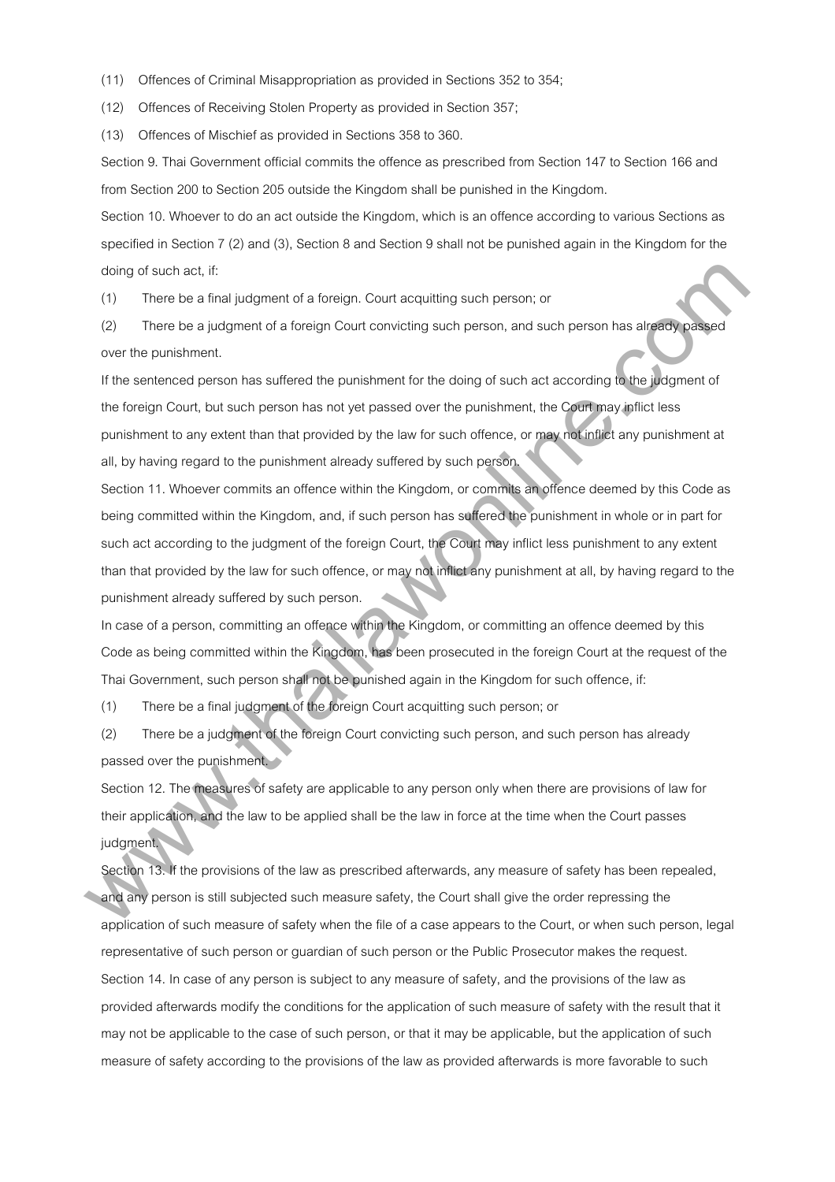(11) Offences of Criminal Misappropriation as provided in Sections 352 to 354;

(12) Offences of Receiving Stolen Property as provided in Section 357;

(13) Offences of Mischief as provided in Sections 358 to 360.

Section 9. Thai Government official commits the offence as prescribed from Section 147 to Section 166 and from Section 200 to Section 205 outside the Kingdom shall be punished in the Kingdom.

Section 10. Whoever to do an act outside the Kingdom, which is an offence according to various Sections as specified in Section 7 (2) and (3), Section 8 and Section 9 shall not be punished again in the Kingdom for the doing of such act, if:

(1) There be a final judgment of a foreign. Court acquitting such person; or

(2) There be a judgment of a foreign Court convicting such person, and such person has already passed over the punishment.

If the sentenced person has suffered the punishment for the doing of such act according to the judgment of the foreign Court, but such person has not yet passed over the punishment, the Court may inflict less punishment to any extent than that provided by the law for such offence, or may not inflict any punishment at all, by having regard to the punishment already suffered by such person.

Section 11. Whoever commits an offence within the Kingdom, or commits an offence deemed by this Code as being committed within the Kingdom, and, if such person has suffered the punishment in whole or in part for such act according to the judgment of the foreign Court, the Court may inflict less punishment to any extent than that provided by the law for such offence, or may not inflict any punishment at all, by having regard to the punishment already suffered by such person.

In case of a person, committing an offence within the Kingdom, or committing an offence deemed by this Code as being committed within the Kingdom, has been prosecuted in the foreign Court at the request of the Thai Government, such person shall not be punished again in the Kingdom for such offence, if:

(1) There be a final judgment of the foreign Court acquitting such person; or

(2) There be a judgment of the foreign Court convicting such person, and such person has already passed over the punishment.

Section 12. The measures of safety are applicable to any person only when there are provisions of law for their application, and the law to be applied shall be the law in force at the time when the Court passes judgment.

Section 13. If the provisions of the law as prescribed afterwards, any measure of safety has been repealed, and any person is still subjected such measure safety, the Court shall give the order repressing the application of such measure of safety when the file of a case appears to the Court, or when such person, legal representative of such person or guardian of such person or the Public Prosecutor makes the request.

Section 14. In case of any person is subject to any measure of safety, and the provisions of the law as provided afterwards modify the conditions for the application of such measure of safety with the result that it may not be applicable to the case of such person, or that it may be applicable, but the application of such measure of safety according to the provisions of the law as provided afterwards is more favorable to such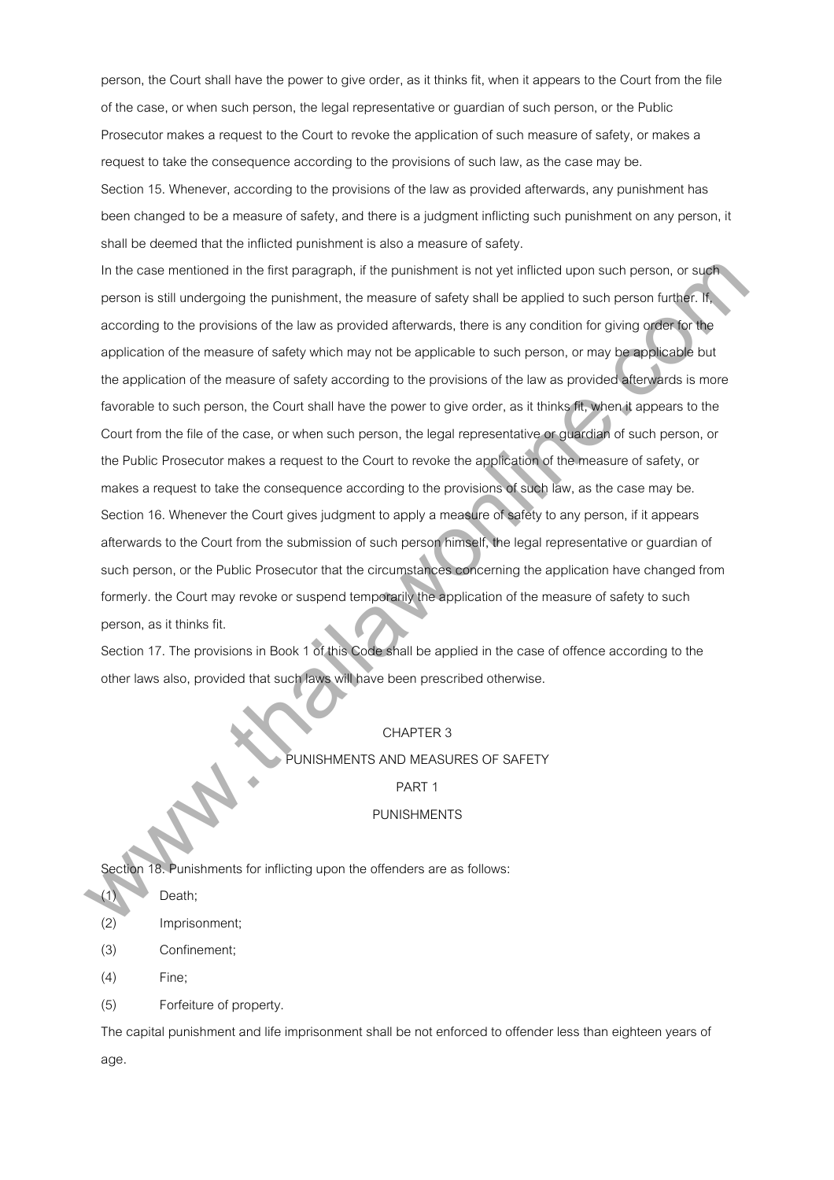person, the Court shall have the power to give order, as it thinks fit, when it appears to the Court from the file of the case, or when such person, the legal representative or guardian of such person, or the Public Prosecutor makes a request to the Court to revoke the application of such measure of safety, or makes a request to take the consequence according to the provisions of such law, as the case may be.

Section 15. Whenever, according to the provisions of the law as provided afterwards, any punishment has been changed to be a measure of safety, and there is a judgment inflicting such punishment on any person, it shall be deemed that the inflicted punishment is also a measure of safety.

In the case mentioned in the first paragraph, if the punishment is not yet inflicted upon such person, or such person is still undergoing the punishment, the measure of safety shall be applied to such person further. If, according to the provisions of the law as provided afterwards, there is any condition for giving order for the application of the measure of safety which may not be applicable to such person, or may be applicable but the application of the measure of safety according to the provisions of the law as provided afterwards is more favorable to such person, the Court shall have the power to give order, as it thinks fit, when it appears to the Court from the file of the case, or when such person, the legal representative or guardian of such person, or the Public Prosecutor makes a request to the Court to revoke the application of the measure of safety, or makes a request to take the consequence according to the provisions of such law, as the case may be.

Section 16. Whenever the Court gives judgment to apply a measure of safety to any person, if it appears afterwards to the Court from the submission of such person himself, the legal representative or guardian of such person, or the Public Prosecutor that the circumstances concerning the application have changed from formerly. the Court may revoke or suspend temporarily the application of the measure of safety to such person, as it thinks fit.

Section 17. The provisions in Book 1 of this Code shall be applied in the case of offence according to the other laws also, provided that such laws will have been prescribed otherwise.

## CHAPTER 3
## PUNISHMENTS AND MEASURES OF SAFETY
### PART 1
### PUNISHMENTS

Section 18. Punishments for inflicting upon the offenders are as follows:

(1) Death;

(2) Imprisonment;

(3) Confinement;

(4) Fine;

(5) Forfeiture of property.

The capital punishment and life imprisonment shall be not enforced to offender less than eighteen years of age.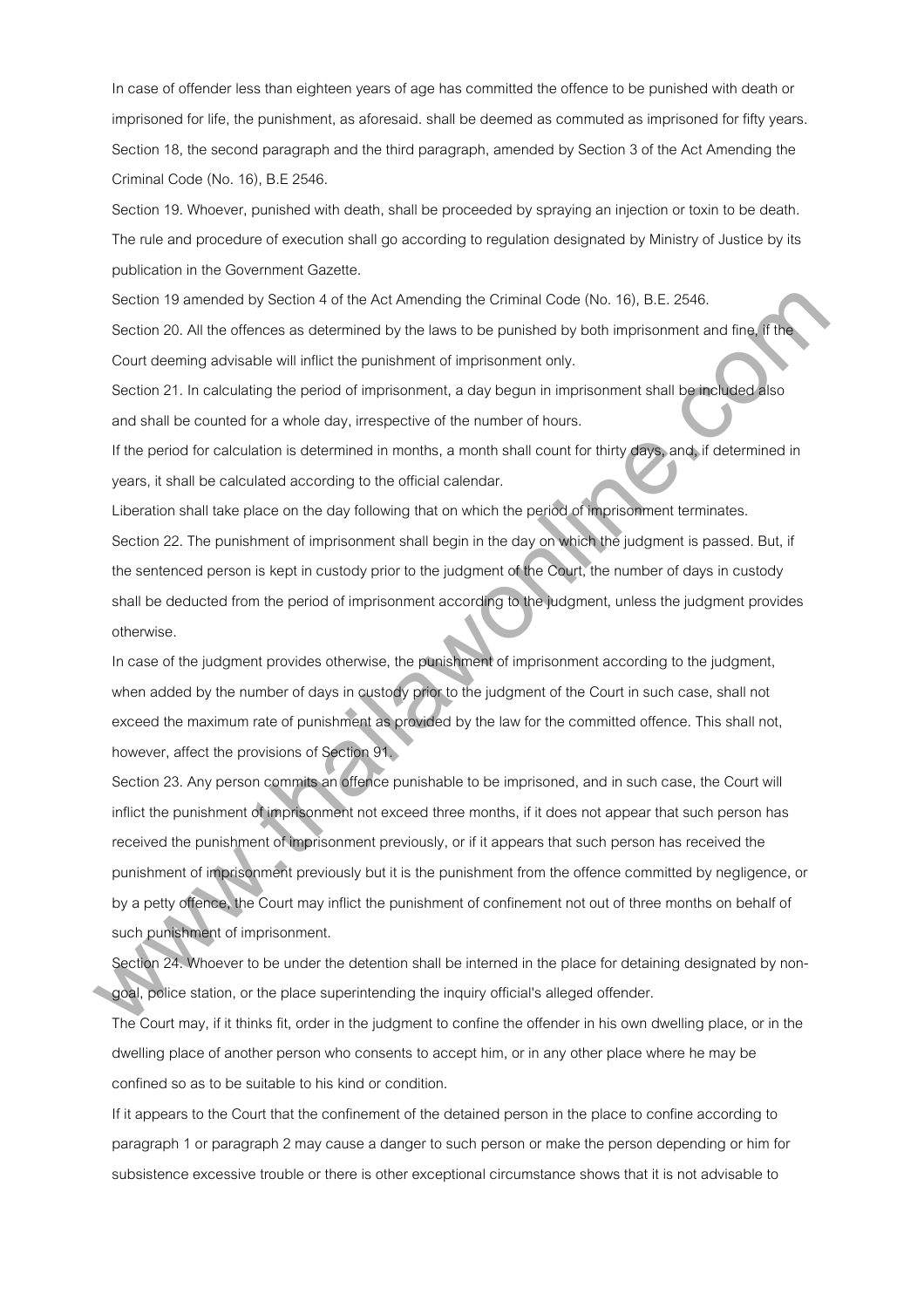In case of offender less than eighteen years of age has committed the offence to be punished with death or imprisoned for life, the punishment, as aforesaid. shall be deemed as commuted as imprisoned for fifty years.

Section 18, the second paragraph and the third paragraph, amended by Section 3 of the Act Amending the Criminal Code (No. 16), B.E 2546.

Section 19. Whoever, punished with death, shall be proceeded by spraying an injection or toxin to be death. The rule and procedure of execution shall go according to regulation designated by Ministry of Justice by its publication in the Government Gazette.

Section 19 amended by Section 4 of the Act Amending the Criminal Code (No. 16), B.E. 2546.

Section 20. All the offences as determined by the laws to be punished by both imprisonment and fine, if the Court deeming advisable will inflict the punishment of imprisonment only.

Section 21. In calculating the period of imprisonment, a day begun in imprisonment shall be included also and shall be counted for a whole day, irrespective of the number of hours.

If the period for calculation is determined in months, a month shall count for thirty days, and, if determined in years, it shall be calculated according to the official calendar.

Liberation shall take place on the day following that on which the period of imprisonment terminates.

Section 22. The punishment of imprisonment shall begin in the day on which the judgment is passed. But, if the sentenced person is kept in custody prior to the judgment of the Court, the number of days in custody shall be deducted from the period of imprisonment according to the judgment, unless the judgment provides otherwise.

In case of the judgment provides otherwise, the punishment of imprisonment according to the judgment, when added by the number of days in custody prior to the judgment of the Court in such case, shall not exceed the maximum rate of punishment as provided by the law for the committed offence. This shall not, however, affect the provisions of Section 91.

Section 23. Any person commits an offence punishable to be imprisoned, and in such case, the Court will inflict the punishment of imprisonment not exceed three months, if it does not appear that such person has received the punishment of imprisonment previously, or if it appears that such person has received the punishment of imprisonment previously but it is the punishment from the offence committed by negligence, or by a petty offence, the Court may inflict the punishment of confinement not out of three months on behalf of such punishment of imprisonment.

Section 24. Whoever to be under the detention shall be interned in the place for detaining designated by non-goal, police station, or the place superintending the inquiry official's alleged offender.

The Court may, if it thinks fit, order in the judgment to confine the offender in his own dwelling place, or in the dwelling place of another person who consents to accept him, or in any other place where he may be confined so as to be suitable to his kind or condition.

If it appears to the Court that the confinement of the detained person in the place to confine according to paragraph 1 or paragraph 2 may cause a danger to such person or make the person depending or him for subsistence excessive trouble or there is other exceptional circumstance shows that it is not advisable to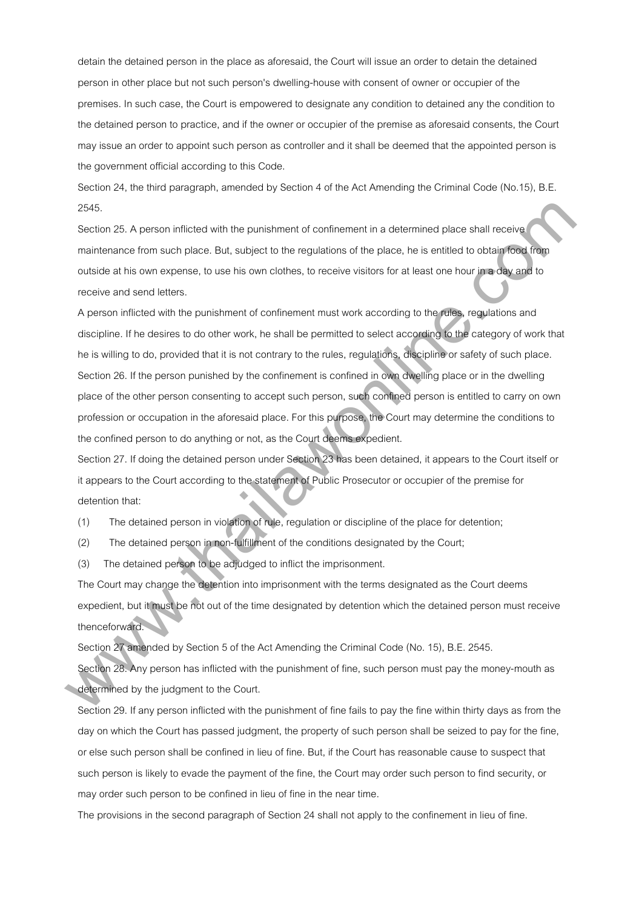detain the detained person in the place as aforesaid, the Court will issue an order to detain the detained person in other place but not such person's dwelling-house with consent of owner or occupier of the premises. In such case, the Court is empowered to designate any condition to detained any the condition to the detained person to practice, and if the owner or occupier of the premise as aforesaid consents, the Court may issue an order to appoint such person as controller and it shall be deemed that the appointed person is the government official according to this Code.

Section 24, the third paragraph, amended by Section 4 of the Act Amending the Criminal Code (No.15), B.E. 2545.

Section 25. A person inflicted with the punishment of confinement in a determined place shall receive maintenance from such place. But, subject to the regulations of the place, he is entitled to obtain food from outside at his own expense, to use his own clothes, to receive visitors for at least one hour in a day and to receive and send letters.

A person inflicted with the punishment of confinement must work according to the rules, regulations and discipline. If he desires to do other work, he shall be permitted to select according to the category of work that he is willing to do, provided that it is not contrary to the rules, regulations, discipline or safety of such place.

Section 26. If the person punished by the confinement is confined in own dwelling place or in the dwelling place of the other person consenting to accept such person, such confined person is entitled to carry on own profession or occupation in the aforesaid place. For this purpose, the Court may determine the conditions to the confined person to do anything or not, as the Court deems expedient.

Section 27. If doing the detained person under Section 23 has been detained, it appears to the Court itself or it appears to the Court according to the statement of Public Prosecutor or occupier of the premise for detention that:

(1) The detained person in violation of rule, regulation or discipline of the place for detention;

(2) The detained person in non-fulfillment of the conditions designated by the Court;

(3) The detained person to be adjudged to inflict the imprisonment.

The Court may change the detention into imprisonment with the terms designated as the Court deems expedient, but it must be not out of the time designated by detention which the detained person must receive thenceforward.

Section 27 amended by Section 5 of the Act Amending the Criminal Code (No. 15), B.E. 2545.

Section 28. Any person has inflicted with the punishment of fine, such person must pay the money-mouth as determined by the judgment to the Court.

Section 29. If any person inflicted with the punishment of fine fails to pay the fine within thirty days as from the day on which the Court has passed judgment, the property of such person shall be seized to pay for the fine, or else such person shall be confined in lieu of fine. But, if the Court has reasonable cause to suspect that such person is likely to evade the payment of the fine, the Court may order such person to find security, or may order such person to be confined in lieu of fine in the near time.

The provisions in the second paragraph of Section 24 shall not apply to the confinement in lieu of fine.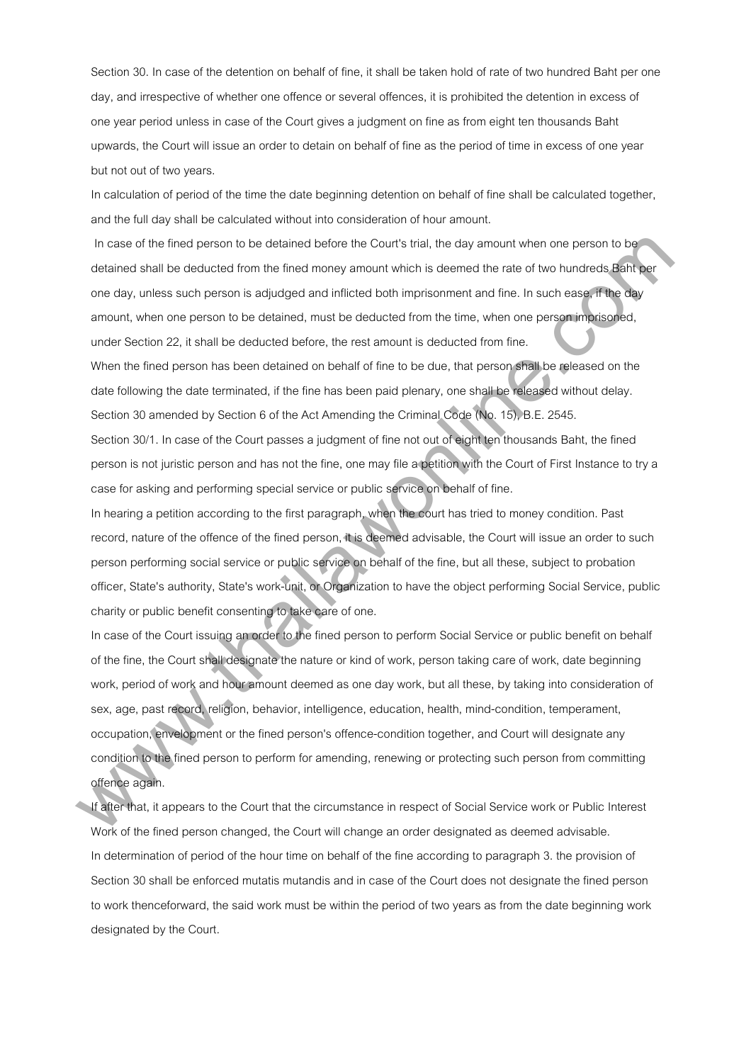Section 30. In case of the detention on behalf of fine, it shall be taken hold of rate of two hundred Baht per one day, and irrespective of whether one offence or several offences, it is prohibited the detention in excess of one year period unless in case of the Court gives a judgment on fine as from eight ten thousands Baht upwards, the Court will issue an order to detain on behalf of fine as the period of time in excess of one year but not out of two years.

In calculation of period of the time the date beginning detention on behalf of fine shall be calculated together, and the full day shall be calculated without into consideration of hour amount.

In case of the fined person to be detained before the Court's trial, the day amount when one person to be detained shall be deducted from the fined money amount which is deemed the rate of two hundreds Baht per one day, unless such person is adjudged and inflicted both imprisonment and fine. In such ease, if the day amount, when one person to be detained, must be deducted from the time, when one person imprisoned, under Section 22, it shall be deducted before, the rest amount is deducted from fine.

When the fined person has been detained on behalf of fine to be due, that person shall be released on the date following the date terminated, if the fine has been paid plenary, one shall be released without delay.

Section 30 amended by Section 6 of the Act Amending the Criminal Code (No. 15), B.E. 2545.

Section 30/1. In case of the Court passes a judgment of fine not out of eight ten thousands Baht, the fined person is not juristic person and has not the fine, one may file a petition with the Court of First Instance to try a case for asking and performing special service or public service on behalf of fine.

In hearing a petition according to the first paragraph, when the court has tried to money condition. Past record, nature of the offence of the fined person, it is deemed advisable, the Court will issue an order to such person performing social service or public service on behalf of the fine, but all these, subject to probation officer, State's authority, State's work-unit, or Organization to have the object performing Social Service, public charity or public benefit consenting to take care of one.

In case of the Court issuing an order to the fined person to perform Social Service or public benefit on behalf of the fine, the Court shall designate the nature or kind of work, person taking care of work, date beginning work, period of work and hour amount deemed as one day work, but all these, by taking into consideration of sex, age, past record, religion, behavior, intelligence, education, health, mind-condition, temperament, occupation, envelopment or the fined person's offence-condition together, and Court will designate any condition to the fined person to perform for amending, renewing or protecting such person from committing offence again.

If after that, it appears to the Court that the circumstance in respect of Social Service work or Public Interest Work of the fined person changed, the Court will change an order designated as deemed advisable.

In determination of period of the hour time on behalf of the fine according to paragraph 3. the provision of Section 30 shall be enforced mutatis mutandis and in case of the Court does not designate the fined person to work thenceforward, the said work must be within the period of two years as from the date beginning work designated by the Court.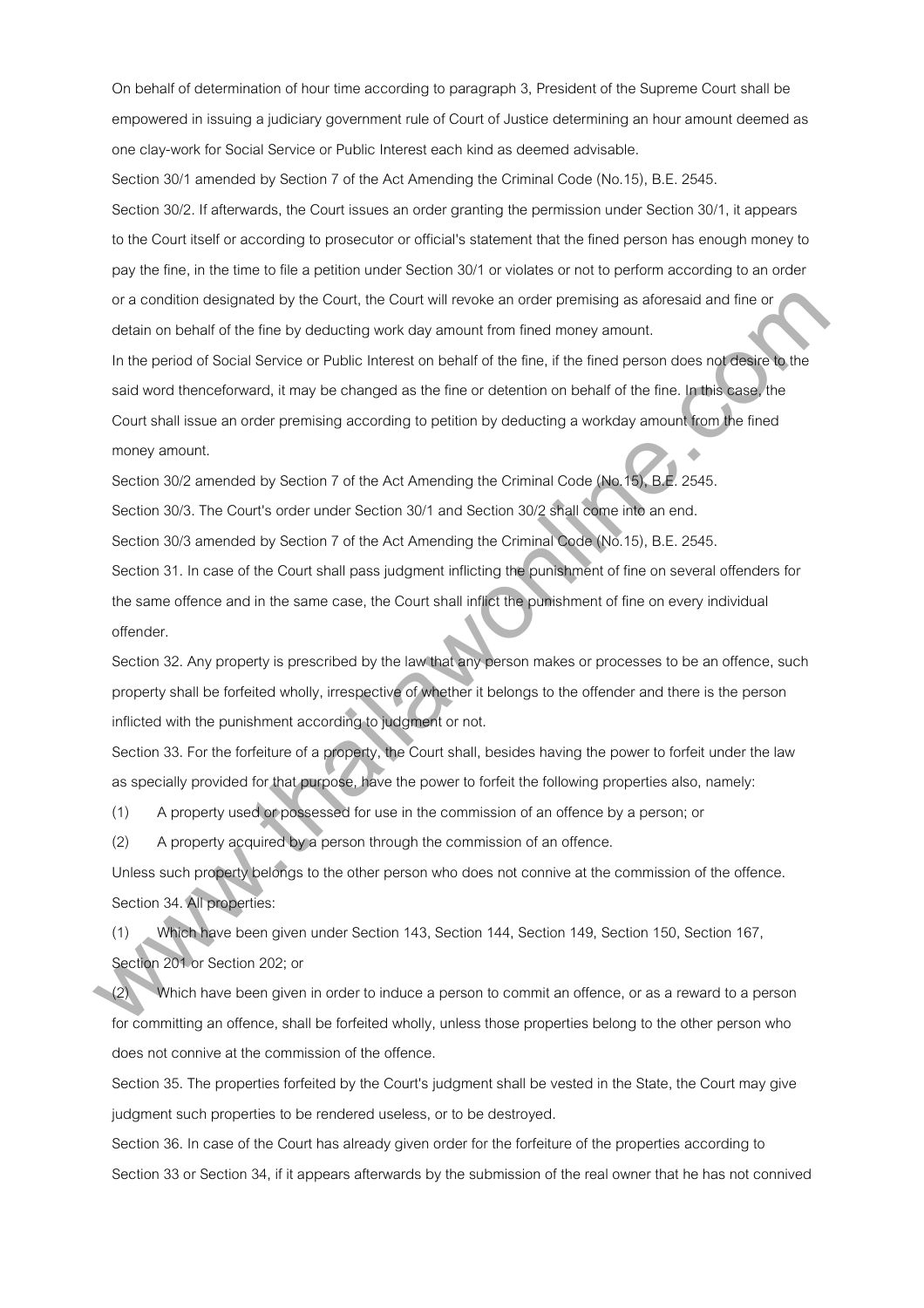On behalf of determination of hour time according to paragraph 3, President of the Supreme Court shall be empowered in issuing a judiciary government rule of Court of Justice determining an hour amount deemed as one clay-work for Social Service or Public Interest each kind as deemed advisable.

Section 30/1 amended by Section 7 of the Act Amending the Criminal Code (No.15), B.E. 2545.

Section 30/2. If afterwards, the Court issues an order granting the permission under Section 30/1, it appears to the Court itself or according to prosecutor or official's statement that the fined person has enough money to pay the fine, in the time to file a petition under Section 30/1 or violates or not to perform according to an order or a condition designated by the Court, the Court will revoke an order premising as aforesaid and fine or detain on behalf of the fine by deducting work day amount from fined money amount.

In the period of Social Service or Public Interest on behalf of the fine, if the fined person does not desire to the said word thenceforward, it may be changed as the fine or detention on behalf of the fine. In this case, the Court shall issue an order premising according to petition by deducting a workday amount from the fined money amount.

Section 30/2 amended by Section 7 of the Act Amending the Criminal Code (No.15), B.E. 2545.

Section 30/3. The Court's order under Section 30/1 and Section 30/2 shall come into an end.

Section 30/3 amended by Section 7 of the Act Amending the Criminal Code (No.15), B.E. 2545.

Section 31. In case of the Court shall pass judgment inflicting the punishment of fine on several offenders for the same offence and in the same case, the Court shall inflict the punishment of fine on every individual offender.

Section 32. Any property is prescribed by the law that any person makes or processes to be an offence, such property shall be forfeited wholly, irrespective of whether it belongs to the offender and there is the person inflicted with the punishment according to judgment or not.

Section 33. For the forfeiture of a property, the Court shall, besides having the power to forfeit under the law as specially provided for that purpose, have the power to forfeit the following properties also, namely:

(1) A property used or possessed for use in the commission of an offence by a person; or

(2) A property acquired by a person through the commission of an offence.

Unless such property belongs to the other person who does not connive at the commission of the offence.

Section 34. All properties:

(1) Which have been given under Section 143, Section 144, Section 149, Section 150, Section 167, Section 201 or Section 202; or

(2) Which have been given in order to induce a person to commit an offence, or as a reward to a person for committing an offence, shall be forfeited wholly, unless those properties belong to the other person who does not connive at the commission of the offence.

Section 35. The properties forfeited by the Court's judgment shall be vested in the State, the Court may give judgment such properties to be rendered useless, or to be destroyed.

Section 36. In case of the Court has already given order for the forfeiture of the properties according to Section 33 or Section 34, if it appears afterwards by the submission of the real owner that he has not connived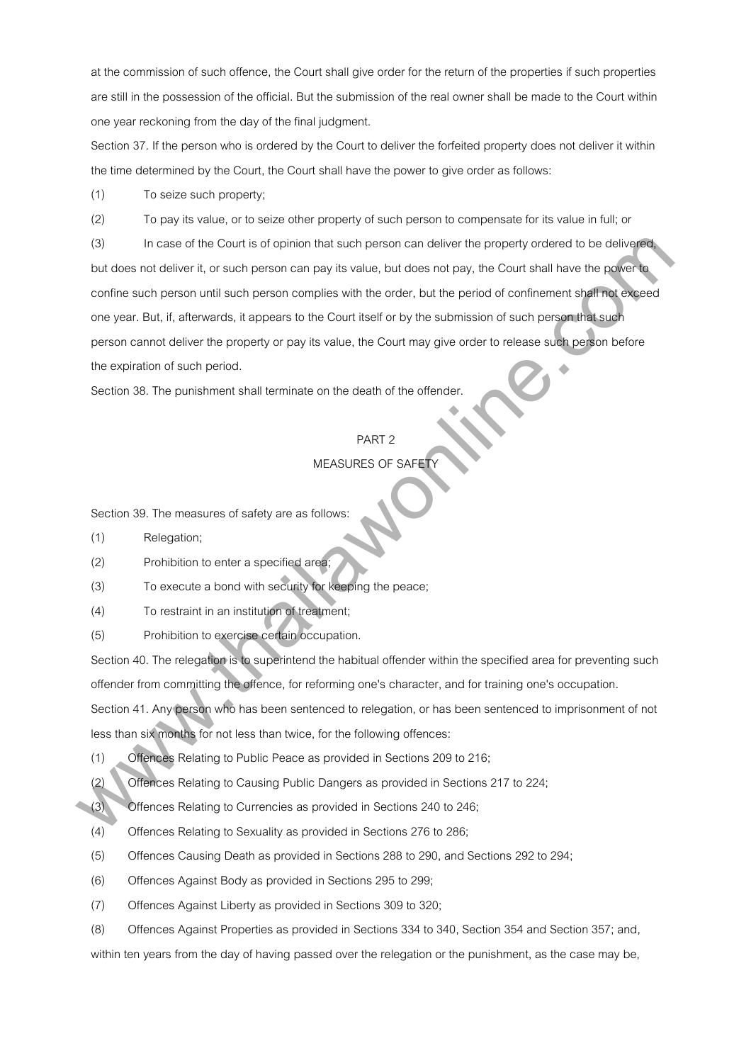at the commission of such offence, the Court shall give order for the return of the properties if such properties are still in the possession of the official. But the submission of the real owner shall be made to the Court within one year reckoning from the day of the final judgment.

Section 37. If the person who is ordered by the Court to deliver the forfeited property does not deliver it within the time determined by the Court, the Court shall have the power to give order as follows:

(1) To seize such property;

(2) To pay its value, or to seize other property of such person to compensate for its value in full; or

(3) In case of the Court is of opinion that such person can deliver the property ordered to be delivered, but does not deliver it, or such person can pay its value, but does not pay, the Court shall have the power to confine such person until such person complies with the order, but the period of confinement shall not exceed one year. But, if, afterwards, it appears to the Court itself or by the submission of such person that such person cannot deliver the property or pay its value, the Court may give order to release such person before the expiration of such period.

Section 38. The punishment shall terminate on the death of the offender.

## PART 2

## MEASURES OF SAFETY

Section 39. The measures of safety are as follows:

(1) Relegation;

(2) Prohibition to enter a specified area;

(3) To execute a bond with security for keeping the peace;

(4) To restraint in an institution of treatment;

(5) Prohibition to exercise certain occupation.

Section 40. The relegation is to superintend the habitual offender within the specified area for preventing such offender from committing the offence, for reforming one's character, and for training one's occupation.

Section 41. Any person who has been sentenced to relegation, or has been sentenced to imprisonment of not less than six months for not less than twice, for the following offences:

(1) Offences Relating to Public Peace as provided in Sections 209 to 216;

(2) Offences Relating to Causing Public Dangers as provided in Sections 217 to 224;

(3) Offences Relating to Currencies as provided in Sections 240 to 246;

(4) Offences Relating to Sexuality as provided in Sections 276 to 286;

(5) Offences Causing Death as provided in Sections 288 to 290, and Sections 292 to 294;

(6) Offences Against Body as provided in Sections 295 to 299;

(7) Offences Against Liberty as provided in Sections 309 to 320;

(8) Offences Against Properties as provided in Sections 334 to 340, Section 354 and Section 357; and, within ten years from the day of having passed over the relegation or the punishment, as the case may be,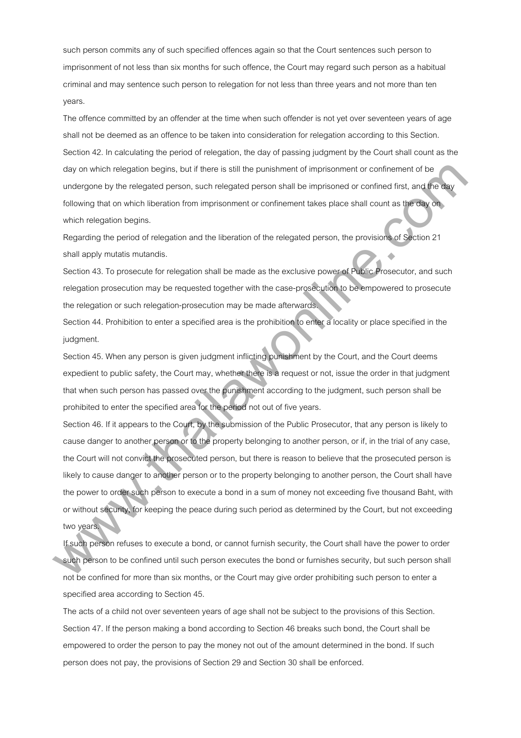such person commits any of such specified offences again so that the Court sentences such person to imprisonment of not less than six months for such offence, the Court may regard such person as a habitual criminal and may sentence such person to relegation for not less than three years and not more than ten years.

The offence committed by an offender at the time when such offender is not yet over seventeen years of age shall not be deemed as an offence to be taken into consideration for relegation according to this Section.

Section 42. In calculating the period of relegation, the day of passing judgment by the Court shall count as the day on which relegation begins, but if there is still the punishment of imprisonment or confinement of be undergone by the relegated person, such relegated person shall be imprisoned or confined first, and the day following that on which liberation from imprisonment or confinement takes place shall count as the day on which relegation begins.

Regarding the period of relegation and the liberation of the relegated person, the provisions of Section 21 shall apply mutatis mutandis.

Section 43. To prosecute for relegation shall be made as the exclusive power of Public Prosecutor, and such relegation prosecution may be requested together with the case-prosecution to be empowered to prosecute the relegation or such relegation-prosecution may be made afterwards.

Section 44. Prohibition to enter a specified area is the prohibition to enter a locality or place specified in the judgment.

Section 45. When any person is given judgment inflicting punishment by the Court, and the Court deems expedient to public safety, the Court may, whether there is a request or not, issue the order in that judgment that when such person has passed over the punishment according to the judgment, such person shall be prohibited to enter the specified area for the period not out of five years.

Section 46. If it appears to the Court, by the submission of the Public Prosecutor, that any person is likely to cause danger to another person or to the property belonging to another person, or if, in the trial of any case, the Court will not convict the prosecuted person, but there is reason to believe that the prosecuted person is likely to cause danger to another person or to the property belonging to another person, the Court shall have the power to order such person to execute a bond in a sum of money not exceeding five thousand Baht, with or without security, for keeping the peace during such period as determined by the Court, but not exceeding two years.

If such person refuses to execute a bond, or cannot furnish security, the Court shall have the power to order such person to be confined until such person executes the bond or furnishes security, but such person shall not be confined for more than six months, or the Court may give order prohibiting such person to enter a specified area according to Section 45.

The acts of a child not over seventeen years of age shall not be subject to the provisions of this Section.

Section 47. If the person making a bond according to Section 46 breaks such bond, the Court shall be empowered to order the person to pay the money not out of the amount determined in the bond. If such person does not pay, the provisions of Section 29 and Section 30 shall be enforced.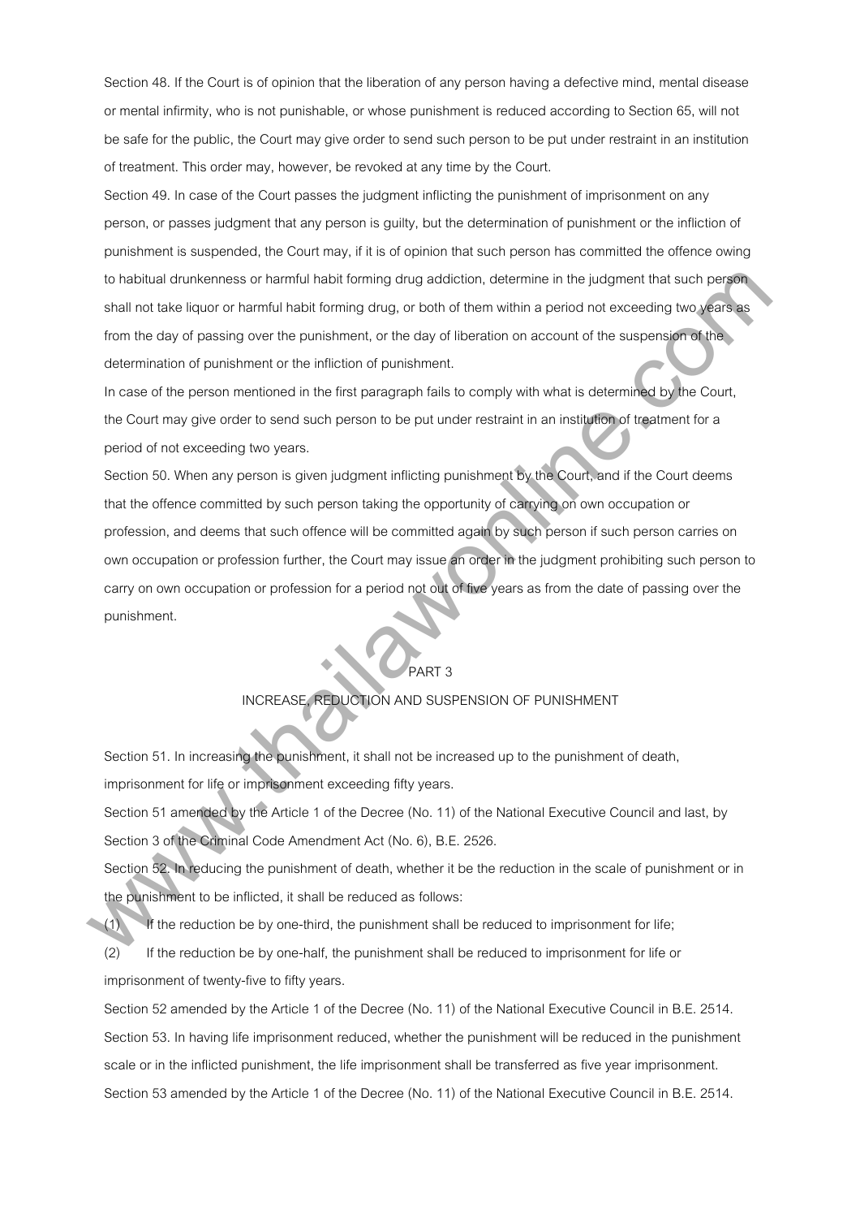Section 48. If the Court is of opinion that the liberation of any person having a defective mind, mental disease or mental infirmity, who is not punishable, or whose punishment is reduced according to Section 65, will not be safe for the public, the Court may give order to send such person to be put under restraint in an institution of treatment. This order may, however, be revoked at any time by the Court.

Section 49. In case of the Court passes the judgment inflicting the punishment of imprisonment on any person, or passes judgment that any person is guilty, but the determination of punishment or the infliction of punishment is suspended, the Court may, if it is of opinion that such person has committed the offence owing to habitual drunkenness or harmful habit forming drug addiction, determine in the judgment that such person shall not take liquor or harmful habit forming drug, or both of them within a period not exceeding two years as from the day of passing over the punishment, or the day of liberation on account of the suspension of the determination of punishment or the infliction of punishment.

In case of the person mentioned in the first paragraph fails to comply with what is determined by the Court, the Court may give order to send such person to be put under restraint in an institution of treatment for a period of not exceeding two years.

Section 50. When any person is given judgment inflicting punishment by the Court, and if the Court deems that the offence committed by such person taking the opportunity of carrying on own occupation or profession, and deems that such offence will be committed again by such person if such person carries on own occupation or profession further, the Court may issue an order in the judgment prohibiting such person to carry on own occupation or profession for a period not out of five years as from the date of passing over the punishment.

## PART 3

## INCREASE, REDUCTION AND SUSPENSION OF PUNISHMENT

Section 51. In increasing the punishment, it shall not be increased up to the punishment of death, imprisonment for life or imprisonment exceeding fifty years.

Section 51 amended by the Article 1 of the Decree (No. 11) of the National Executive Council and last, by Section 3 of the Criminal Code Amendment Act (No. 6), B.E. 2526.

Section 52. In reducing the punishment of death, whether it be the reduction in the scale of punishment or in the punishment to be inflicted, it shall be reduced as follows:

(1) If the reduction be by one-third, the punishment shall be reduced to imprisonment for life;

(2) If the reduction be by one-half, the punishment shall be reduced to imprisonment for life or imprisonment of twenty-five to fifty years.

Section 52 amended by the Article 1 of the Decree (No. 11) of the National Executive Council in B.E. 2514.

Section 53. In having life imprisonment reduced, whether the punishment will be reduced in the punishment scale or in the inflicted punishment, the life imprisonment shall be transferred as five year imprisonment.

Section 53 amended by the Article 1 of the Decree (No. 11) of the National Executive Council in B.E. 2514.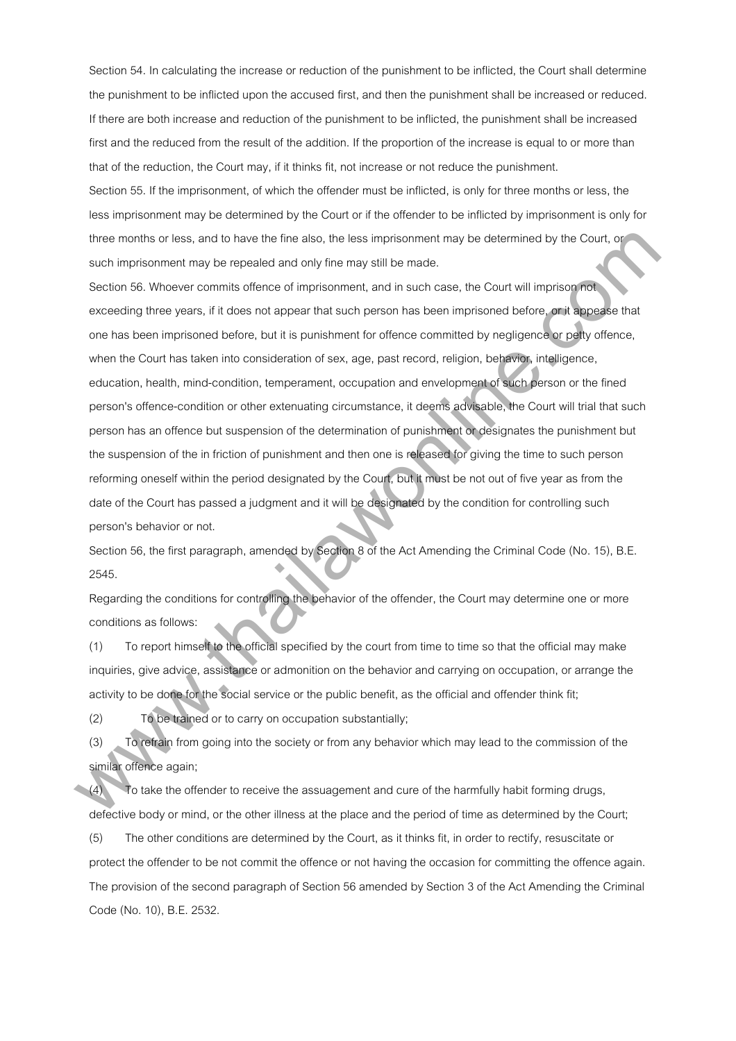Section 54. In calculating the increase or reduction of the punishment to be inflicted, the Court shall determine the punishment to be inflicted upon the accused first, and then the punishment shall be increased or reduced. If there are both increase and reduction of the punishment to be inflicted, the punishment shall be increased first and the reduced from the result of the addition. If the proportion of the increase is equal to or more than that of the reduction, the Court may, if it thinks fit, not increase or not reduce the punishment.

Section 55. If the imprisonment, of which the offender must be inflicted, is only for three months or less, the less imprisonment may be determined by the Court or if the offender to be inflicted by imprisonment is only for three months or less, and to have the fine also, the less imprisonment may be determined by the Court, or such imprisonment may be repealed and only fine may still be made.

Section 56. Whoever commits offence of imprisonment, and in such case, the Court will imprison not exceeding three years, if it does not appear that such person has been imprisoned before, or it appease that one has been imprisoned before, but it is punishment for offence committed by negligence or petty offence, when the Court has taken into consideration of sex, age, past record, religion, behavior, intelligence, education, health, mind-condition, temperament, occupation and envelopment of such person or the fined person's offence-condition or other extenuating circumstance, it deems advisable, the Court will trial that such person has an offence but suspension of the determination of punishment or designates the punishment but the suspension of the in friction of punishment and then one is released for giving the time to such person reforming oneself within the period designated by the Court, but it must be not out of five year as from the date of the Court has passed a judgment and it will be designated by the condition for controlling such person's behavior or not.

Section 56, the first paragraph, amended by Section 8 of the Act Amending the Criminal Code (No. 15), B.E. 2545.

Regarding the conditions for controlling the behavior of the offender, the Court may determine one or more conditions as follows:

(1) To report himself to the official specified by the court from time to time so that the official may make inquiries, give advice, assistance or admonition on the behavior and carrying on occupation, or arrange the activity to be done for the social service or the public benefit, as the official and offender think fit;

(2) To be trained or to carry on occupation substantially;

(3) To refrain from going into the society or from any behavior which may lead to the commission of the similar offence again;

(4) To take the offender to receive the assuagement and cure of the harmfully habit forming drugs, defective body or mind, or the other illness at the place and the period of time as determined by the Court;

(5) The other conditions are determined by the Court, as it thinks fit, in order to rectify, resuscitate or protect the offender to be not commit the offence or not having the occasion for committing the offence again.

The provision of the second paragraph of Section 56 amended by Section 3 of the Act Amending the Criminal Code (No. 10), B.E. 2532.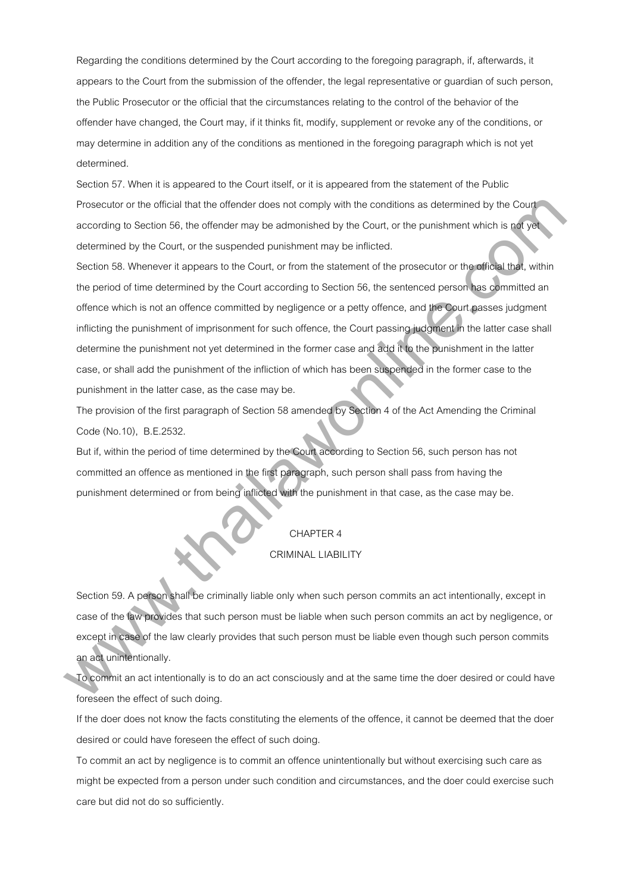Regarding the conditions determined by the Court according to the foregoing paragraph, if, afterwards, it appears to the Court from the submission of the offender, the legal representative or guardian of such person, the Public Prosecutor or the official that the circumstances relating to the control of the behavior of the offender have changed, the Court may, if it thinks fit, modify, supplement or revoke any of the conditions, or may determine in addition any of the conditions as mentioned in the foregoing paragraph which is not yet determined.

Section 57. When it is appeared to the Court itself, or it is appeared from the statement of the Public Prosecutor or the official that the offender does not comply with the conditions as determined by the Court according to Section 56, the offender may be admonished by the Court, or the punishment which is not yet determined by the Court, or the suspended punishment may be inflicted.

Section 58. Whenever it appears to the Court, or from the statement of the prosecutor or the official that, within the period of time determined by the Court according to Section 56, the sentenced person has committed an offence which is not an offence committed by negligence or a petty offence, and the Court passes judgment inflicting the punishment of imprisonment for such offence, the Court passing judgment in the latter case shall determine the punishment not yet determined in the former case and add it to the punishment in the latter case, or shall add the punishment of the infliction of which has been suspended in the former case to the punishment in the latter case, as the case may be.

The provision of the first paragraph of Section 58 amended by Section 4 of the Act Amending the Criminal Code (No.10), B.E.2532.

But if, within the period of time determined by the Court according to Section 56, such person has not committed an offence as mentioned in the first paragraph, such person shall pass from having the punishment determined or from being inflicted with the punishment in that case, as the case may be.

## CHAPTER 4
## CRIMINAL LIABILITY

Section 59. A person shall be criminally liable only when such person commits an act intentionally, except in case of the law provides that such person must be liable when such person commits an act by negligence, or except in case of the law clearly provides that such person must be liable even though such person commits an act unintentionally.

To commit an act intentionally is to do an act consciously and at the same time the doer desired or could have foreseen the effect of such doing.

If the doer does not know the facts constituting the elements of the offence, it cannot be deemed that the doer desired or could have foreseen the effect of such doing.

To commit an act by negligence is to commit an offence unintentionally but without exercising such care as might be expected from a person under such condition and circumstances, and the doer could exercise such care but did not do so sufficiently.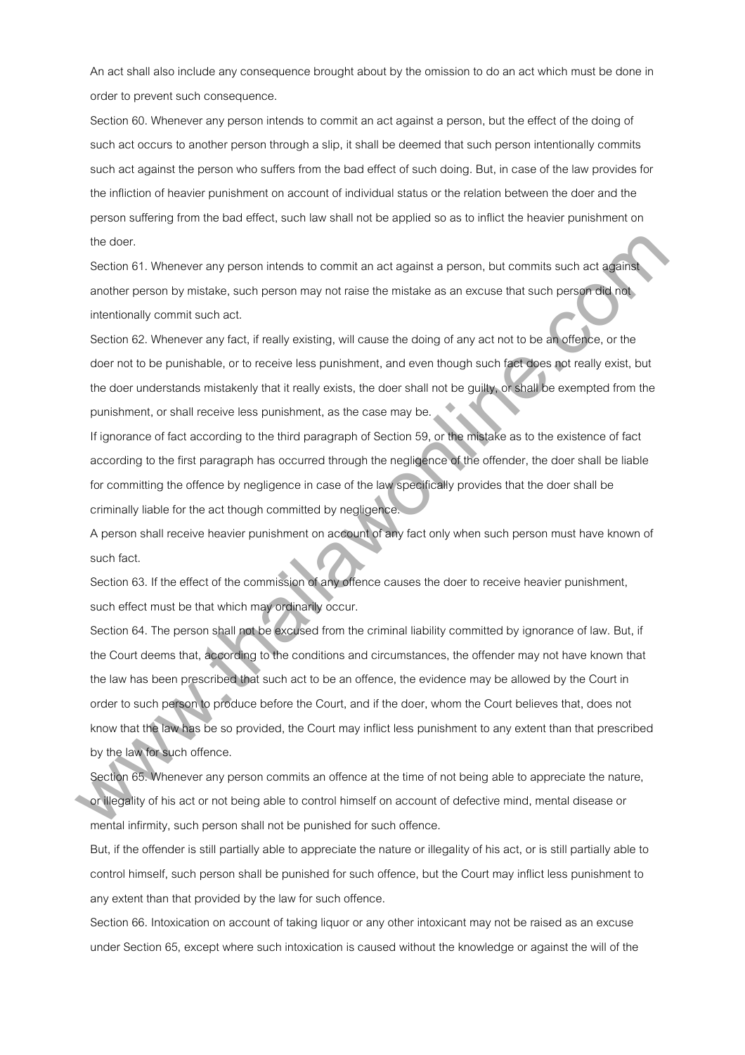An act shall also include any consequence brought about by the omission to do an act which must be done in order to prevent such consequence.

Section 60. Whenever any person intends to commit an act against a person, but the effect of the doing of such act occurs to another person through a slip, it shall be deemed that such person intentionally commits such act against the person who suffers from the bad effect of such doing. But, in case of the law provides for the infliction of heavier punishment on account of individual status or the relation between the doer and the person suffering from the bad effect, such law shall not be applied so as to inflict the heavier punishment on the doer.

Section 61. Whenever any person intends to commit an act against a person, but commits such act against another person by mistake, such person may not raise the mistake as an excuse that such person did not intentionally commit such act.

Section 62. Whenever any fact, if really existing, will cause the doing of any act not to be an offence, or the doer not to be punishable, or to receive less punishment, and even though such fact does not really exist, but the doer understands mistakenly that it really exists, the doer shall not be guilty, or shall be exempted from the punishment, or shall receive less punishment, as the case may be.

If ignorance of fact according to the third paragraph of Section 59, or the mistake as to the existence of fact according to the first paragraph has occurred through the negligence of the offender, the doer shall be liable for committing the offence by negligence in case of the law specifically provides that the doer shall be criminally liable for the act though committed by negligence.

A person shall receive heavier punishment on account of any fact only when such person must have known of such fact.

Section 63. If the effect of the commission of any offence causes the doer to receive heavier punishment, such effect must be that which may ordinarily occur.

Section 64. The person shall not be excused from the criminal liability committed by ignorance of law. But, if the Court deems that, according to the conditions and circumstances, the offender may not have known that the law has been prescribed that such act to be an offence, the evidence may be allowed by the Court in order to such person to produce before the Court, and if the doer, whom the Court believes that, does not know that the law has be so provided, the Court may inflict less punishment to any extent than that prescribed by the law for such offence.

Section 65. Whenever any person commits an offence at the time of not being able to appreciate the nature, or illegality of his act or not being able to control himself on account of defective mind, mental disease or mental infirmity, such person shall not be punished for such offence.

But, if the offender is still partially able to appreciate the nature or illegality of his act, or is still partially able to control himself, such person shall be punished for such offence, but the Court may inflict less punishment to any extent than that provided by the law for such offence.

Section 66. Intoxication on account of taking liquor or any other intoxicant may not be raised as an excuse under Section 65, except where such intoxication is caused without the knowledge or against the will of the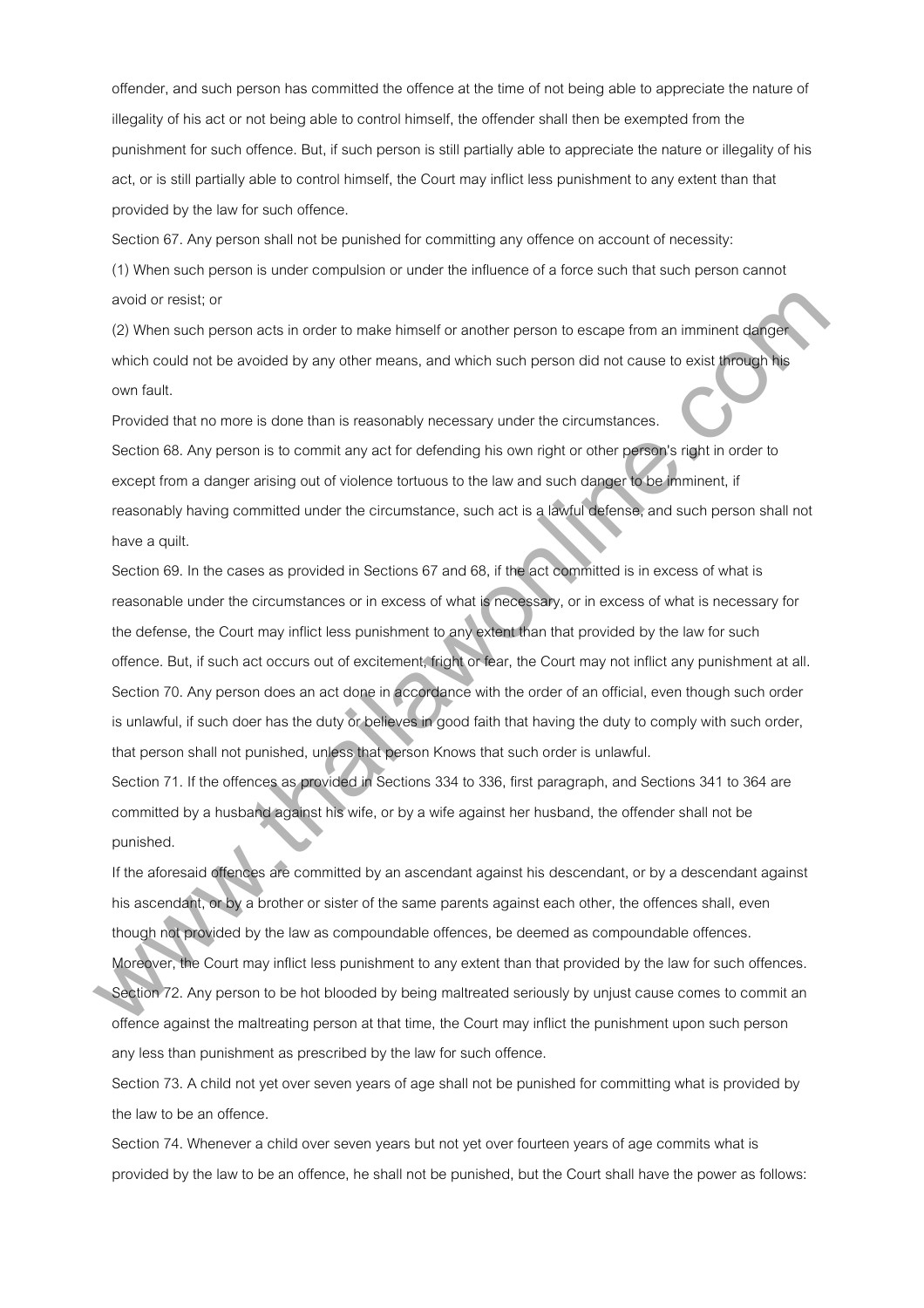offender, and such person has committed the offence at the time of not being able to appreciate the nature of illegality of his act or not being able to control himself, the offender shall then be exempted from the punishment for such offence. But, if such person is still partially able to appreciate the nature or illegality of his act, or is still partially able to control himself, the Court may inflict less punishment to any extent than that provided by the law for such offence.

Section 67. Any person shall not be punished for committing any offence on account of necessity:

(1) When such person is under compulsion or under the influence of a force such that such person cannot avoid or resist; or

(2) When such person acts in order to make himself or another person to escape from an imminent danger which could not be avoided by any other means, and which such person did not cause to exist through his own fault.

Provided that no more is done than is reasonably necessary under the circumstances.

Section 68. Any person is to commit any act for defending his own right or other person's right in order to except from a danger arising out of violence tortuous to the law and such danger to be imminent, if reasonably having committed under the circumstance, such act is a lawful defense, and such person shall not have a quilt.

Section 69. In the cases as provided in Sections 67 and 68, if the act committed is in excess of what is reasonable under the circumstances or in excess of what is necessary, or in excess of what is necessary for the defense, the Court may inflict less punishment to any extent than that provided by the law for such offence. But, if such act occurs out of excitement, fright or fear, the Court may not inflict any punishment at all.

Section 70. Any person does an act done in accordance with the order of an official, even though such order is unlawful, if such doer has the duty or believes in good faith that having the duty to comply with such order, that person shall not punished, unless that person Knows that such order is unlawful.

Section 71. If the offences as provided in Sections 334 to 336, first paragraph, and Sections 341 to 364 are committed by a husband against his wife, or by a wife against her husband, the offender shall not be punished.

If the aforesaid offences are committed by an ascendant against his descendant, or by a descendant against his ascendant, or by a brother or sister of the same parents against each other, the offences shall, even though not provided by the law as compoundable offences, be deemed as compoundable offences. Moreover, the Court may inflict less punishment to any extent than that provided by the law for such offences.

Section 72. Any person to be hot blooded by being maltreated seriously by unjust cause comes to commit an offence against the maltreating person at that time, the Court may inflict the punishment upon such person any less than punishment as prescribed by the law for such offence.

Section 73. A child not yet over seven years of age shall not be punished for committing what is provided by the law to be an offence.

Section 74. Whenever a child over seven years but not yet over fourteen years of age commits what is provided by the law to be an offence, he shall not be punished, but the Court shall have the power as follows: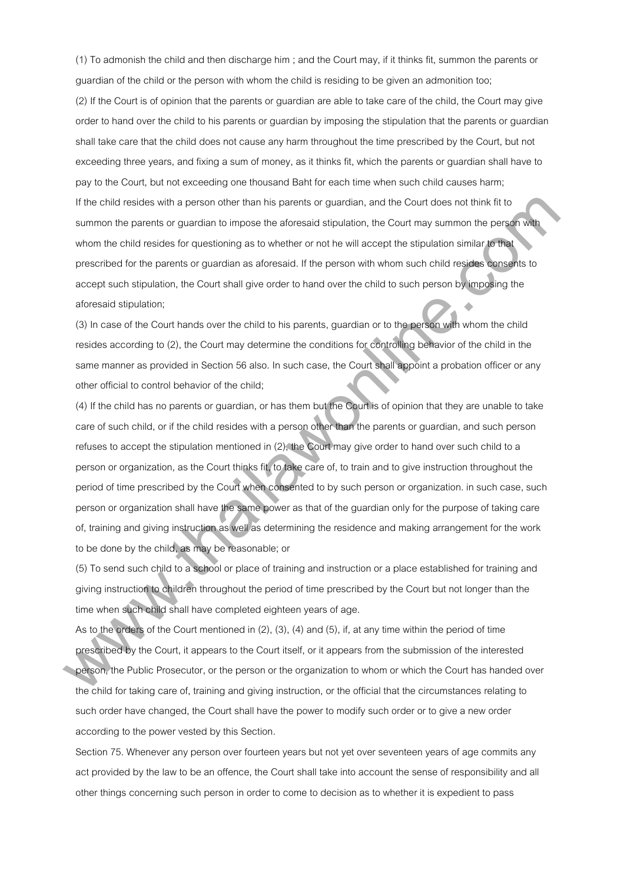(1) To admonish the child and then discharge him ; and the Court may, if it thinks fit, summon the parents or guardian of the child or the person with whom the child is residing to be given an admonition too;

(2) If the Court is of opinion that the parents or guardian are able to take care of the child, the Court may give order to hand over the child to his parents or guardian by imposing the stipulation that the parents or guardian shall take care that the child does not cause any harm throughout the time prescribed by the Court, but not exceeding three years, and fixing a sum of money, as it thinks fit, which the parents or guardian shall have to pay to the Court, but not exceeding one thousand Baht for each time when such child causes harm;

If the child resides with a person other than his parents or guardian, and the Court does not think fit to summon the parents or guardian to impose the aforesaid stipulation, the Court may summon the person with whom the child resides for questioning as to whether or not he will accept the stipulation similar to that prescribed for the parents or guardian as aforesaid. If the person with whom such child resides consents to accept such stipulation, the Court shall give order to hand over the child to such person by imposing the aforesaid stipulation;

(3) In case of the Court hands over the child to his parents, guardian or to the person with whom the child resides according to (2), the Court may determine the conditions for controlling behavior of the child in the same manner as provided in Section 56 also. In such case, the Court shall appoint a probation officer or any other official to control behavior of the child;

(4) If the child has no parents or guardian, or has them but the Court is of opinion that they are unable to take care of such child, or if the child resides with a person other than the parents or guardian, and such person refuses to accept the stipulation mentioned in (2), the Court may give order to hand over such child to a person or organization, as the Court thinks fit, to take care of, to train and to give instruction throughout the period of time prescribed by the Court when consented to by such person or organization. in such case, such person or organization shall have the same power as that of the guardian only for the purpose of taking care of, training and giving instruction as well as determining the residence and making arrangement for the work to be done by the child, as may be reasonable; or

(5) To send such child to a school or place of training and instruction or a place established for training and giving instruction to children throughout the period of time prescribed by the Court but not longer than the time when such child shall have completed eighteen years of age.

As to the orders of the Court mentioned in (2), (3), (4) and (5), if, at any time within the period of time prescribed by the Court, it appears to the Court itself, or it appears from the submission of the interested person, the Public Prosecutor, or the person or the organization to whom or which the Court has handed over the child for taking care of, training and giving instruction, or the official that the circumstances relating to such order have changed, the Court shall have the power to modify such order or to give a new order according to the power vested by this Section.

Section 75. Whenever any person over fourteen years but not yet over seventeen years of age commits any act provided by the law to be an offence, the Court shall take into account the sense of responsibility and all other things concerning such person in order to come to decision as to whether it is expedient to pass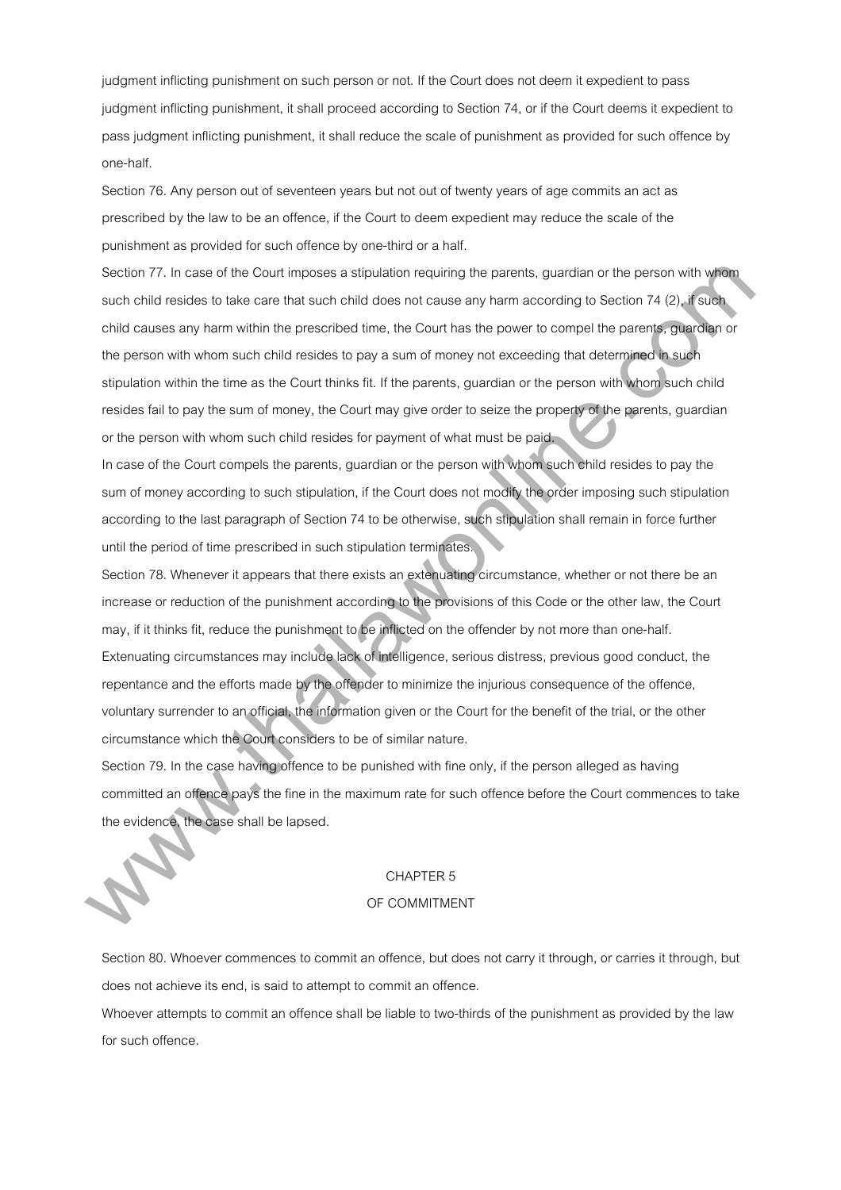judgment inflicting punishment on such person or not. If the Court does not deem it expedient to pass judgment inflicting punishment, it shall proceed according to Section 74, or if the Court deems it expedient to pass judgment inflicting punishment, it shall reduce the scale of punishment as provided for such offence by one-half.

Section 76. Any person out of seventeen years but not out of twenty years of age commits an act as prescribed by the law to be an offence, if the Court to deem expedient may reduce the scale of the punishment as provided for such offence by one-third or a half.

Section 77. In case of the Court imposes a stipulation requiring the parents, guardian or the person with whom such child resides to take care that such child does not cause any harm according to Section 74 (2), if such child causes any harm within the prescribed time, the Court has the power to compel the parents, guardian or the person with whom such child resides to pay a sum of money not exceeding that determined in such stipulation within the time as the Court thinks fit. If the parents, guardian or the person with whom such child resides fail to pay the sum of money, the Court may give order to seize the property of the parents, guardian or the person with whom such child resides for payment of what must be paid.

In case of the Court compels the parents, guardian or the person with whom such child resides to pay the sum of money according to such stipulation, if the Court does not modify the order imposing such stipulation according to the last paragraph of Section 74 to be otherwise, such stipulation shall remain in force further until the period of time prescribed in such stipulation terminates.

Section 78. Whenever it appears that there exists an extenuating circumstance, whether or not there be an increase or reduction of the punishment according to the provisions of this Code or the other law, the Court may, if it thinks fit, reduce the punishment to be inflicted on the offender by not more than one-half.

Extenuating circumstances may include lack of intelligence, serious distress, previous good conduct, the repentance and the efforts made by the offender to minimize the injurious consequence of the offence, voluntary surrender to an official, the information given or the Court for the benefit of the trial, or the other circumstance which the Court considers to be of similar nature.

Section 79. In the case having offence to be punished with fine only, if the person alleged as having committed an offence pays the fine in the maximum rate for such offence before the Court commences to take the evidence, the case shall be lapsed.

## CHAPTER 5
## OF COMMITMENT

Section 80. Whoever commences to commit an offence, but does not carry it through, or carries it through, but does not achieve its end, is said to attempt to commit an offence.

Whoever attempts to commit an offence shall be liable to two-thirds of the punishment as provided by the law for such offence.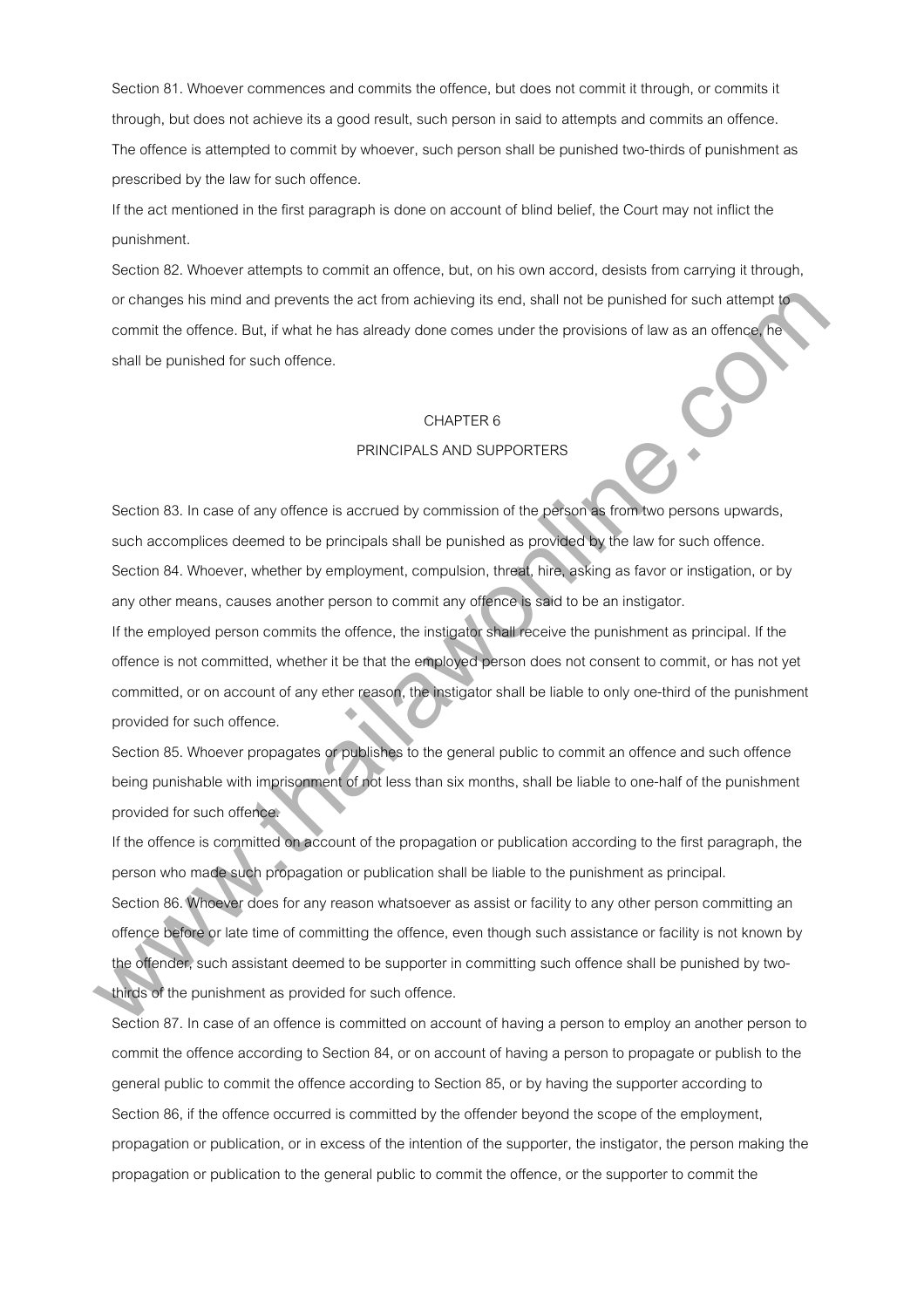Section 81. Whoever commences and commits the offence, but does not commit it through, or commits it through, but does not achieve its a good result, such person in said to attempts and commits an offence. The offence is attempted to commit by whoever, such person shall be punished two-thirds of punishment as prescribed by the law for such offence.

If the act mentioned in the first paragraph is done on account of blind belief, the Court may not inflict the punishment.

Section 82. Whoever attempts to commit an offence, but, on his own accord, desists from carrying it through, or changes his mind and prevents the act from achieving its end, shall not be punished for such attempt to commit the offence. But, if what he has already done comes under the provisions of law as an offence, he shall be punished for such offence.

## CHAPTER 6
## PRINCIPALS AND SUPPORTERS

Section 83. In case of any offence is accrued by commission of the person as from two persons upwards, such accomplices deemed to be principals shall be punished as provided by the law for such offence.

Section 84. Whoever, whether by employment, compulsion, threat, hire, asking as favor or instigation, or by any other means, causes another person to commit any offence is said to be an instigator.

If the employed person commits the offence, the instigator shall receive the punishment as principal. If the offence is not committed, whether it be that the employed person does not consent to commit, or has not yet committed, or on account of any ether reason, the instigator shall be liable to only one-third of the punishment provided for such offence.

Section 85. Whoever propagates or publishes to the general public to commit an offence and such offence being punishable with imprisonment of not less than six months, shall be liable to one-half of the punishment provided for such offence.

If the offence is committed on account of the propagation or publication according to the first paragraph, the person who made such propagation or publication shall be liable to the punishment as principal.

Section 86. Whoever does for any reason whatsoever as assist or facility to any other person committing an offence before or late time of committing the offence, even though such assistance or facility is not known by the offender, such assistant deemed to be supporter in committing such offence shall be punished by two-thirds of the punishment as provided for such offence.

Section 87. In case of an offence is committed on account of having a person to employ an another person to commit the offence according to Section 84, or on account of having a person to propagate or publish to the general public to commit the offence according to Section 85, or by having the supporter according to Section 86, if the offence occurred is committed by the offender beyond the scope of the employment, propagation or publication, or in excess of the intention of the supporter, the instigator, the person making the propagation or publication to the general public to commit the offence, or the supporter to commit the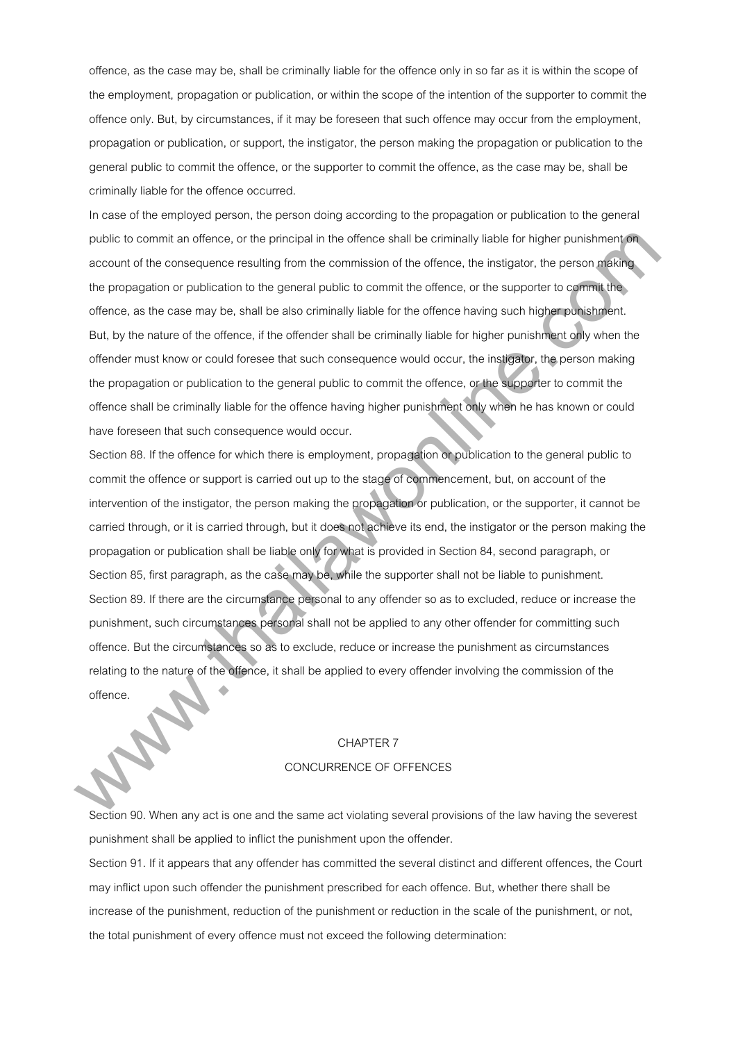offence, as the case may be, shall be criminally liable for the offence only in so far as it is within the scope of the employment, propagation or publication, or within the scope of the intention of the supporter to commit the offence only. But, by circumstances, if it may be foreseen that such offence may occur from the employment, propagation or publication, or support, the instigator, the person making the propagation or publication to the general public to commit the offence, or the supporter to commit the offence, as the case may be, shall be criminally liable for the offence occurred.

In case of the employed person, the person doing according to the propagation or publication to the general public to commit an offence, or the principal in the offence shall be criminally liable for higher punishment on account of the consequence resulting from the commission of the offence, the instigator, the person making the propagation or publication to the general public to commit the offence, or the supporter to commit the offence, as the case may be, shall be also criminally liable for the offence having such higher punishment. But, by the nature of the offence, if the offender shall be criminally liable for higher punishment only when the offender must know or could foresee that such consequence would occur, the instigator, the person making the propagation or publication to the general public to commit the offence, or the supporter to commit the offence shall be criminally liable for the offence having higher punishment only when he has known or could have foreseen that such consequence would occur.

Section 88. If the offence for which there is employment, propagation or publication to the general public to commit the offence or support is carried out up to the stage of commencement, but, on account of the intervention of the instigator, the person making the propagation or publication, or the supporter, it cannot be carried through, or it is carried through, but it does not achieve its end, the instigator or the person making the propagation or publication shall be liable only for what is provided in Section 84, second paragraph, or Section 85, first paragraph, as the case may be, while the supporter shall not be liable to punishment.

Section 89. If there are the circumstance personal to any offender so as to excluded, reduce or increase the punishment, such circumstances personal shall not be applied to any other offender for committing such offence. But the circumstances so as to exclude, reduce or increase the punishment as circumstances relating to the nature of the offence, it shall be applied to every offender involving the commission of the offence.

## CHAPTER 7
## CONCURRENCE OF OFFENCES

Section 90. When any act is one and the same act violating several provisions of the law having the severest punishment shall be applied to inflict the punishment upon the offender.

Section 91. If it appears that any offender has committed the several distinct and different offences, the Court may inflict upon such offender the punishment prescribed for each offence. But, whether there shall be increase of the punishment, reduction of the punishment or reduction in the scale of the punishment, or not, the total punishment of every offence must not exceed the following determination: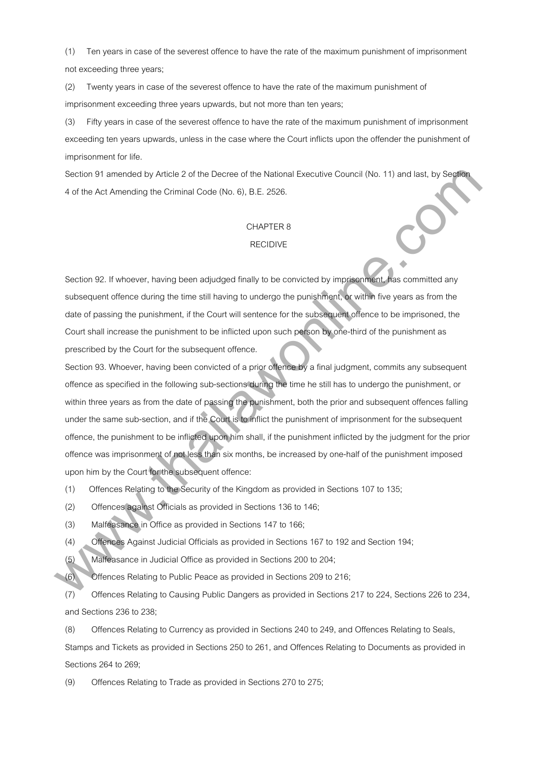(1) Ten years in case of the severest offence to have the rate of the maximum punishment of imprisonment not exceeding three years;

(2) Twenty years in case of the severest offence to have the rate of the maximum punishment of imprisonment exceeding three years upwards, but not more than ten years;

(3) Fifty years in case of the severest offence to have the rate of the maximum punishment of imprisonment exceeding ten years upwards, unless in the case where the Court inflicts upon the offender the punishment of imprisonment for life.

Section 91 amended by Article 2 of the Decree of the National Executive Council (No. 11) and last, by Section 4 of the Act Amending the Criminal Code (No. 6), B.E. 2526.

## CHAPTER 8

## RECIDIVE

Section 92. If whoever, having been adjudged finally to be convicted by imprisonment, has committed any subsequent offence during the time still having to undergo the punishment, or within five years as from the date of passing the punishment, if the Court will sentence for the subsequent offence to be imprisoned, the Court shall increase the punishment to be inflicted upon such person by one-third of the punishment as prescribed by the Court for the subsequent offence.

Section 93. Whoever, having been convicted of a prior offence by a final judgment, commits any subsequent offence as specified in the following sub-sections during the time he still has to undergo the punishment, or within three years as from the date of passing the punishment, both the prior and subsequent offences falling under the same sub-section, and if the Court is to inflict the punishment of imprisonment for the subsequent offence, the punishment to be inflicted upon him shall, if the punishment inflicted by the judgment for the prior offence was imprisonment of not less than six months, be increased by one-half of the punishment imposed upon him by the Court for the subsequent offence:

(1) Offences Relating to the Security of the Kingdom as provided in Sections 107 to 135;

(2) Offences against Officials as provided in Sections 136 to 146;

(3) Malfeasance in Office as provided in Sections 147 to 166;

(4) Offences Against Judicial Officials as provided in Sections 167 to 192 and Section 194;

(5) Malfeasance in Judicial Office as provided in Sections 200 to 204;

(6) Offences Relating to Public Peace as provided in Sections 209 to 216;

(7) Offences Relating to Causing Public Dangers as provided in Sections 217 to 224, Sections 226 to 234, and Sections 236 to 238;

(8) Offences Relating to Currency as provided in Sections 240 to 249, and Offences Relating to Seals, Stamps and Tickets as provided in Sections 250 to 261, and Offences Relating to Documents as provided in Sections 264 to 269;

(9) Offences Relating to Trade as provided in Sections 270 to 275;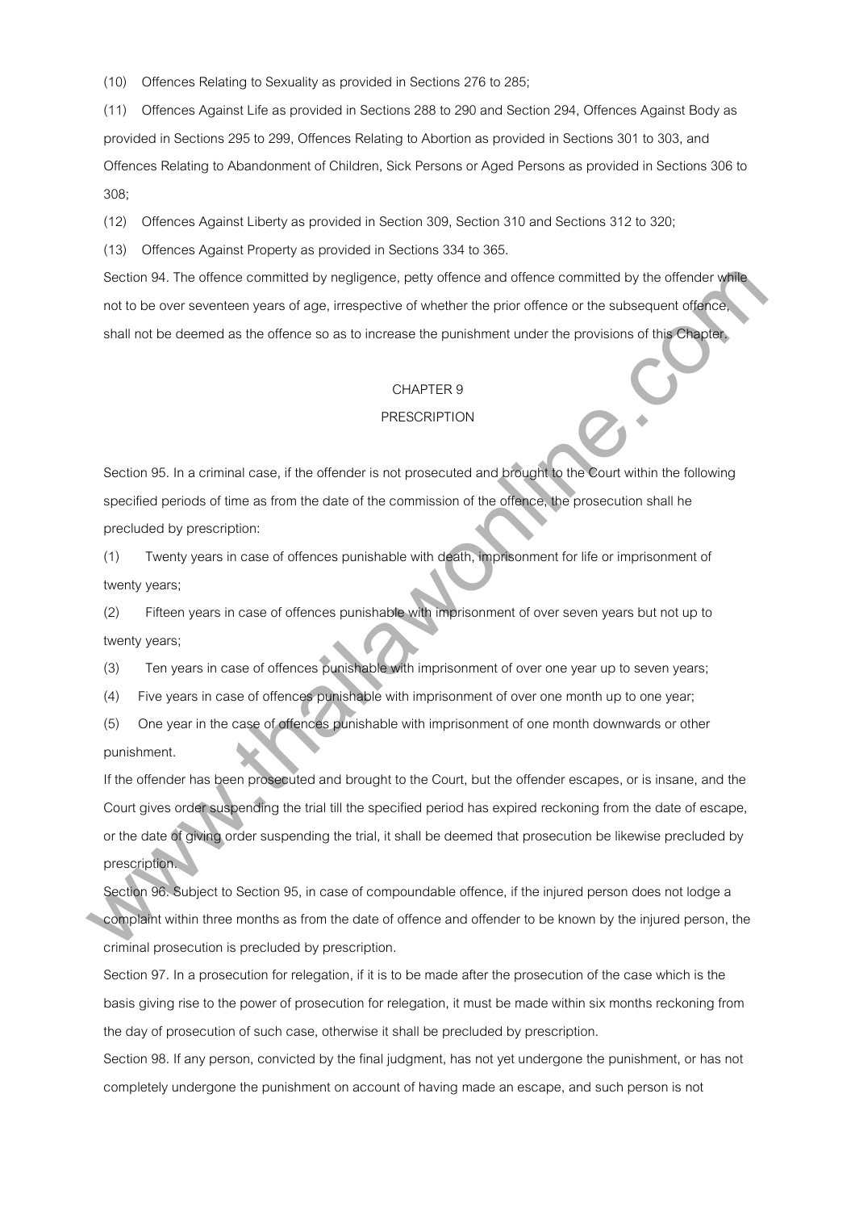(10) Offences Relating to Sexuality as provided in Sections 276 to 285;

(11) Offences Against Life as provided in Sections 288 to 290 and Section 294, Offences Against Body as provided in Sections 295 to 299, Offences Relating to Abortion as provided in Sections 301 to 303, and Offences Relating to Abandonment of Children, Sick Persons or Aged Persons as provided in Sections 306 to 308;

(12) Offences Against Liberty as provided in Section 309, Section 310 and Sections 312 to 320;

(13) Offences Against Property as provided in Sections 334 to 365.

Section 94. The offence committed by negligence, petty offence and offence committed by the offender while not to be over seventeen years of age, irrespective of whether the prior offence or the subsequent offence, shall not be deemed as the offence so as to increase the punishment under the provisions of this Chapter.

## CHAPTER 9
## PRESCRIPTION

Section 95. In a criminal case, if the offender is not prosecuted and brought to the Court within the following specified periods of time as from the date of the commission of the offence, the prosecution shall he precluded by prescription:

(1) Twenty years in case of offences punishable with death, imprisonment for life or imprisonment of twenty years;

(2) Fifteen years in case of offences punishable with imprisonment of over seven years but not up to twenty years;

(3) Ten years in case of offences punishable with imprisonment of over one year up to seven years;

(4) Five years in case of offences punishable with imprisonment of over one month up to one year;

(5) One year in the case of offences punishable with imprisonment of one month downwards or other punishment.

If the offender has been prosecuted and brought to the Court, but the offender escapes, or is insane, and the Court gives order suspending the trial till the specified period has expired reckoning from the date of escape, or the date of giving order suspending the trial, it shall be deemed that prosecution be likewise precluded by prescription.

Section 96. Subject to Section 95, in case of compoundable offence, if the injured person does not lodge a complaint within three months as from the date of offence and offender to be known by the injured person, the criminal prosecution is precluded by prescription.

Section 97. In a prosecution for relegation, if it is to be made after the prosecution of the case which is the basis giving rise to the power of prosecution for relegation, it must be made within six months reckoning from the day of prosecution of such case, otherwise it shall be precluded by prescription.

Section 98. If any person, convicted by the final judgment, has not yet undergone the punishment, or has not completely undergone the punishment on account of having made an escape, and such person is not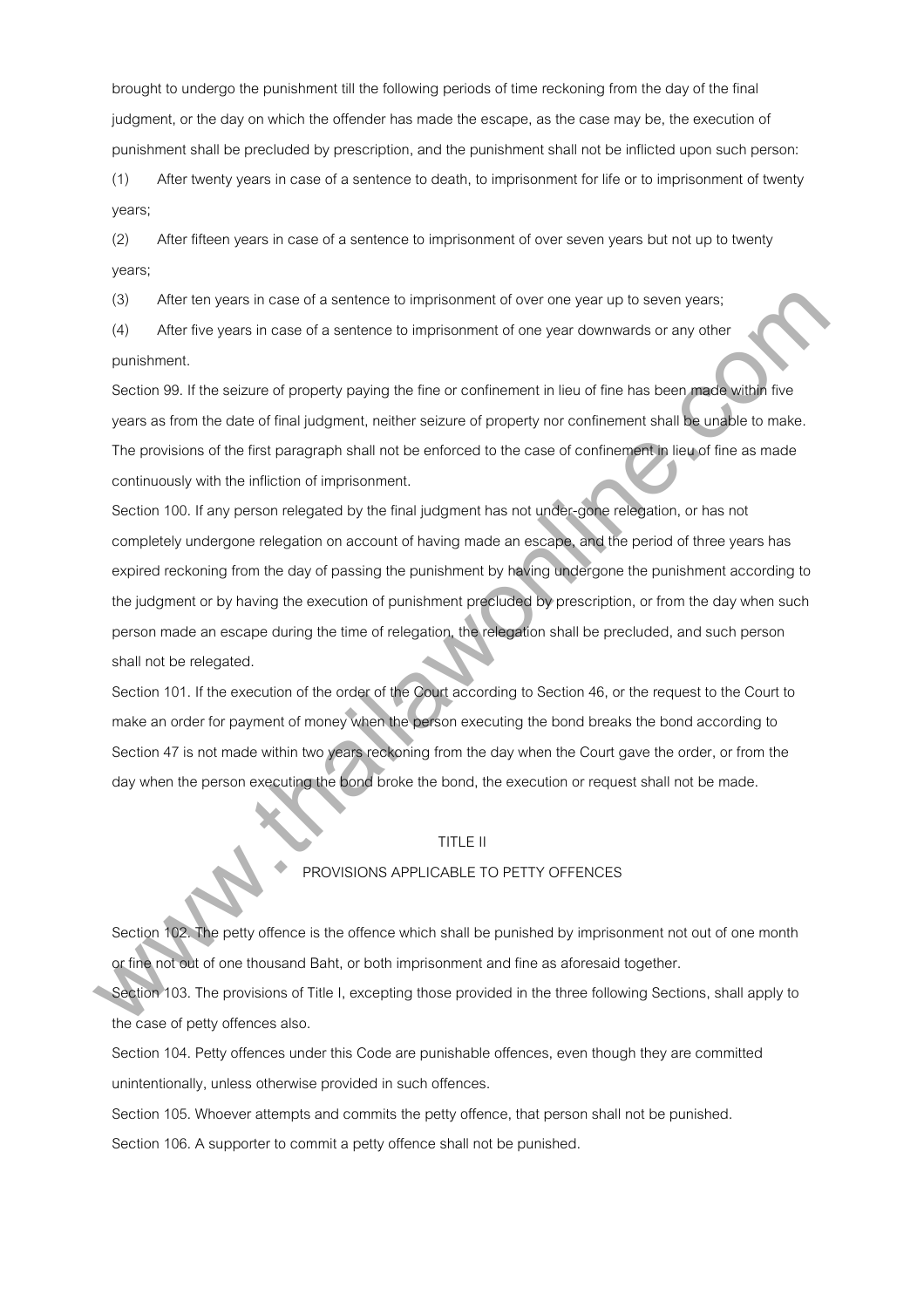brought to undergo the punishment till the following periods of time reckoning from the day of the final judgment, or the day on which the offender has made the escape, as the case may be, the execution of punishment shall be precluded by prescription, and the punishment shall not be inflicted upon such person:

(1) After twenty years in case of a sentence to death, to imprisonment for life or to imprisonment of twenty years;

(2) After fifteen years in case of a sentence to imprisonment of over seven years but not up to twenty years;

(3) After ten years in case of a sentence to imprisonment of over one year up to seven years;

(4) After five years in case of a sentence to imprisonment of one year downwards or any other punishment.

Section 99. If the seizure of property paying the fine or confinement in lieu of fine has been made within five years as from the date of final judgment, neither seizure of property nor confinement shall be unable to make. The provisions of the first paragraph shall not be enforced to the case of confinement in lieu of fine as made continuously with the infliction of imprisonment.

Section 100. If any person relegated by the final judgment has not under-gone relegation, or has not completely undergone relegation on account of having made an escape, and the period of three years has expired reckoning from the day of passing the punishment by having undergone the punishment according to the judgment or by having the execution of punishment precluded by prescription, or from the day when such person made an escape during the time of relegation, the relegation shall be precluded, and such person shall not be relegated.

Section 101. If the execution of the order of the Court according to Section 46, or the request to the Court to make an order for payment of money when the person executing the bond breaks the bond according to Section 47 is not made within two years reckoning from the day when the Court gave the order, or from the day when the person executing the bond broke the bond, the execution or request shall not be made.

## TITLE II

## PROVISIONS APPLICABLE TO PETTY OFFENCES

Section 102. The petty offence is the offence which shall be punished by imprisonment not out of one month or fine not out of one thousand Baht, or both imprisonment and fine as aforesaid together.

Section 103. The provisions of Title I, excepting those provided in the three following Sections, shall apply to the case of petty offences also.

Section 104. Petty offences under this Code are punishable offences, even though they are committed unintentionally, unless otherwise provided in such offences.

Section 105. Whoever attempts and commits the petty offence, that person shall not be punished.

Section 106. A supporter to commit a petty offence shall not be punished.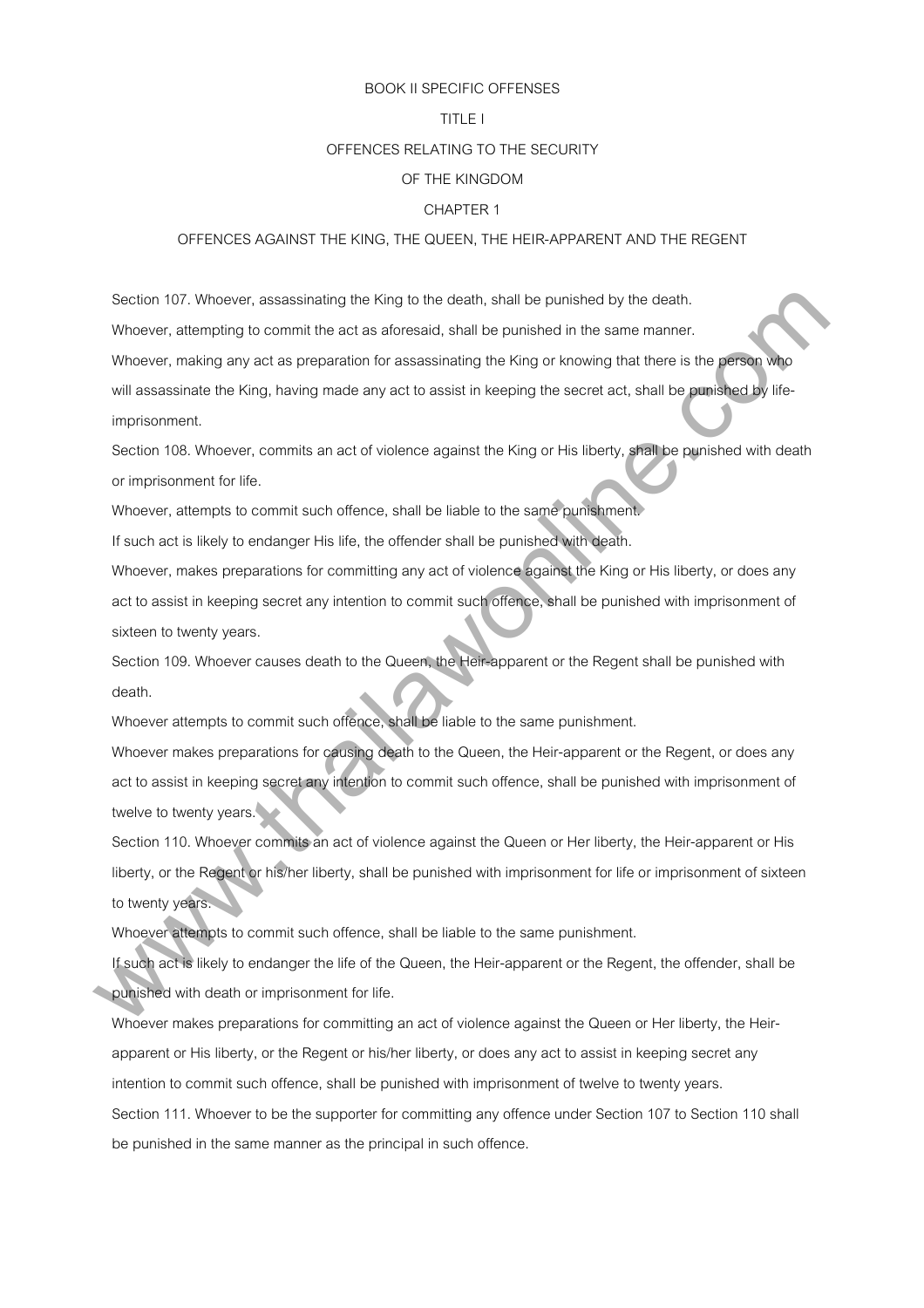# BOOK II SPECIFIC OFFENSES

## TITLE I

## OFFENCES RELATING TO THE SECURITY OF THE KINGDOM

### CHAPTER 1

### OFFENCES AGAINST THE KING, THE QUEEN, THE HEIR-APPARENT AND THE REGENT

Section 107. Whoever, assassinating the King to the death, shall be punished by the death.

Whoever, attempting to commit the act as aforesaid, shall be punished in the same manner.

Whoever, making any act as preparation for assassinating the King or knowing that there is the person who will assassinate the King, having made any act to assist in keeping the secret act, shall be punished by life-imprisonment.

Section 108. Whoever, commits an act of violence against the King or His liberty, shall be punished with death or imprisonment for life.

Whoever, attempts to commit such offence, shall be liable to the same punishment.

If such act is likely to endanger His life, the offender shall be punished with death.

Whoever, makes preparations for committing any act of violence against the King or His liberty, or does any act to assist in keeping secret any intention to commit such offence, shall be punished with imprisonment of sixteen to twenty years.

Section 109. Whoever causes death to the Queen, the Heir-apparent or the Regent shall be punished with death.

Whoever attempts to commit such offence, shall be liable to the same punishment.

Whoever makes preparations for causing death to the Queen, the Heir-apparent or the Regent, or does any act to assist in keeping secret any intention to commit such offence, shall be punished with imprisonment of twelve to twenty years.

Section 110. Whoever commits an act of violence against the Queen or Her liberty, the Heir-apparent or His liberty, or the Regent or his/her liberty, shall be punished with imprisonment for life or imprisonment of sixteen to twenty years.

Whoever attempts to commit such offence, shall be liable to the same punishment.

If such act is likely to endanger the life of the Queen, the Heir-apparent or the Regent, the offender, shall be punished with death or imprisonment for life.

Whoever makes preparations for committing an act of violence against the Queen or Her liberty, the Heir-apparent or His liberty, or the Regent or his/her liberty, or does any act to assist in keeping secret any intention to commit such offence, shall be punished with imprisonment of twelve to twenty years.

Section 111. Whoever to be the supporter for committing any offence under Section 107 to Section 110 shall be punished in the same manner as the principal in such offence.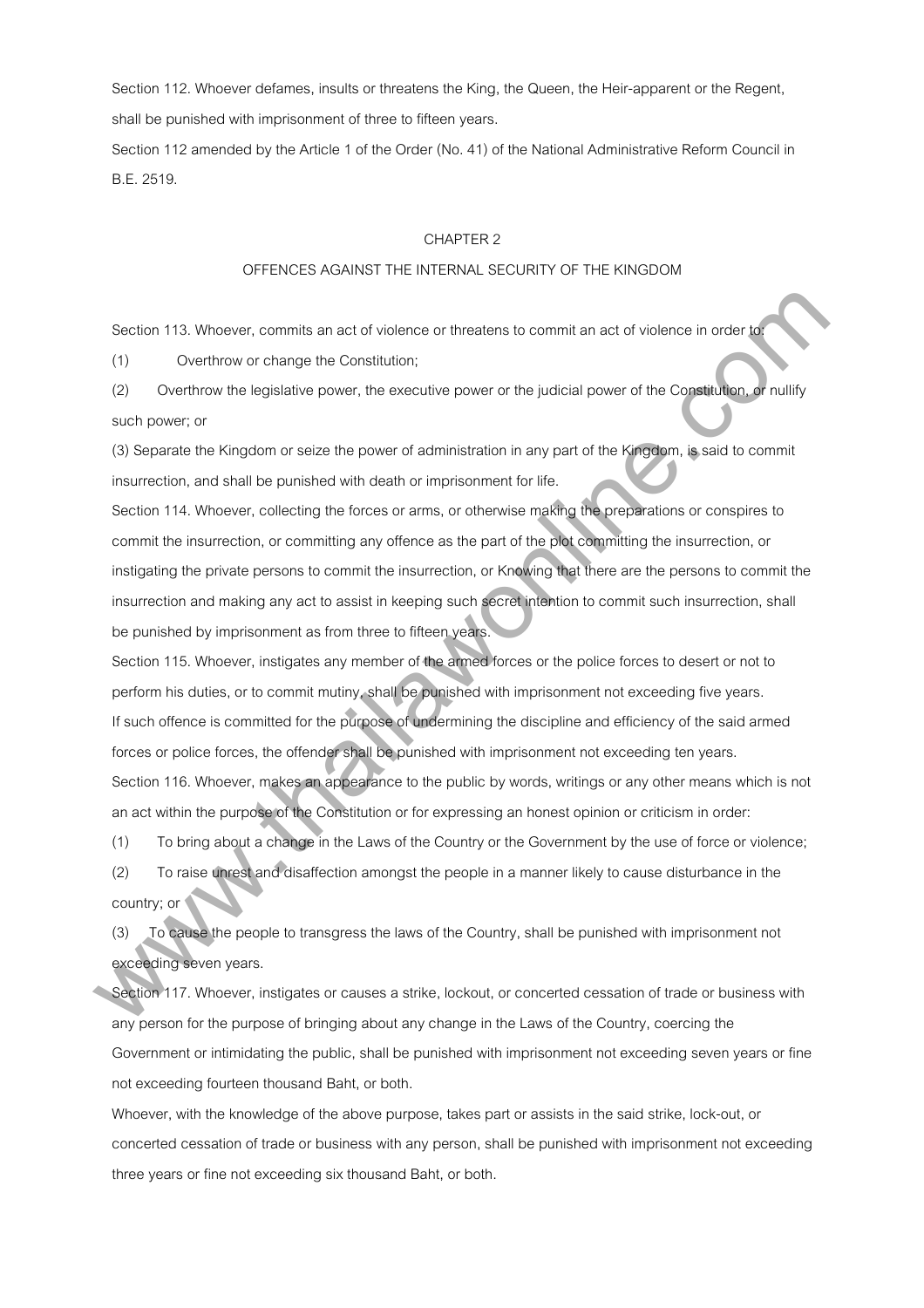Section 112. Whoever defames, insults or threatens the King, the Queen, the Heir-apparent or the Regent, shall be punished with imprisonment of three to fifteen years.

Section 112 amended by the Article 1 of the Order (No. 41) of the National Administrative Reform Council in B.E. 2519.

## CHAPTER 2

## OFFENCES AGAINST THE INTERNAL SECURITY OF THE KINGDOM

Section 113. Whoever, commits an act of violence or threatens to commit an act of violence in order to:

(1) Overthrow or change the Constitution;

(2) Overthrow the legislative power, the executive power or the judicial power of the Constitution, or nullify such power; or

(3) Separate the Kingdom or seize the power of administration in any part of the Kingdom, is said to commit insurrection, and shall be punished with death or imprisonment for life.

Section 114. Whoever, collecting the forces or arms, or otherwise making the preparations or conspires to commit the insurrection, or committing any offence as the part of the plot committing the insurrection, or instigating the private persons to commit the insurrection, or Knowing that there are the persons to commit the insurrection and making any act to assist in keeping such secret intention to commit such insurrection, shall be punished by imprisonment as from three to fifteen years.

Section 115. Whoever, instigates any member of the armed forces or the police forces to desert or not to perform his duties, or to commit mutiny, shall be punished with imprisonment not exceeding five years. If such offence is committed for the purpose of undermining the discipline and efficiency of the said armed forces or police forces, the offender shall be punished with imprisonment not exceeding ten years.

Section 116. Whoever, makes an appearance to the public by words, writings or any other means which is not an act within the purpose of the Constitution or for expressing an honest opinion or criticism in order:

(1) To bring about a change in the Laws of the Country or the Government by the use of force or violence;

(2) To raise unrest and disaffection amongst the people in a manner likely to cause disturbance in the country; or

(3) To cause the people to transgress the laws of the Country, shall be punished with imprisonment not exceeding seven years.

Section 117. Whoever, instigates or causes a strike, lockout, or concerted cessation of trade or business with any person for the purpose of bringing about any change in the Laws of the Country, coercing the Government or intimidating the public, shall be punished with imprisonment not exceeding seven years or fine not exceeding fourteen thousand Baht, or both.

Whoever, with the knowledge of the above purpose, takes part or assists in the said strike, lock-out, or concerted cessation of trade or business with any person, shall be punished with imprisonment not exceeding three years or fine not exceeding six thousand Baht, or both.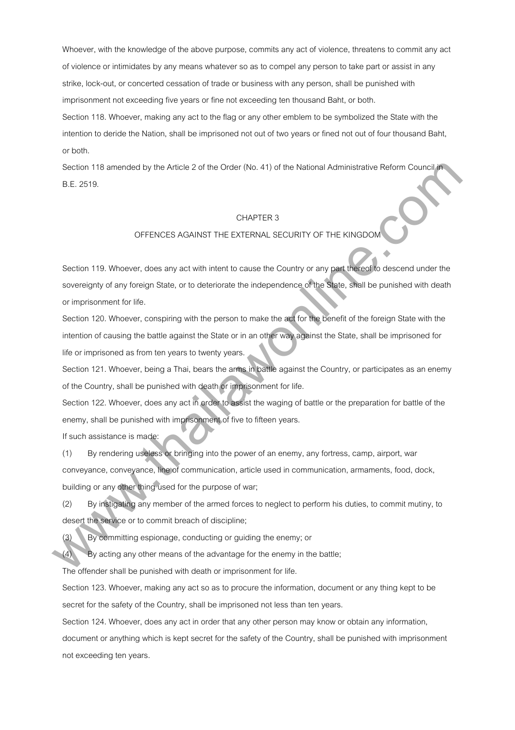Whoever, with the knowledge of the above purpose, commits any act of violence, threatens to commit any act of violence or intimidates by any means whatever so as to compel any person to take part or assist in any strike, lock-out, or concerted cessation of trade or business with any person, shall be punished with imprisonment not exceeding five years or fine not exceeding ten thousand Baht, or both.

Section 118. Whoever, making any act to the flag or any other emblem to be symbolized the State with the intention to deride the Nation, shall be imprisoned not out of two years or fined not out of four thousand Baht, or both.

Section 118 amended by the Article 2 of the Order (No. 41) of the National Administrative Reform Council in B.E. 2519.

## CHAPTER 3

## OFFENCES AGAINST THE EXTERNAL SECURITY OF THE KINGDOM

Section 119. Whoever, does any act with intent to cause the Country or any part thereof to descend under the sovereignty of any foreign State, or to deteriorate the independence of the State, shall be punished with death or imprisonment for life.

Section 120. Whoever, conspiring with the person to make the act for the benefit of the foreign State with the intention of causing the battle against the State or in an other way against the State, shall be imprisoned for life or imprisoned as from ten years to twenty years.

Section 121. Whoever, being a Thai, bears the arms in battle against the Country, or participates as an enemy of the Country, shall be punished with death or imprisonment for life.

Section 122. Whoever, does any act in order to assist the waging of battle or the preparation for battle of the enemy, shall be punished with imprisonment of five to fifteen years.

If such assistance is made:

(1) By rendering useless or bringing into the power of an enemy, any fortress, camp, airport, war conveyance, conveyance, line of communication, article used in communication, armaments, food, dock, building or any other thing used for the purpose of war;

(2) By instigating any member of the armed forces to neglect to perform his duties, to commit mutiny, to desert the service or to commit breach of discipline;

(3) By committing espionage, conducting or guiding the enemy; or

(4) By acting any other means of the advantage for the enemy in the battle;

The offender shall be punished with death or imprisonment for life.

Section 123. Whoever, making any act so as to procure the information, document or any thing kept to be secret for the safety of the Country, shall be imprisoned not less than ten years.

Section 124. Whoever, does any act in order that any other person may know or obtain any information, document or anything which is kept secret for the safety of the Country, shall be punished with imprisonment not exceeding ten years.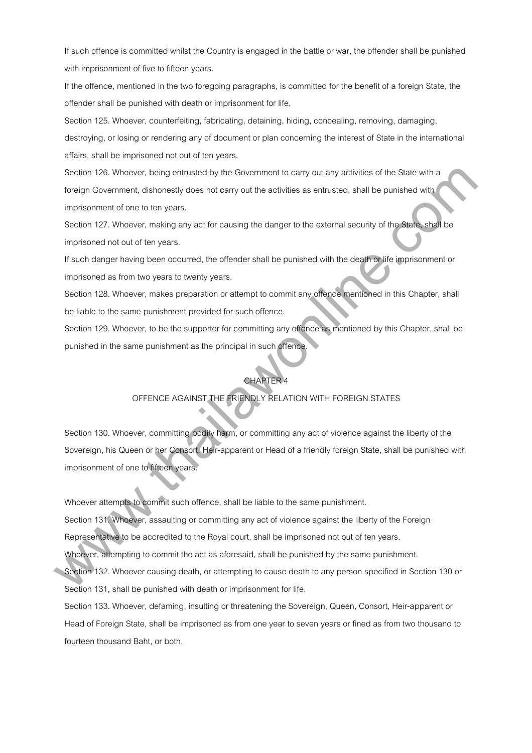If such offence is committed whilst the Country is engaged in the battle or war, the offender shall be punished with imprisonment of five to fifteen years.

If the offence, mentioned in the two foregoing paragraphs, is committed for the benefit of a foreign State, the offender shall be punished with death or imprisonment for life.

Section 125. Whoever, counterfeiting, fabricating, detaining, hiding, concealing, removing, damaging, destroying, or losing or rendering any of document or plan concerning the interest of State in the international affairs, shall be imprisoned not out of ten years.

Section 126. Whoever, being entrusted by the Government to carry out any activities of the State with a foreign Government, dishonestly does not carry out the activities as entrusted, shall be punished with imprisonment of one to ten years.

Section 127. Whoever, making any act for causing the danger to the external security of the State, shall be imprisoned not out of ten years.

If such danger having been occurred, the offender shall be punished with the death or life imprisonment or imprisoned as from two years to twenty years.

Section 128. Whoever, makes preparation or attempt to commit any offence mentioned in this Chapter, shall be liable to the same punishment provided for such offence.

Section 129. Whoever, to be the supporter for committing any offence as mentioned by this Chapter, shall be punished in the same punishment as the principal in such offence.

## CHAPTER 4

## OFFENCE AGAINST THE FRIENDLY RELATION WITH FOREIGN STATES

Section 130. Whoever, committing bodily harm, or committing any act of violence against the liberty of the Sovereign, his Queen or her Consort, Heir-apparent or Head of a friendly foreign State, shall be punished with imprisonment of one to fifteen years.

Whoever attempts to commit such offence, shall be liable to the same punishment.

Section 131. Whoever, assaulting or committing any act of violence against the liberty of the Foreign Representative to be accredited to the Royal court, shall be imprisoned not out of ten years.

Whoever, attempting to commit the act as aforesaid, shall be punished by the same punishment.

Section 132. Whoever causing death, or attempting to cause death to any person specified in Section 130 or Section 131, shall be punished with death or imprisonment for life.

Section 133. Whoever, defaming, insulting or threatening the Sovereign, Queen, Consort, Heir-apparent or Head of Foreign State, shall be imprisoned as from one year to seven years or fined as from two thousand to fourteen thousand Baht, or both.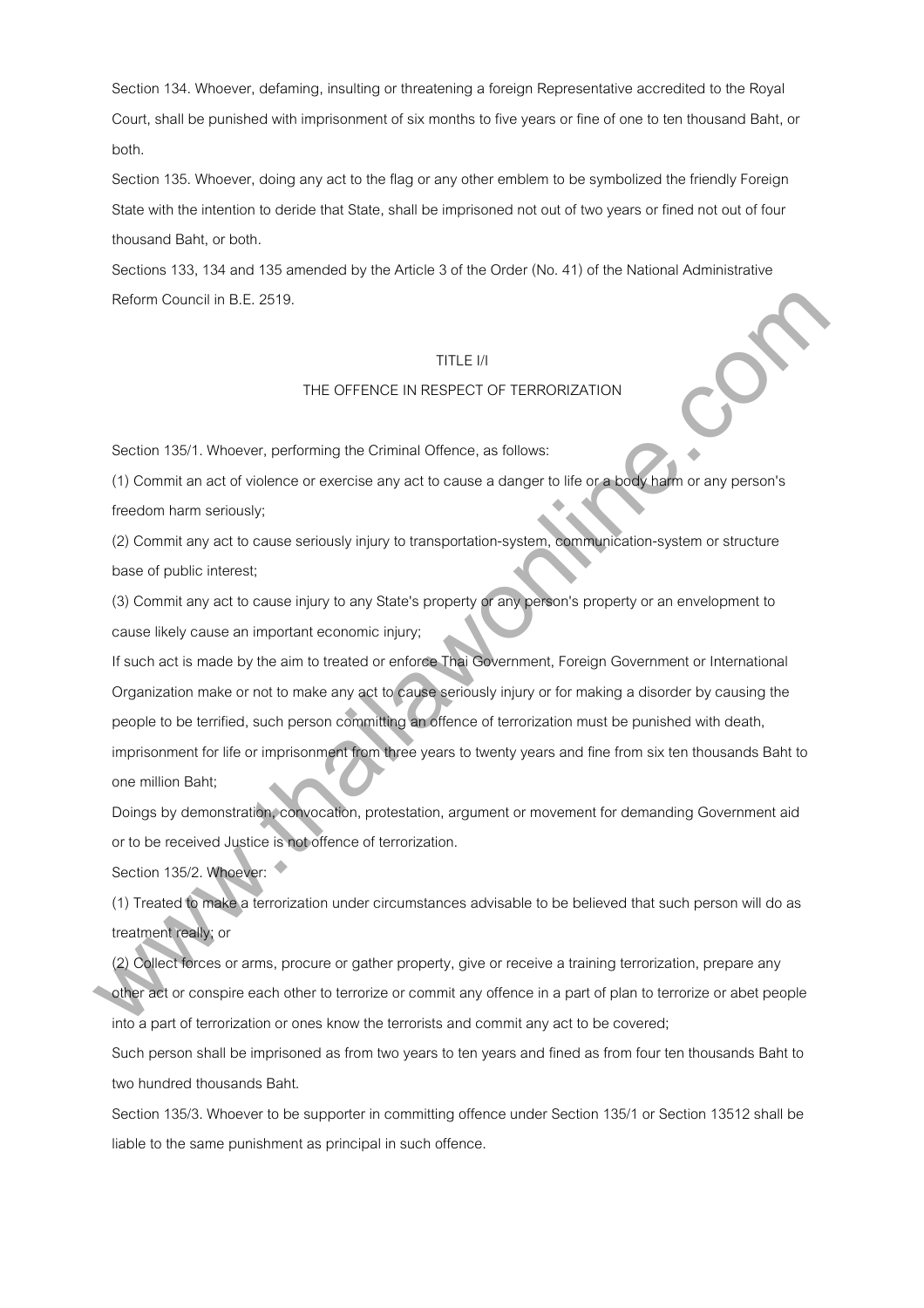Section 134. Whoever, defaming, insulting or threatening a foreign Representative accredited to the Royal Court, shall be punished with imprisonment of six months to five years or fine of one to ten thousand Baht, or both.

Section 135. Whoever, doing any act to the flag or any other emblem to be symbolized the friendly Foreign State with the intention to deride that State, shall be imprisoned not out of two years or fined not out of four thousand Baht, or both.

Sections 133, 134 and 135 amended by the Article 3 of the Order (No. 41) of the National Administrative Reform Council in B.E. 2519.

## TITLE I/I

## THE OFFENCE IN RESPECT OF TERRORIZATION

Section 135/1. Whoever, performing the Criminal Offence, as follows:

(1) Commit an act of violence or exercise any act to cause a danger to life or a body harm or any person's freedom harm seriously;

(2) Commit any act to cause seriously injury to transportation-system, communication-system or structure base of public interest;

(3) Commit any act to cause injury to any State's property or any person's property or an envelopment to cause likely cause an important economic injury;

If such act is made by the aim to treated or enforce Thai Government, Foreign Government or International Organization make or not to make any act to cause seriously injury or for making a disorder by causing the people to be terrified, such person committing an offence of terrorization must be punished with death, imprisonment for life or imprisonment from three years to twenty years and fine from six ten thousands Baht to one million Baht;

Doings by demonstration, convocation, protestation, argument or movement for demanding Government aid or to be received Justice is not offence of terrorization.

Section 135/2. Whoever:

(1) Treated to make a terrorization under circumstances advisable to be believed that such person will do as treatment really; or

(2) Collect forces or arms, procure or gather property, give or receive a training terrorization, prepare any other act or conspire each other to terrorize or commit any offence in a part of plan to terrorize or abet people into a part of terrorization or ones know the terrorists and commit any act to be covered;

Such person shall be imprisoned as from two years to ten years and fined as from four ten thousands Baht to two hundred thousands Baht.

Section 135/3. Whoever to be supporter in committing offence under Section 135/1 or Section 13512 shall be liable to the same punishment as principal in such offence.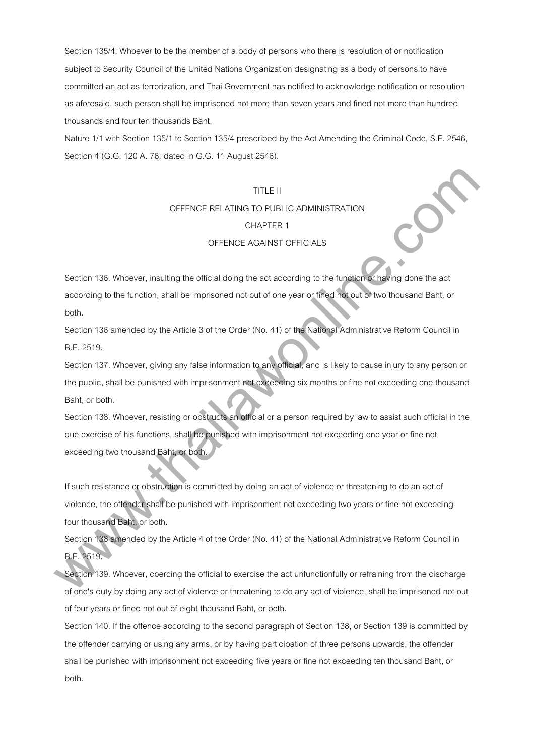Section 135/4. Whoever to be the member of a body of persons who there is resolution of or notification subject to Security Council of the United Nations Organization designating as a body of persons to have committed an act as terrorization, and Thai Government has notified to acknowledge notification or resolution as aforesaid, such person shall be imprisoned not more than seven years and fined not more than hundred thousands and four ten thousands Baht.

Nature 1/1 with Section 135/1 to Section 135/4 prescribed by the Act Amending the Criminal Code, S.E. 2546, Section 4 (G.G. 120 A. 76, dated in G.G. 11 August 2546).

# TITLE II

# OFFENCE RELATING TO PUBLIC ADMINISTRATION

## CHAPTER 1

## OFFENCE AGAINST OFFICIALS

Section 136. Whoever, insulting the official doing the act according to the function or having done the act according to the function, shall be imprisoned not out of one year or fined not out of two thousand Baht, or both.

Section 136 amended by the Article 3 of the Order (No. 41) of the National Administrative Reform Council in B.E. 2519.

Section 137. Whoever, giving any false information to any official, and is likely to cause injury to any person or the public, shall be punished with imprisonment not exceeding six months or fine not exceeding one thousand Baht, or both.

Section 138. Whoever, resisting or obstructs an official or a person required by law to assist such official in the due exercise of his functions, shall be punished with imprisonment not exceeding one year or fine not exceeding two thousand Baht, or both.

If such resistance or obstruction is committed by doing an act of violence or threatening to do an act of violence, the offender shall be punished with imprisonment not exceeding two years or fine not exceeding four thousand Baht, or both.

Section 138 amended by the Article 4 of the Order (No. 41) of the National Administrative Reform Council in B.E. 2519.

Section 139. Whoever, coercing the official to exercise the act unfunctionfully or refraining from the discharge of one's duty by doing any act of violence or threatening to do any act of violence, shall be imprisoned not out of four years or fined not out of eight thousand Baht, or both.

Section 140. If the offence according to the second paragraph of Section 138, or Section 139 is committed by the offender carrying or using any arms, or by having participation of three persons upwards, the offender shall be punished with imprisonment not exceeding five years or fine not exceeding ten thousand Baht, or both.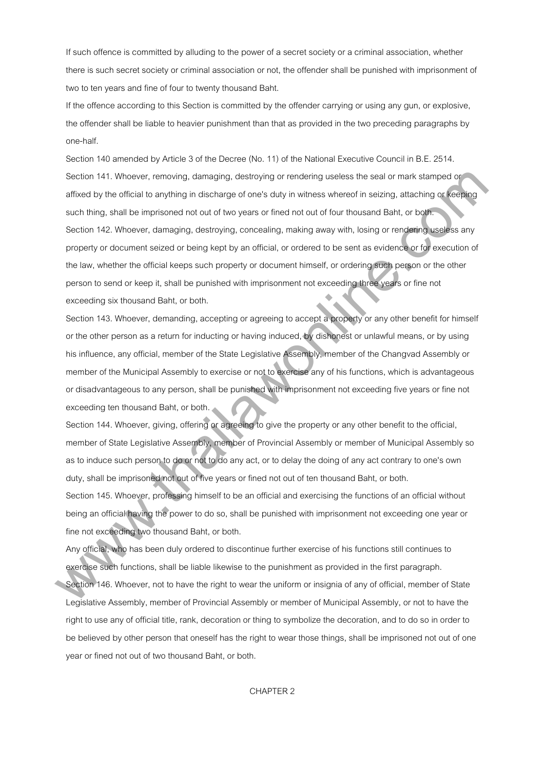If such offence is committed by alluding to the power of a secret society or a criminal association, whether there is such secret society or criminal association or not, the offender shall be punished with imprisonment of two to ten years and fine of four to twenty thousand Baht.

If the offence according to this Section is committed by the offender carrying or using any gun, or explosive, the offender shall be liable to heavier punishment than that as provided in the two preceding paragraphs by one-half.

Section 140 amended by Article 3 of the Decree (No. 11) of the National Executive Council in B.E. 2514.

Section 141. Whoever, removing, damaging, destroying or rendering useless the seal or mark stamped or affixed by the official to anything in discharge of one's duty in witness whereof in seizing, attaching or keeping such thing, shall be imprisoned not out of two years or fined not out of four thousand Baht, or both.

Section 142. Whoever, damaging, destroying, concealing, making away with, losing or rendering useless any property or document seized or being kept by an official, or ordered to be sent as evidence or for execution of the law, whether the official keeps such property or document himself, or ordering such person or the other person to send or keep it, shall be punished with imprisonment not exceeding three years or fine not exceeding six thousand Baht, or both.

Section 143. Whoever, demanding, accepting or agreeing to accept a property or any other benefit for himself or the other person as a return for inducting or having induced, by dishonest or unlawful means, or by using his influence, any official, member of the State Legislative Assembly, member of the Changvad Assembly or member of the Municipal Assembly to exercise or not to exercise any of his functions, which is advantageous or disadvantageous to any person, shall be punished with imprisonment not exceeding five years or fine not exceeding ten thousand Baht, or both.

Section 144. Whoever, giving, offering or agreeing to give the property or any other benefit to the official, member of State Legislative Assembly, member of Provincial Assembly or member of Municipal Assembly so as to induce such person to do or not to do any act, or to delay the doing of any act contrary to one's own duty, shall be imprisoned not out of five years or fined not out of ten thousand Baht, or both.

Section 145. Whoever, professing himself to be an official and exercising the functions of an official without being an official having the power to do so, shall be punished with imprisonment not exceeding one year or fine not exceeding two thousand Baht, or both.

Any official, who has been duly ordered to discontinue further exercise of his functions still continues to exercise such functions, shall be liable likewise to the punishment as provided in the first paragraph.

Section 146. Whoever, not to have the right to wear the uniform or insignia of any of official, member of State Legislative Assembly, member of Provincial Assembly or member of Municipal Assembly, or not to have the right to use any of official title, rank, decoration or thing to symbolize the decoration, and to do so in order to be believed by other person that oneself has the right to wear those things, shall be imprisoned not out of one year or fined not out of two thousand Baht, or both.

## CHAPTER 2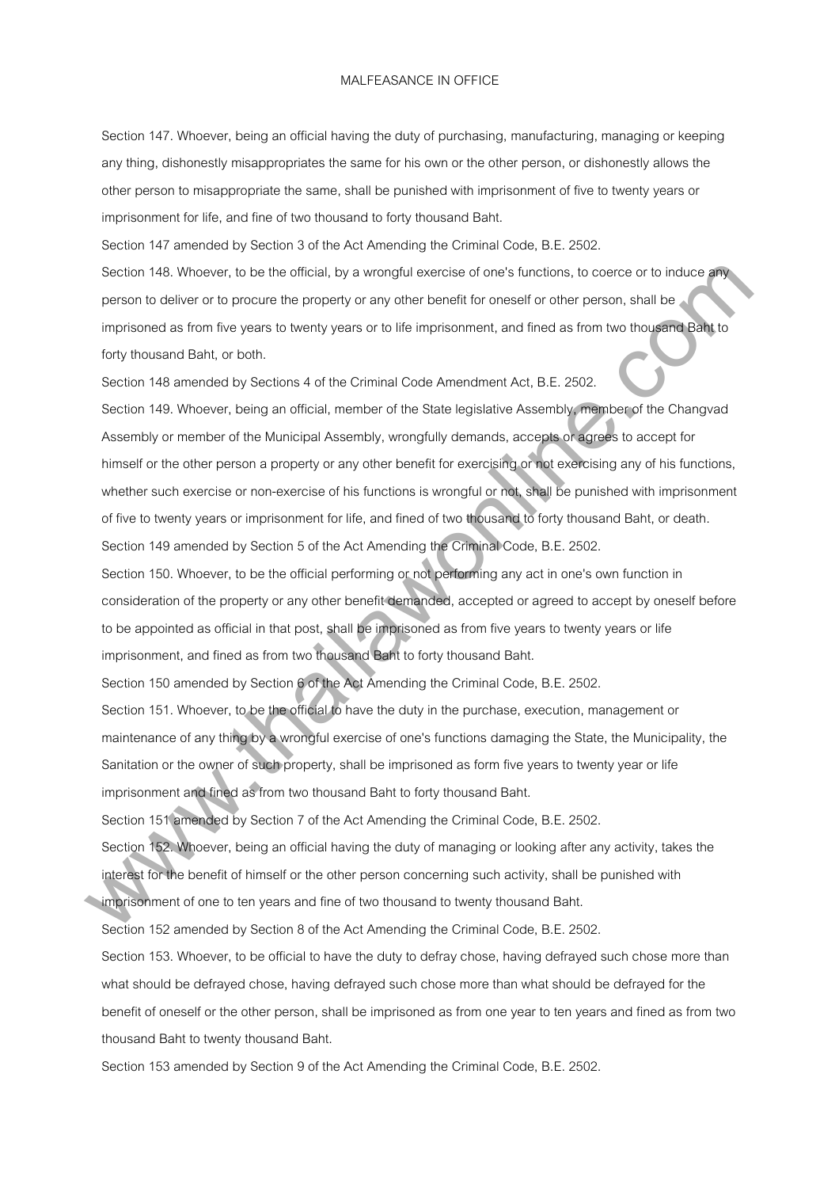# MALFEASANCE IN OFFICE

Section 147. Whoever, being an official having the duty of purchasing, manufacturing, managing or keeping any thing, dishonestly misappropriates the same for his own or the other person, or dishonestly allows the other person to misappropriate the same, shall be punished with imprisonment of five to twenty years or imprisonment for life, and fine of two thousand to forty thousand Baht.

Section 147 amended by Section 3 of the Act Amending the Criminal Code, B.E. 2502.

Section 148. Whoever, to be the official, by a wrongful exercise of one's functions, to coerce or to induce any person to deliver or to procure the property or any other benefit for oneself or other person, shall be imprisoned as from five years to twenty years or to life imprisonment, and fined as from two thousand Baht to forty thousand Baht, or both.

Section 148 amended by Sections 4 of the Criminal Code Amendment Act, B.E. 2502.

Section 149. Whoever, being an official, member of the State legislative Assembly, member of the Changvad Assembly or member of the Municipal Assembly, wrongfully demands, accepts or agrees to accept for himself or the other person a property or any other benefit for exercising or not exercising any of his functions, whether such exercise or non-exercise of his functions is wrongful or not, shall be punished with imprisonment of five to twenty years or imprisonment for life, and fined of two thousand to forty thousand Baht, or death.

Section 149 amended by Section 5 of the Act Amending the Criminal Code, B.E. 2502.

Section 150. Whoever, to be the official performing or not performing any act in one's own function in consideration of the property or any other benefit demanded, accepted or agreed to accept by oneself before to be appointed as official in that post, shall be imprisoned as from five years to twenty years or life imprisonment, and fined as from two thousand Baht to forty thousand Baht.

Section 150 amended by Section 6 of the Act Amending the Criminal Code, B.E. 2502.

Section 151. Whoever, to be the official to have the duty in the purchase, execution, management or maintenance of any thing by a wrongful exercise of one's functions damaging the State, the Municipality, the Sanitation or the owner of such property, shall be imprisoned as form five years to twenty year or life imprisonment and fined as from two thousand Baht to forty thousand Baht.

Section 151 amended by Section 7 of the Act Amending the Criminal Code, B.E. 2502.

Section 152. Whoever, being an official having the duty of managing or looking after any activity, takes the interest for the benefit of himself or the other person concerning such activity, shall be punished with imprisonment of one to ten years and fine of two thousand to twenty thousand Baht.

Section 152 amended by Section 8 of the Act Amending the Criminal Code, B.E. 2502.

Section 153. Whoever, to be official to have the duty to defray chose, having defrayed such chose more than what should be defrayed chose, having defrayed such chose more than what should be defrayed for the benefit of oneself or the other person, shall be imprisoned as from one year to ten years and fined as from two thousand Baht to twenty thousand Baht.

Section 153 amended by Section 9 of the Act Amending the Criminal Code, B.E. 2502.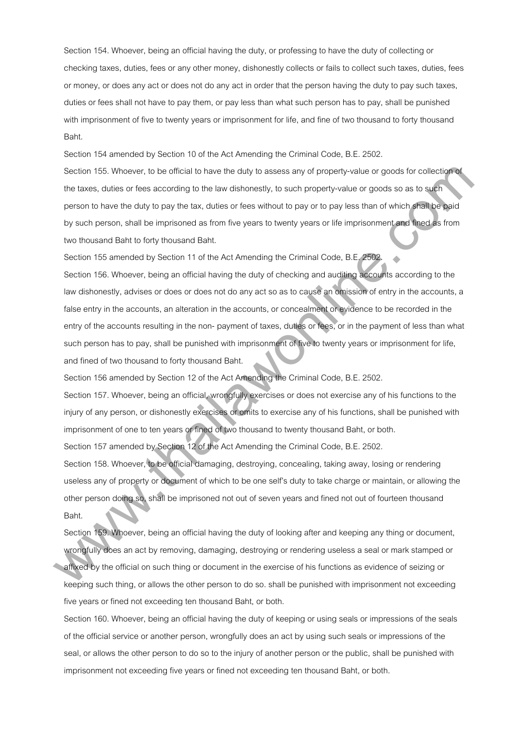Section 154. Whoever, being an official having the duty, or professing to have the duty of collecting or checking taxes, duties, fees or any other money, dishonestly collects or fails to collect such taxes, duties, fees or money, or does any act or does not do any act in order that the person having the duty to pay such taxes, duties or fees shall not have to pay them, or pay less than what such person has to pay, shall be punished with imprisonment of five to twenty years or imprisonment for life, and fine of two thousand to forty thousand Baht.

Section 154 amended by Section 10 of the Act Amending the Criminal Code, B.E. 2502.

Section 155. Whoever, to be official to have the duty to assess any of property-value or goods for collection of the taxes, duties or fees according to the law dishonestly, to such property-value or goods so as to such person to have the duty to pay the tax, duties or fees without to pay or to pay less than of which shall be paid by such person, shall be imprisoned as from five years to twenty years or life imprisonment and fined as from two thousand Baht to forty thousand Baht.

Section 155 amended by Section 11 of the Act Amending the Criminal Code, B.E. 2502.

Section 156. Whoever, being an official having the duty of checking and auditing accounts according to the law dishonestly, advises or does or does not do any act so as to cause an omission of entry in the accounts, a false entry in the accounts, an alteration in the accounts, or concealment or evidence to be recorded in the entry of the accounts resulting in the non- payment of taxes, duties or fees, or in the payment of less than what such person has to pay, shall be punished with imprisonment of five to twenty years or imprisonment for life, and fined of two thousand to forty thousand Baht.

Section 156 amended by Section 12 of the Act Amending the Criminal Code, B.E. 2502.

Section 157. Whoever, being an official, wrongfully exercises or does not exercise any of his functions to the injury of any person, or dishonestly exercises or omits to exercise any of his functions, shall be punished with imprisonment of one to ten years or fined of two thousand to twenty thousand Baht, or both.

Section 157 amended by Section 12 of the Act Amending the Criminal Code, B.E. 2502.

Section 158. Whoever, to be official damaging, destroying, concealing, taking away, losing or rendering useless any of property or document of which to be one self's duty to take charge or maintain, or allowing the other person doing so, shall be imprisoned not out of seven years and fined not out of fourteen thousand Baht.

Section 159. Whoever, being an official having the duty of looking after and keeping any thing or document, wrongfully does an act by removing, damaging, destroying or rendering useless a seal or mark stamped or affixed by the official on such thing or document in the exercise of his functions as evidence of seizing or keeping such thing, or allows the other person to do so. shall be punished with imprisonment not exceeding five years or fined not exceeding ten thousand Baht, or both.

Section 160. Whoever, being an official having the duty of keeping or using seals or impressions of the seals of the official service or another person, wrongfully does an act by using such seals or impressions of the seal, or allows the other person to do so to the injury of another person or the public, shall be punished with imprisonment not exceeding five years or fined not exceeding ten thousand Baht, or both.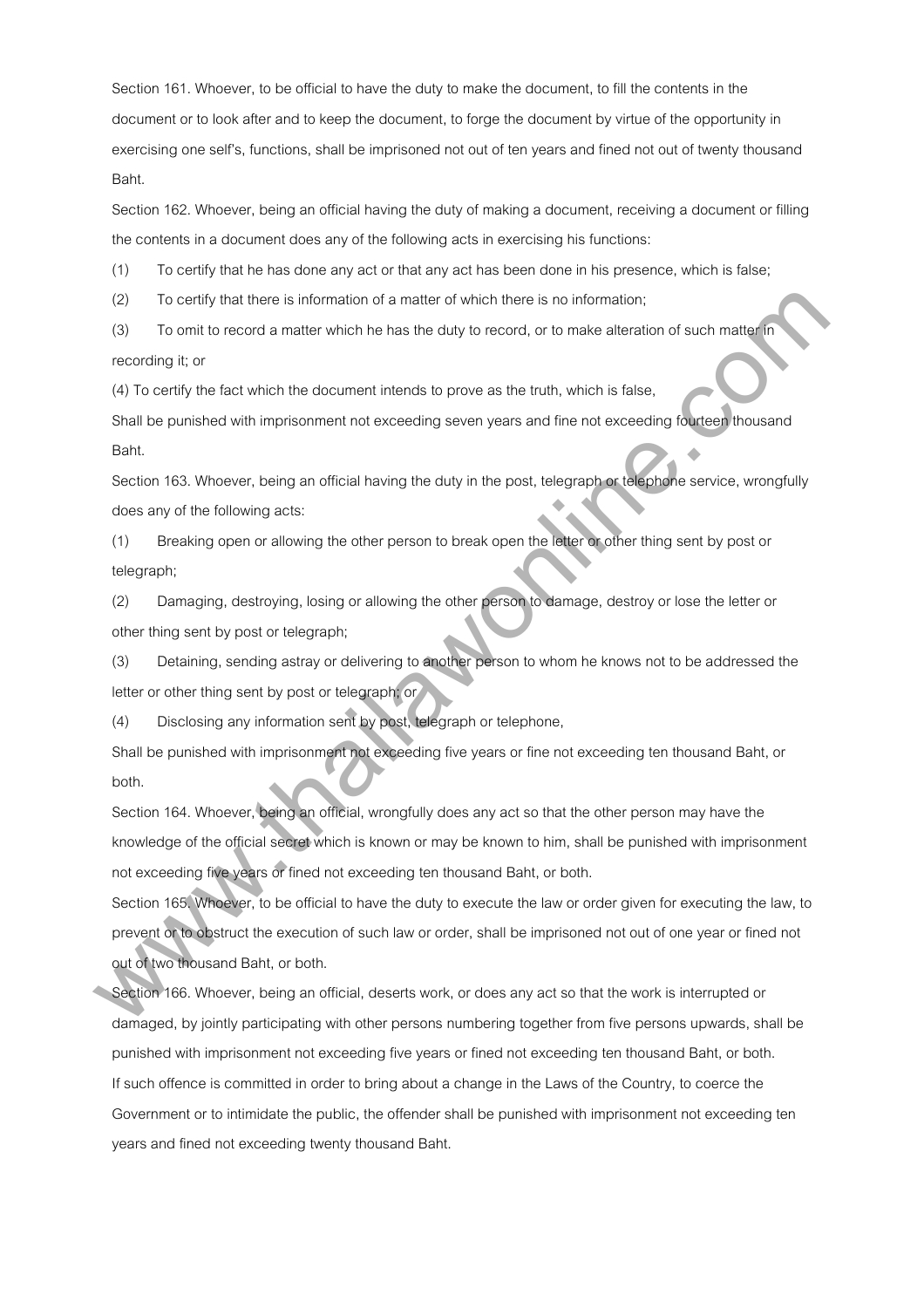Section 161. Whoever, to be official to have the duty to make the document, to fill the contents in the document or to look after and to keep the document, to forge the document by virtue of the opportunity in exercising one self's, functions, shall be imprisoned not out of ten years and fined not out of twenty thousand Baht.

Section 162. Whoever, being an official having the duty of making a document, receiving a document or filling the contents in a document does any of the following acts in exercising his functions:

(1) To certify that he has done any act or that any act has been done in his presence, which is false;

(2) To certify that there is information of a matter of which there is no information;

(3) To omit to record a matter which he has the duty to record, or to make alteration of such matter in recording it; or

(4) To certify the fact which the document intends to prove as the truth, which is false,

Shall be punished with imprisonment not exceeding seven years and fine not exceeding fourteen thousand Baht.

Section 163. Whoever, being an official having the duty in the post, telegraph or telephone service, wrongfully does any of the following acts:

(1) Breaking open or allowing the other person to break open the letter or other thing sent by post or telegraph;

(2) Damaging, destroying, losing or allowing the other person to damage, destroy or lose the letter or other thing sent by post or telegraph;

(3) Detaining, sending astray or delivering to another person to whom he knows not to be addressed the letter or other thing sent by post or telegraph; or

(4) Disclosing any information sent by post, telegraph or telephone,

Shall be punished with imprisonment not exceeding five years or fine not exceeding ten thousand Baht, or both.

Section 164. Whoever, being an official, wrongfully does any act so that the other person may have the knowledge of the official secret which is known or may be known to him, shall be punished with imprisonment not exceeding five years or fined not exceeding ten thousand Baht, or both.

Section 165. Whoever, to be official to have the duty to execute the law or order given for executing the law, to prevent or to obstruct the execution of such law or order, shall be imprisoned not out of one year or fined not out of two thousand Baht, or both.

Section 166. Whoever, being an official, deserts work, or does any act so that the work is interrupted or damaged, by jointly participating with other persons numbering together from five persons upwards, shall be punished with imprisonment not exceeding five years or fined not exceeding ten thousand Baht, or both.

If such offence is committed in order to bring about a change in the Laws of the Country, to coerce the Government or to intimidate the public, the offender shall be punished with imprisonment not exceeding ten years and fined not exceeding twenty thousand Baht.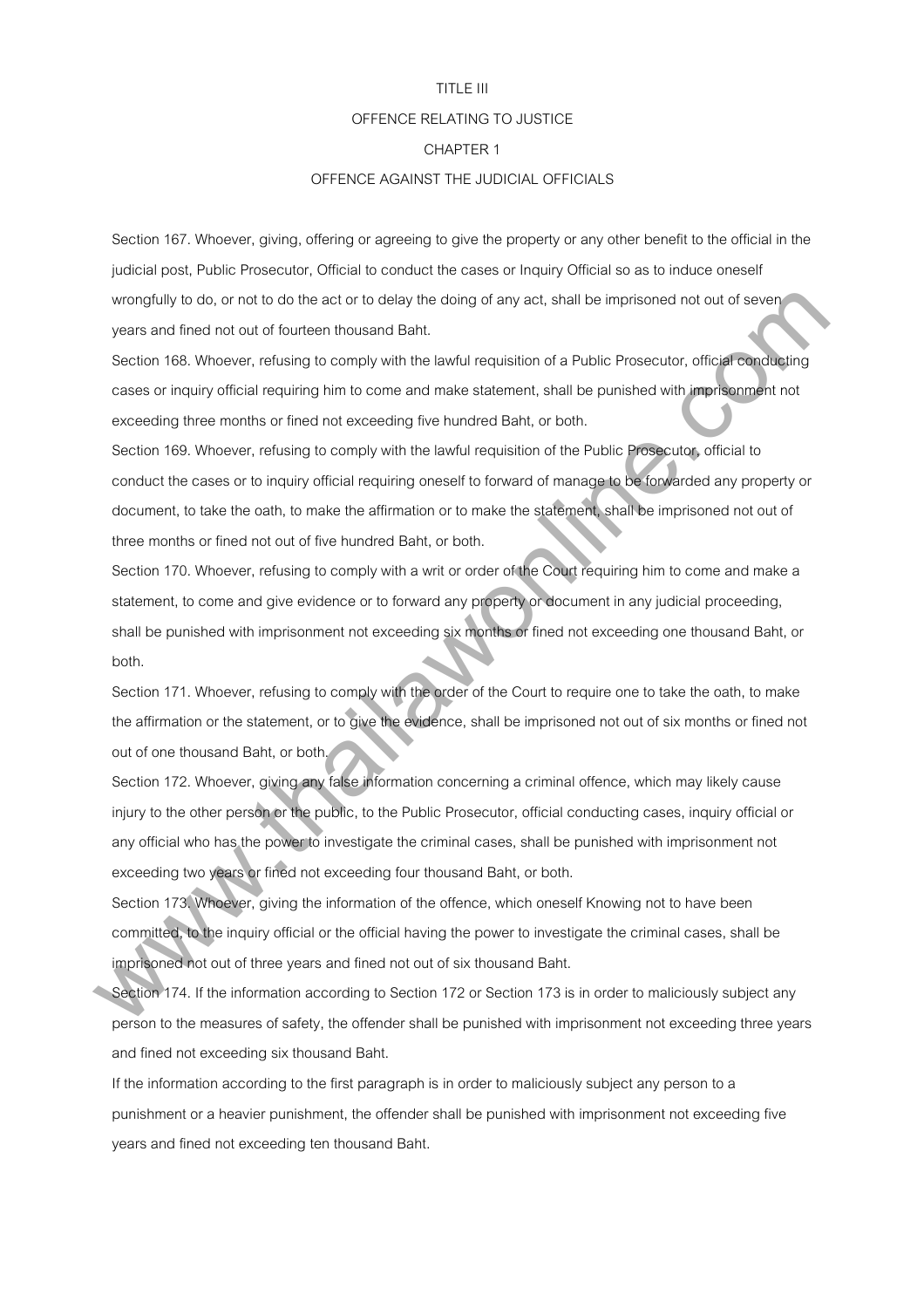# TITLE III

## OFFENCE RELATING TO JUSTICE

### CHAPTER 1

### OFFENCE AGAINST THE JUDICIAL OFFICIALS

Section 167. Whoever, giving, offering or agreeing to give the property or any other benefit to the official in the judicial post, Public Prosecutor, Official to conduct the cases or Inquiry Official so as to induce oneself wrongfully to do, or not to do the act or to delay the doing of any act, shall be imprisoned not out of seven years and fined not out of fourteen thousand Baht.

Section 168. Whoever, refusing to comply with the lawful requisition of a Public Prosecutor, official conducting cases or inquiry official requiring him to come and make statement, shall be punished with imprisonment not exceeding three months or fined not exceeding five hundred Baht, or both.

Section 169. Whoever, refusing to comply with the lawful requisition of the Public Prosecutor, official to conduct the cases or to inquiry official requiring oneself to forward of manage to be forwarded any property or document, to take the oath, to make the affirmation or to make the statement, shall be imprisoned not out of three months or fined not out of five hundred Baht, or both.

Section 170. Whoever, refusing to comply with a writ or order of the Court requiring him to come and make a statement, to come and give evidence or to forward any property or document in any judicial proceeding, shall be punished with imprisonment not exceeding six months or fined not exceeding one thousand Baht, or both.

Section 171. Whoever, refusing to comply with the order of the Court to require one to take the oath, to make the affirmation or the statement, or to give the evidence, shall be imprisoned not out of six months or fined not out of one thousand Baht, or both.

Section 172. Whoever, giving any false information concerning a criminal offence, which may likely cause injury to the other person or the public, to the Public Prosecutor, official conducting cases, inquiry official or any official who has the power to investigate the criminal cases, shall be punished with imprisonment not exceeding two years or fined not exceeding four thousand Baht, or both.

Section 173. Whoever, giving the information of the offence, which oneself Knowing not to have been committed, to the inquiry official or the official having the power to investigate the criminal cases, shall be imprisoned not out of three years and fined not out of six thousand Baht.

Section 174. If the information according to Section 172 or Section 173 is in order to maliciously subject any person to the measures of safety, the offender shall be punished with imprisonment not exceeding three years and fined not exceeding six thousand Baht.

If the information according to the first paragraph is in order to maliciously subject any person to a punishment or a heavier punishment, the offender shall be punished with imprisonment not exceeding five years and fined not exceeding ten thousand Baht.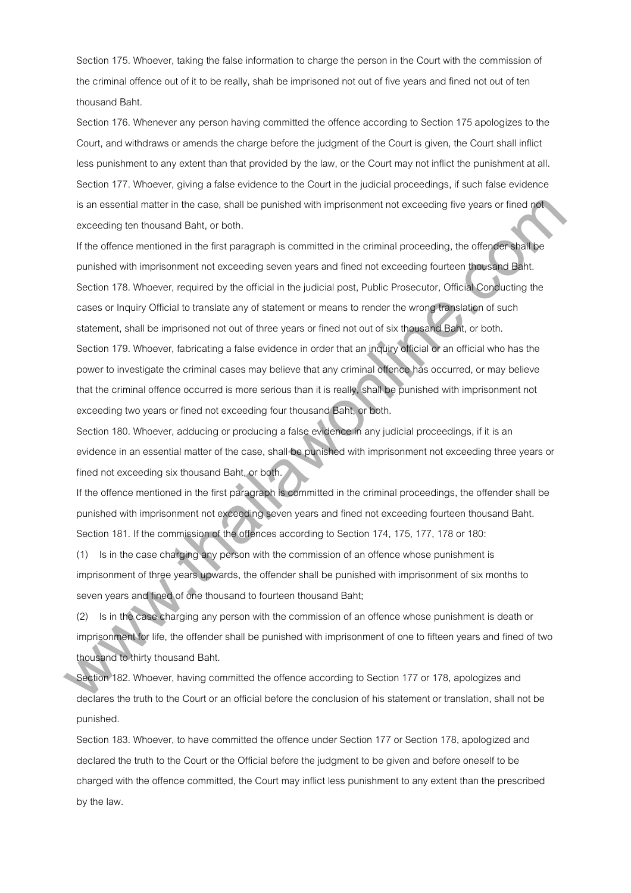Section 175. Whoever, taking the false information to charge the person in the Court with the commission of the criminal offence out of it to be really, shah be imprisoned not out of five years and fined not out of ten thousand Baht.

Section 176. Whenever any person having committed the offence according to Section 175 apologizes to the Court, and withdraws or amends the charge before the judgment of the Court is given, the Court shall inflict less punishment to any extent than that provided by the law, or the Court may not inflict the punishment at all.

Section 177. Whoever, giving a false evidence to the Court in the judicial proceedings, if such false evidence is an essential matter in the case, shall be punished with imprisonment not exceeding five years or fined not exceeding ten thousand Baht, or both.

If the offence mentioned in the first paragraph is committed in the criminal proceeding, the offender shall be punished with imprisonment not exceeding seven years and fined not exceeding fourteen thousand Baht.

Section 178. Whoever, required by the official in the judicial post, Public Prosecutor, Official Conducting the cases or Inquiry Official to translate any of statement or means to render the wrong translation of such statement, shall be imprisoned not out of three years or fined not out of six thousand Baht, or both.

Section 179. Whoever, fabricating a false evidence in order that an inquiry official or an official who has the power to investigate the criminal cases may believe that any criminal offence has occurred, or may believe that the criminal offence occurred is more serious than it is really, shall be punished with imprisonment not exceeding two years or fined not exceeding four thousand Baht, or both.

Section 180. Whoever, adducing or producing a false evidence in any judicial proceedings, if it is an evidence in an essential matter of the case, shall be punished with imprisonment not exceeding three years or fined not exceeding six thousand Baht, or both.

If the offence mentioned in the first paragraph is committed in the criminal proceedings, the offender shall be punished with imprisonment not exceeding seven years and fined not exceeding fourteen thousand Baht.

Section 181. If the commission of the offences according to Section 174, 175, 177, 178 or 180:

(1) Is in the case charging any person with the commission of an offence whose punishment is imprisonment of three years upwards, the offender shall be punished with imprisonment of six months to seven years and fined of one thousand to fourteen thousand Baht;

(2) Is in the case charging any person with the commission of an offence whose punishment is death or imprisonment for life, the offender shall be punished with imprisonment of one to fifteen years and fined of two thousand to thirty thousand Baht.

Section 182. Whoever, having committed the offence according to Section 177 or 178, apologizes and declares the truth to the Court or an official before the conclusion of his statement or translation, shall not be punished.

Section 183. Whoever, to have committed the offence under Section 177 or Section 178, apologized and declared the truth to the Court or the Official before the judgment to be given and before oneself to be charged with the offence committed, the Court may inflict less punishment to any extent than the prescribed by the law.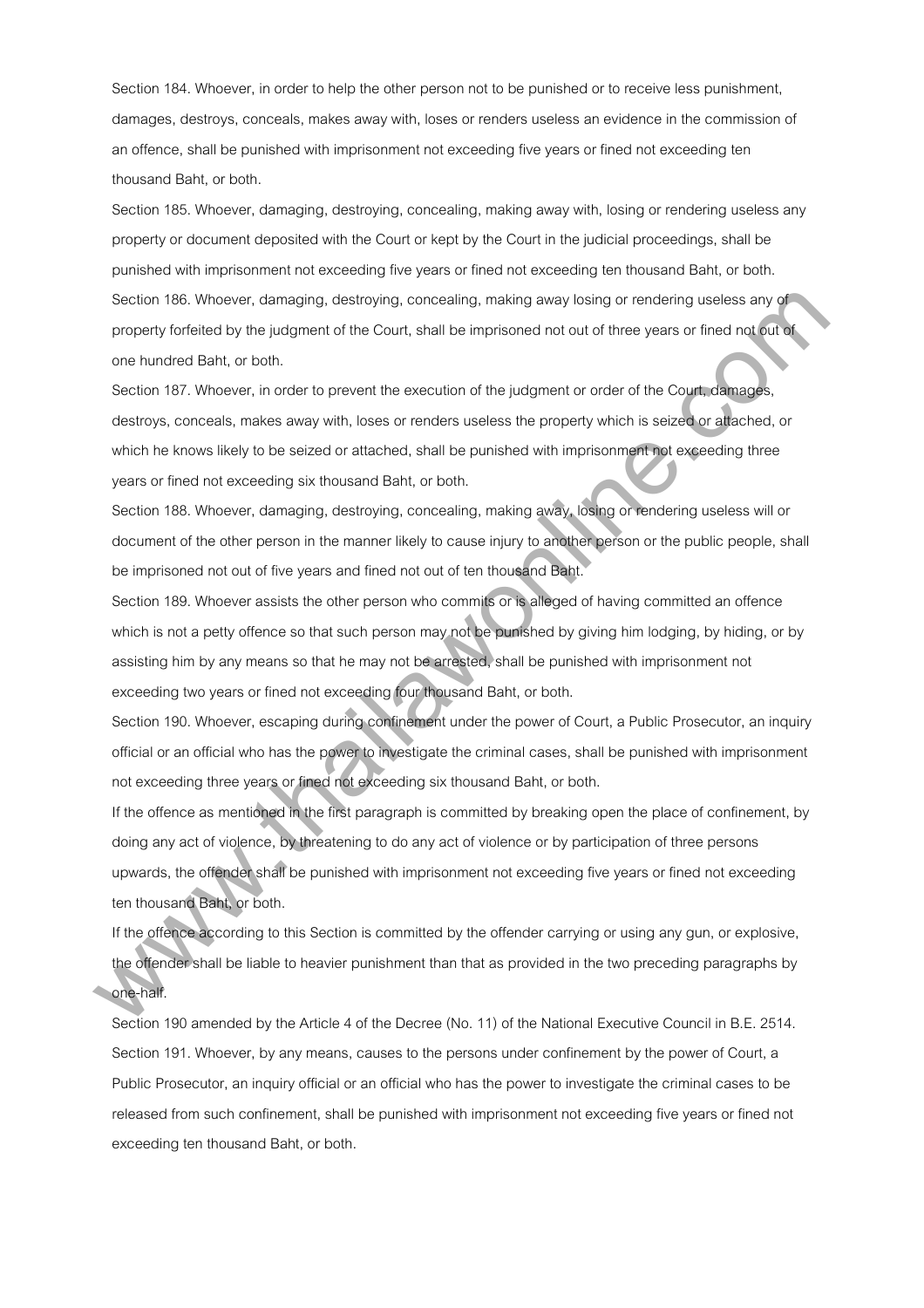Section 184. Whoever, in order to help the other person not to be punished or to receive less punishment, damages, destroys, conceals, makes away with, loses or renders useless an evidence in the commission of an offence, shall be punished with imprisonment not exceeding five years or fined not exceeding ten thousand Baht, or both.

Section 185. Whoever, damaging, destroying, concealing, making away with, losing or rendering useless any property or document deposited with the Court or kept by the Court in the judicial proceedings, shall be punished with imprisonment not exceeding five years or fined not exceeding ten thousand Baht, or both.

Section 186. Whoever, damaging, destroying, concealing, making away losing or rendering useless any of property forfeited by the judgment of the Court, shall be imprisoned not out of three years or fined not out of one hundred Baht, or both.

Section 187. Whoever, in order to prevent the execution of the judgment or order of the Court, damages, destroys, conceals, makes away with, loses or renders useless the property which is seized or attached, or which he knows likely to be seized or attached, shall be punished with imprisonment not exceeding three years or fined not exceeding six thousand Baht, or both.

Section 188. Whoever, damaging, destroying, concealing, making away, losing or rendering useless will or document of the other person in the manner likely to cause injury to another person or the public people, shall be imprisoned not out of five years and fined not out of ten thousand Baht.

Section 189. Whoever assists the other person who commits or is alleged of having committed an offence which is not a petty offence so that such person may not be punished by giving him lodging, by hiding, or by assisting him by any means so that he may not be arrested, shall be punished with imprisonment not exceeding two years or fined not exceeding four thousand Baht, or both.

Section 190. Whoever, escaping during confinement under the power of Court, a Public Prosecutor, an inquiry official or an official who has the power to investigate the criminal cases, shall be punished with imprisonment not exceeding three years or fined not exceeding six thousand Baht, or both.

If the offence as mentioned in the first paragraph is committed by breaking open the place of confinement, by doing any act of violence, by threatening to do any act of violence or by participation of three persons upwards, the offender shall be punished with imprisonment not exceeding five years or fined not exceeding ten thousand Baht, or both.

If the offence according to this Section is committed by the offender carrying or using any gun, or explosive, the offender shall be liable to heavier punishment than that as provided in the two preceding paragraphs by one-half.

Section 190 amended by the Article 4 of the Decree (No. 11) of the National Executive Council in B.E. 2514.

Section 191. Whoever, by any means, causes to the persons under confinement by the power of Court, a Public Prosecutor, an inquiry official or an official who has the power to investigate the criminal cases to be released from such confinement, shall be punished with imprisonment not exceeding five years or fined not exceeding ten thousand Baht, or both.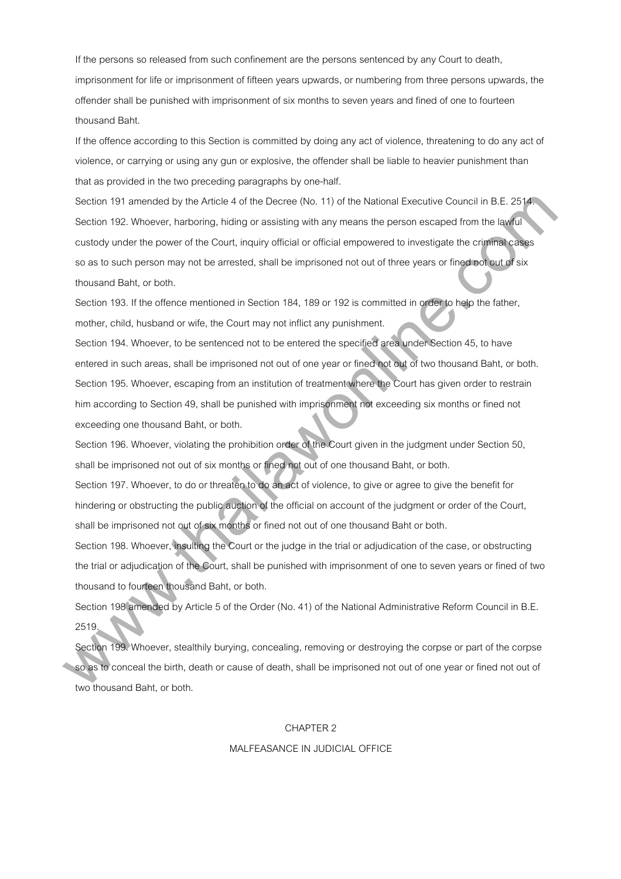If the persons so released from such confinement are the persons sentenced by any Court to death, imprisonment for life or imprisonment of fifteen years upwards, or numbering from three persons upwards, the offender shall be punished with imprisonment of six months to seven years and fined of one to fourteen thousand Baht.

If the offence according to this Section is committed by doing any act of violence, threatening to do any act of violence, or carrying or using any gun or explosive, the offender shall be liable to heavier punishment than that as provided in the two preceding paragraphs by one-half.

Section 191 amended by the Article 4 of the Decree (No. 11) of the National Executive Council in B.E. 2514.

Section 192. Whoever, harboring, hiding or assisting with any means the person escaped from the lawful custody under the power of the Court, inquiry official or official empowered to investigate the criminal cases so as to such person may not be arrested, shall be imprisoned not out of three years or fined not out of six thousand Baht, or both.

Section 193. If the offence mentioned in Section 184, 189 or 192 is committed in order to help the father, mother, child, husband or wife, the Court may not inflict any punishment.

Section 194. Whoever, to be sentenced not to be entered the specified area under Section 45, to have entered in such areas, shall be imprisoned not out of one year or fined not out of two thousand Baht, or both.

Section 195. Whoever, escaping from an institution of treatment where the Court has given order to restrain him according to Section 49, shall be punished with imprisonment not exceeding six months or fined not exceeding one thousand Baht, or both.

Section 196. Whoever, violating the prohibition order of the Court given in the judgment under Section 50, shall be imprisoned not out of six months or fined not out of one thousand Baht, or both.

Section 197. Whoever, to do or threaten to do an act of violence, to give or agree to give the benefit for hindering or obstructing the public auction of the official on account of the judgment or order of the Court, shall be imprisoned not out of six months or fined not out of one thousand Baht or both.

Section 198. Whoever, insulting the Court or the judge in the trial or adjudication of the case, or obstructing the trial or adjudication of the Court, shall be punished with imprisonment of one to seven years or fined of two thousand to fourteen thousand Baht, or both.

Section 198 amended by Article 5 of the Order (No. 41) of the National Administrative Reform Council in B.E. 2519.

Section 199. Whoever, stealthily burying, concealing, removing or destroying the corpse or part of the corpse so as to conceal the birth, death or cause of death, shall be imprisoned not out of one year or fined not out of two thousand Baht, or both.

## CHAPTER 2

## MALFEASANCE IN JUDICIAL OFFICE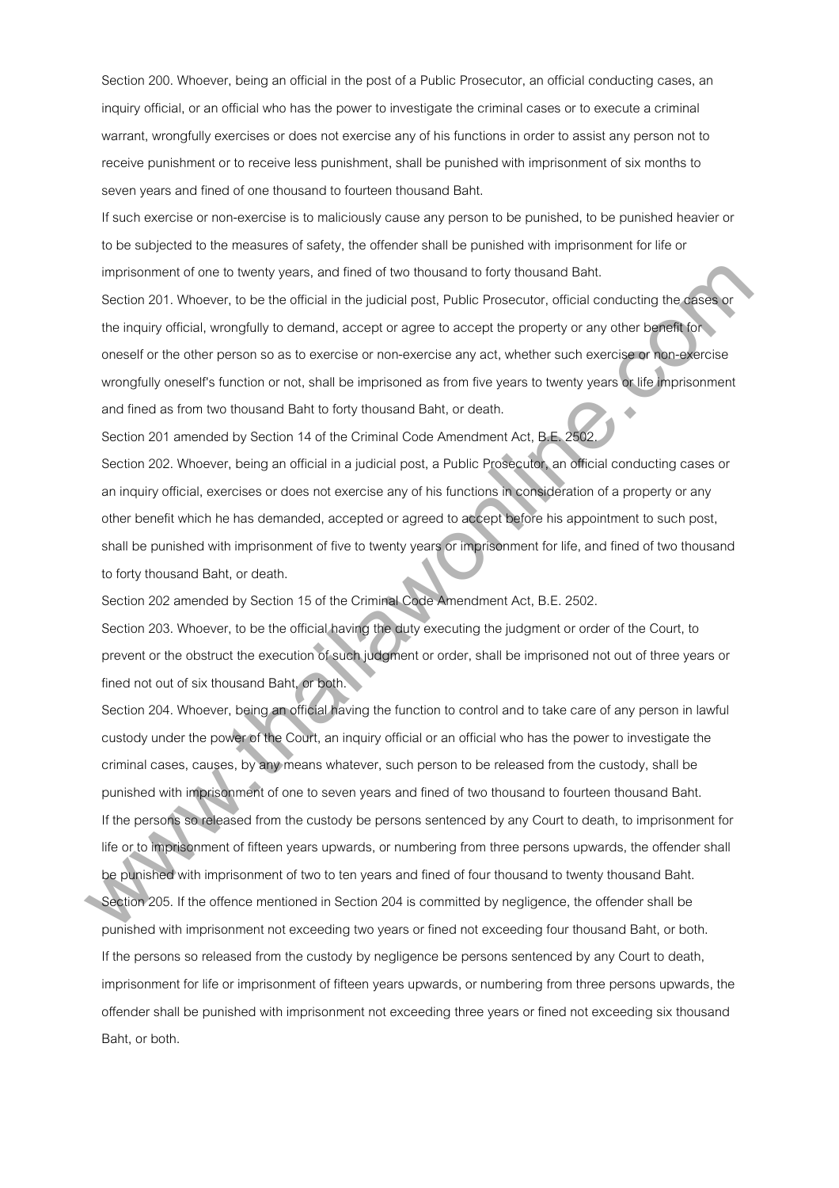Section 200. Whoever, being an official in the post of a Public Prosecutor, an official conducting cases, an inquiry official, or an official who has the power to investigate the criminal cases or to execute a criminal warrant, wrongfully exercises or does not exercise any of his functions in order to assist any person not to receive punishment or to receive less punishment, shall be punished with imprisonment of six months to seven years and fined of one thousand to fourteen thousand Baht.

If such exercise or non-exercise is to maliciously cause any person to be punished, to be punished heavier or to be subjected to the measures of safety, the offender shall be punished with imprisonment for life or imprisonment of one to twenty years, and fined of two thousand to forty thousand Baht.

Section 201. Whoever, to be the official in the judicial post, Public Prosecutor, official conducting the cases or the inquiry official, wrongfully to demand, accept or agree to accept the property or any other benefit for oneself or the other person so as to exercise or non-exercise any act, whether such exercise or non-exercise wrongfully oneself's function or not, shall be imprisoned as from five years to twenty years or life imprisonment and fined as from two thousand Baht to forty thousand Baht, or death.

Section 201 amended by Section 14 of the Criminal Code Amendment Act, B.E. 2502.

Section 202. Whoever, being an official in a judicial post, a Public Prosecutor, an official conducting cases or an inquiry official, exercises or does not exercise any of his functions in consideration of a property or any other benefit which he has demanded, accepted or agreed to accept before his appointment to such post, shall be punished with imprisonment of five to twenty years or imprisonment for life, and fined of two thousand to forty thousand Baht, or death.

Section 202 amended by Section 15 of the Criminal Code Amendment Act, B.E. 2502.

Section 203. Whoever, to be the official having the duty executing the judgment or order of the Court, to prevent or the obstruct the execution of such judgment or order, shall be imprisoned not out of three years or fined not out of six thousand Baht, or both.

Section 204. Whoever, being an official having the function to control and to take care of any person in lawful custody under the power of the Court, an inquiry official or an official who has the power to investigate the criminal cases, causes, by any means whatever, such person to be released from the custody, shall be punished with imprisonment of one to seven years and fined of two thousand to fourteen thousand Baht.

If the persons so released from the custody be persons sentenced by any Court to death, to imprisonment for life or to imprisonment of fifteen years upwards, or numbering from three persons upwards, the offender shall be punished with imprisonment of two to ten years and fined of four thousand to twenty thousand Baht.

Section 205. If the offence mentioned in Section 204 is committed by negligence, the offender shall be punished with imprisonment not exceeding two years or fined not exceeding four thousand Baht, or both.

If the persons so released from the custody by negligence be persons sentenced by any Court to death, imprisonment for life or imprisonment of fifteen years upwards, or numbering from three persons upwards, the offender shall be punished with imprisonment not exceeding three years or fined not exceeding six thousand Baht, or both.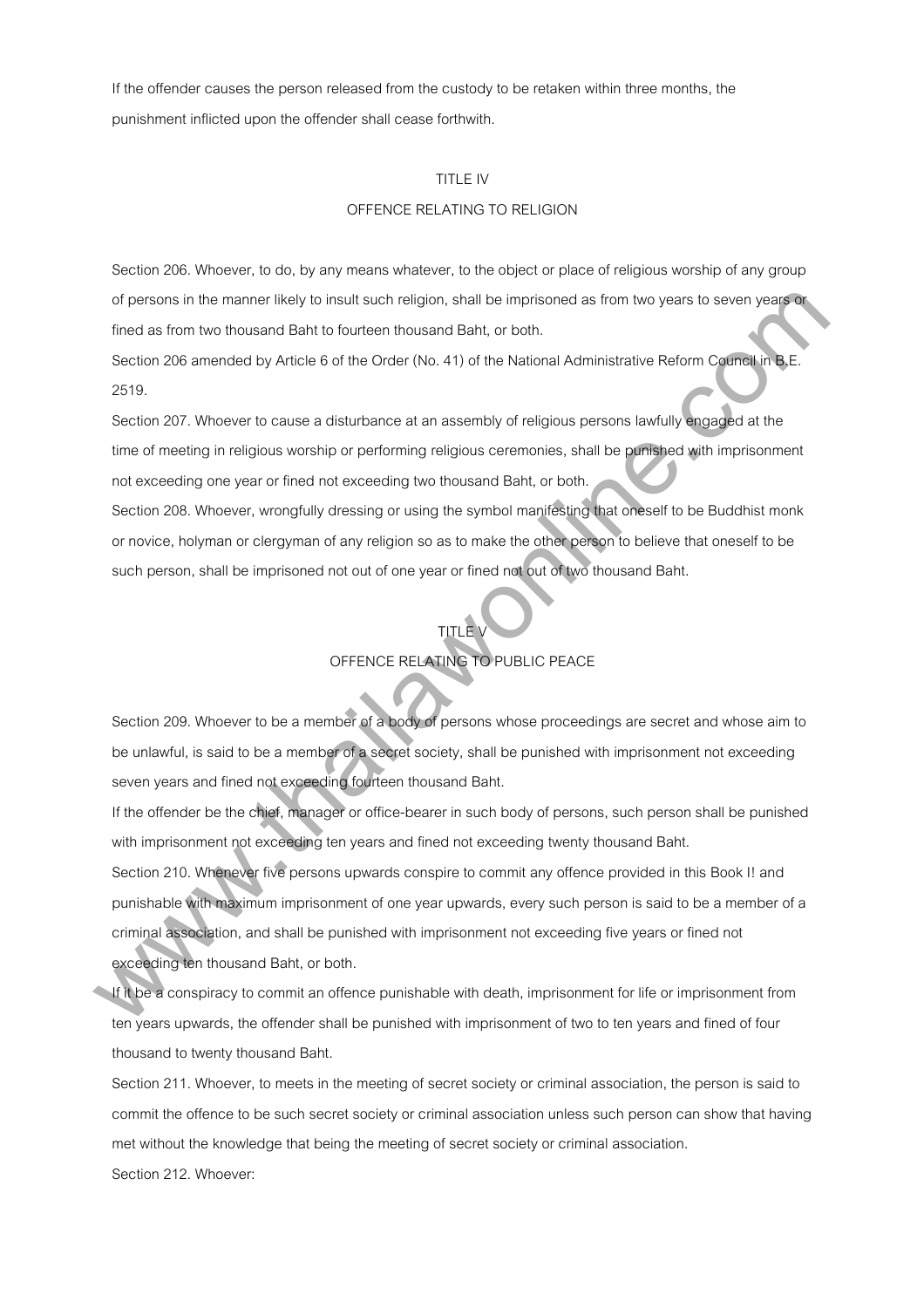If the offender causes the person released from the custody to be retaken within three months, the punishment inflicted upon the offender shall cease forthwith.

## TITLE IV
## OFFENCE RELATING TO RELIGION

Section 206. Whoever, to do, by any means whatever, to the object or place of religious worship of any group of persons in the manner likely to insult such religion, shall be imprisoned as from two years to seven years or fined as from two thousand Baht to fourteen thousand Baht, or both.

Section 206 amended by Article 6 of the Order (No. 41) of the National Administrative Reform Council in B.E. 2519.

Section 207. Whoever to cause a disturbance at an assembly of religious persons lawfully engaged at the time of meeting in religious worship or performing religious ceremonies, shall be punished with imprisonment not exceeding one year or fined not exceeding two thousand Baht, or both.

Section 208. Whoever, wrongfully dressing or using the symbol manifesting that oneself to be Buddhist monk or novice, holyman or clergyman of any religion so as to make the other person to believe that oneself to be such person, shall be imprisoned not out of one year or fined not out of two thousand Baht.

## TITLE V
## OFFENCE RELATING TO PUBLIC PEACE

Section 209. Whoever to be a member of a body of persons whose proceedings are secret and whose aim to be unlawful, is said to be a member of a secret society, shall be punished with imprisonment not exceeding seven years and fined not exceeding fourteen thousand Baht.

If the offender be the chief, manager or office-bearer in such body of persons, such person shall be punished with imprisonment not exceeding ten years and fined not exceeding twenty thousand Baht.

Section 210. Whenever five persons upwards conspire to commit any offence provided in this Book I! and punishable with maximum imprisonment of one year upwards, every such person is said to be a member of a criminal association, and shall be punished with imprisonment not exceeding five years or fined not exceeding ten thousand Baht, or both.

If it be a conspiracy to commit an offence punishable with death, imprisonment for life or imprisonment from ten years upwards, the offender shall be punished with imprisonment of two to ten years and fined of four thousand to twenty thousand Baht.

Section 211. Whoever, to meets in the meeting of secret society or criminal association, the person is said to commit the offence to be such secret society or criminal association unless such person can show that having met without the knowledge that being the meeting of secret society or criminal association.

Section 212. Whoever: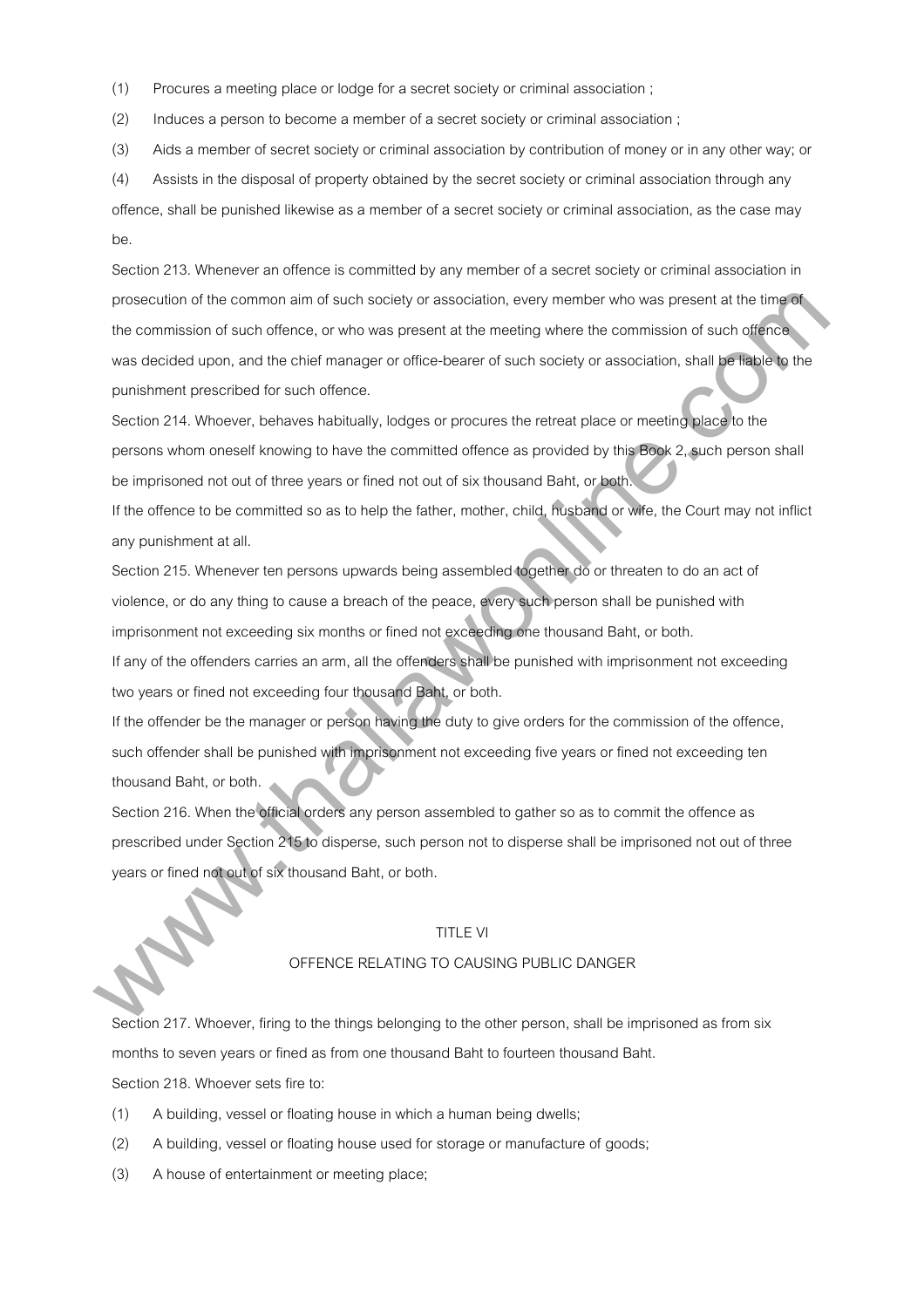(1) Procures a meeting place or lodge for a secret society or criminal association ;

(2) Induces a person to become a member of a secret society or criminal association ;

(3) Aids a member of secret society or criminal association by contribution of money or in any other way; or

(4) Assists in the disposal of property obtained by the secret society or criminal association through any offence, shall be punished likewise as a member of a secret society or criminal association, as the case may be.

Section 213. Whenever an offence is committed by any member of a secret society or criminal association in prosecution of the common aim of such society or association, every member who was present at the time of the commission of such offence, or who was present at the meeting where the commission of such offence was decided upon, and the chief manager or office-bearer of such society or association, shall be liable to the punishment prescribed for such offence.

Section 214. Whoever, behaves habitually, lodges or procures the retreat place or meeting place to the persons whom oneself knowing to have the committed offence as provided by this Book 2, such person shall be imprisoned not out of three years or fined not out of six thousand Baht, or both.

If the offence to be committed so as to help the father, mother, child, husband or wife, the Court may not inflict any punishment at all.

Section 215. Whenever ten persons upwards being assembled together do or threaten to do an act of violence, or do any thing to cause a breach of the peace, every such person shall be punished with imprisonment not exceeding six months or fined not exceeding one thousand Baht, or both.

If any of the offenders carries an arm, all the offenders shall be punished with imprisonment not exceeding two years or fined not exceeding four thousand Baht, or both.

If the offender be the manager or person having the duty to give orders for the commission of the offence, such offender shall be punished with imprisonment not exceeding five years or fined not exceeding ten thousand Baht, or both.

Section 216. When the official orders any person assembled to gather so as to commit the offence as prescribed under Section 215 to disperse, such person not to disperse shall be imprisoned not out of three years or fined not out of six thousand Baht, or both.

## TITLE VI

## OFFENCE RELATING TO CAUSING PUBLIC DANGER

Section 217. Whoever, firing to the things belonging to the other person, shall be imprisoned as from six months to seven years or fined as from one thousand Baht to fourteen thousand Baht.

Section 218. Whoever sets fire to:

(1) A building, vessel or floating house in which a human being dwells;

(2) A building, vessel or floating house used for storage or manufacture of goods;

(3) A house of entertainment or meeting place;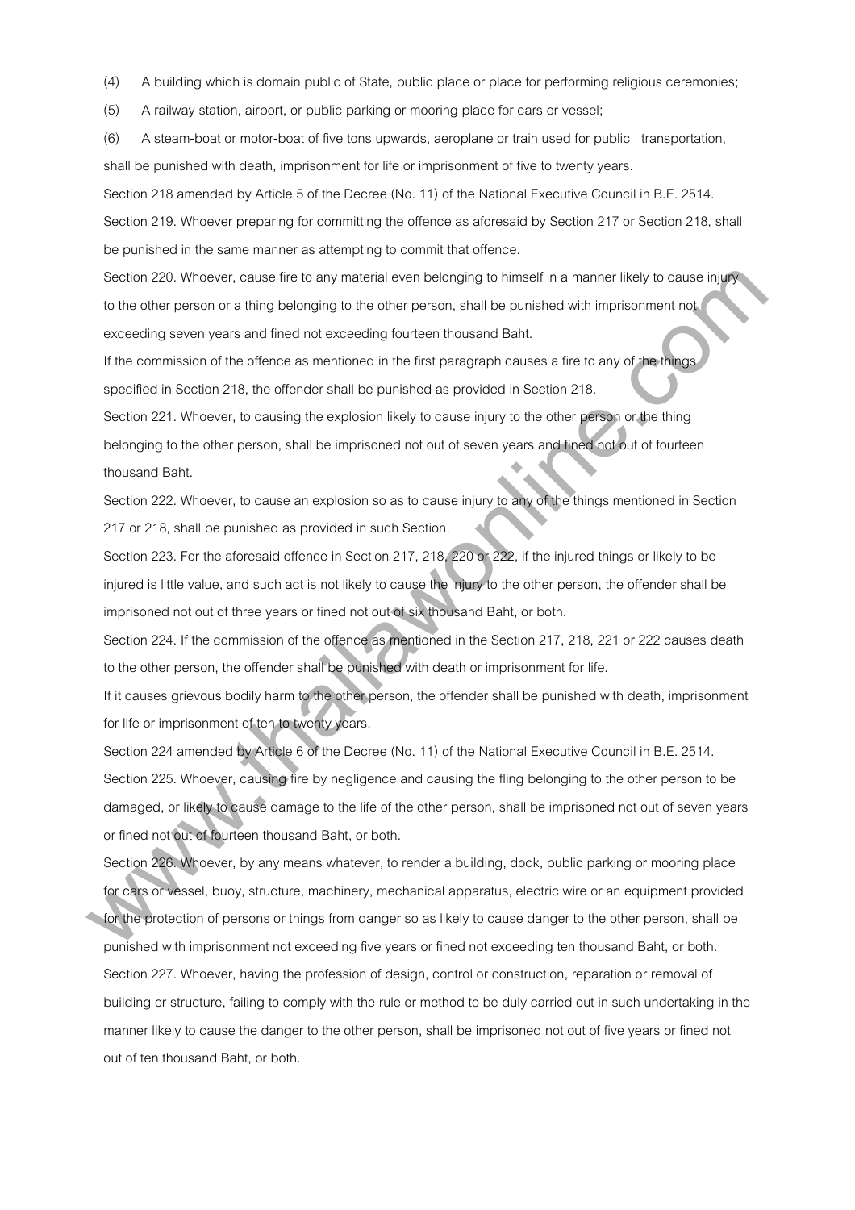(4) A building which is domain public of State, public place or place for performing religious ceremonies;

(5) A railway station, airport, or public parking or mooring place for cars or vessel;

(6) A steam-boat or motor-boat of five tons upwards, aeroplane or train used for public transportation,

shall be punished with death, imprisonment for life or imprisonment of five to twenty years.

Section 218 amended by Article 5 of the Decree (No. 11) of the National Executive Council in B.E. 2514.

Section 219. Whoever preparing for committing the offence as aforesaid by Section 217 or Section 218, shall be punished in the same manner as attempting to commit that offence.

Section 220. Whoever, cause fire to any material even belonging to himself in a manner likely to cause injury to the other person or a thing belonging to the other person, shall be punished with imprisonment not exceeding seven years and fined not exceeding fourteen thousand Baht.

If the commission of the offence as mentioned in the first paragraph causes a fire to any of the things specified in Section 218, the offender shall be punished as provided in Section 218.

Section 221. Whoever, to causing the explosion likely to cause injury to the other person or the thing belonging to the other person, shall be imprisoned not out of seven years and fined not out of fourteen thousand Baht.

Section 222. Whoever, to cause an explosion so as to cause injury to any of the things mentioned in Section 217 or 218, shall be punished as provided in such Section.

Section 223. For the aforesaid offence in Section 217, 218, 220 or 222, if the injured things or likely to be injured is little value, and such act is not likely to cause the injury to the other person, the offender shall be imprisoned not out of three years or fined not out of six thousand Baht, or both.

Section 224. If the commission of the offence as mentioned in the Section 217, 218, 221 or 222 causes death to the other person, the offender shall be punished with death or imprisonment for life.

If it causes grievous bodily harm to the other person, the offender shall be punished with death, imprisonment for life or imprisonment of ten to twenty years.

Section 224 amended by Article 6 of the Decree (No. 11) of the National Executive Council in B.E. 2514.

Section 225. Whoever, causing fire by negligence and causing the fling belonging to the other person to be damaged, or likely to cause damage to the life of the other person, shall be imprisoned not out of seven years or fined not out of fourteen thousand Baht, or both.

Section 226. Whoever, by any means whatever, to render a building, dock, public parking or mooring place for cars or vessel, buoy, structure, machinery, mechanical apparatus, electric wire or an equipment provided for the protection of persons or things from danger so as likely to cause danger to the other person, shall be punished with imprisonment not exceeding five years or fined not exceeding ten thousand Baht, or both.

Section 227. Whoever, having the profession of design, control or construction, reparation or removal of building or structure, failing to comply with the rule or method to be duly carried out in such undertaking in the manner likely to cause the danger to the other person, shall be imprisoned not out of five years or fined not out of ten thousand Baht, or both.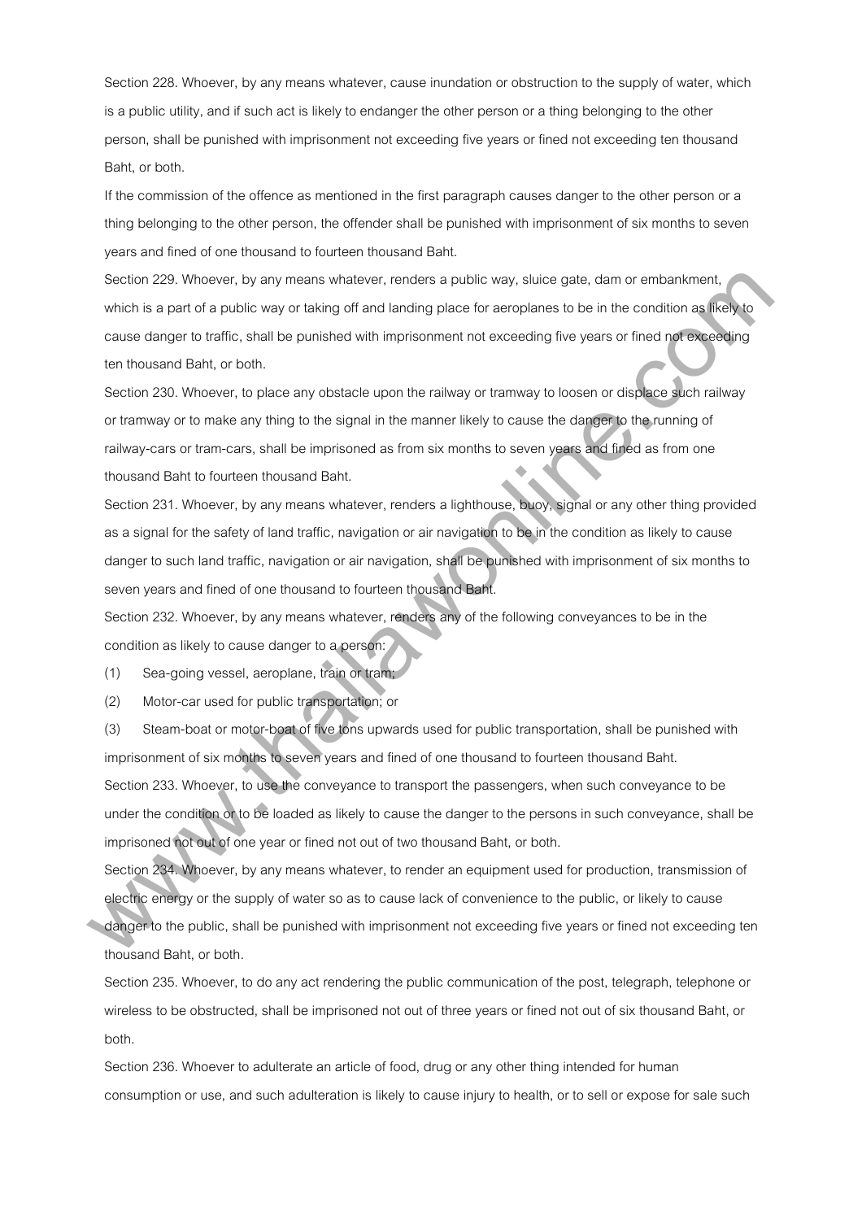Section 228. Whoever, by any means whatever, cause inundation or obstruction to the supply of water, which is a public utility, and if such act is likely to endanger the other person or a thing belonging to the other person, shall be punished with imprisonment not exceeding five years or fined not exceeding ten thousand Baht, or both.

If the commission of the offence as mentioned in the first paragraph causes danger to the other person or a thing belonging to the other person, the offender shall be punished with imprisonment of six months to seven years and fined of one thousand to fourteen thousand Baht.

Section 229. Whoever, by any means whatever, renders a public way, sluice gate, dam or embankment, which is a part of a public way or taking off and landing place for aeroplanes to be in the condition as likely to cause danger to traffic, shall be punished with imprisonment not exceeding five years or fined not exceeding ten thousand Baht, or both.

Section 230. Whoever, to place any obstacle upon the railway or tramway to loosen or displace such railway or tramway or to make any thing to the signal in the manner likely to cause the danger to the running of railway-cars or tram-cars, shall be imprisoned as from six months to seven years and fined as from one thousand Baht to fourteen thousand Baht.

Section 231. Whoever, by any means whatever, renders a lighthouse, buoy, signal or any other thing provided as a signal for the safety of land traffic, navigation or air navigation to be in the condition as likely to cause danger to such land traffic, navigation or air navigation, shall be punished with imprisonment of six months to seven years and fined of one thousand to fourteen thousand Baht.

Section 232. Whoever, by any means whatever, renders any of the following conveyances to be in the condition as likely to cause danger to a person:

(1) Sea-going vessel, aeroplane, train or tram;

(2) Motor-car used for public transportation; or

(3) Steam-boat or motor-boat of five tons upwards used for public transportation, shall be punished with imprisonment of six months to seven years and fined of one thousand to fourteen thousand Baht.

Section 233. Whoever, to use the conveyance to transport the passengers, when such conveyance to be under the condition or to be loaded as likely to cause the danger to the persons in such conveyance, shall be imprisoned not out of one year or fined not out of two thousand Baht, or both.

Section 234. Whoever, by any means whatever, to render an equipment used for production, transmission of electric energy or the supply of water so as to cause lack of convenience to the public, or likely to cause danger to the public, shall be punished with imprisonment not exceeding five years or fined not exceeding ten thousand Baht, or both.

Section 235. Whoever, to do any act rendering the public communication of the post, telegraph, telephone or wireless to be obstructed, shall be imprisoned not out of three years or fined not out of six thousand Baht, or both.

Section 236. Whoever to adulterate an article of food, drug or any other thing intended for human consumption or use, and such adulteration is likely to cause injury to health, or to sell or expose for sale such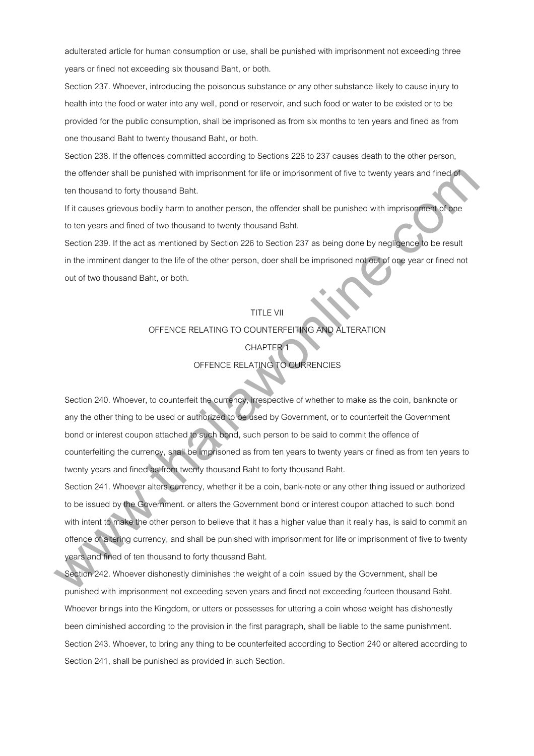adulterated article for human consumption or use, shall be punished with imprisonment not exceeding three years or fined not exceeding six thousand Baht, or both.

Section 237. Whoever, introducing the poisonous substance or any other substance likely to cause injury to health into the food or water into any well, pond or reservoir, and such food or water to be existed or to be provided for the public consumption, shall be imprisoned as from six months to ten years and fined as from one thousand Baht to twenty thousand Baht, or both.

Section 238. If the offences committed according to Sections 226 to 237 causes death to the other person, the offender shall be punished with imprisonment for life or imprisonment of five to twenty years and fined of ten thousand to forty thousand Baht.

If it causes grievous bodily harm to another person, the offender shall be punished with imprisonment of one to ten years and fined of two thousand to twenty thousand Baht.

Section 239. If the act as mentioned by Section 226 to Section 237 as being done by negligence to be result in the imminent danger to the life of the other person, doer shall be imprisoned not out of one year or fined not out of two thousand Baht, or both.

## TITLE VII

## OFFENCE RELATING TO COUNTERFEITING AND ALTERATION

### CHAPTER 1

### OFFENCE RELATING TO CURRENCIES

Section 240. Whoever, to counterfeit the currency, irrespective of whether to make as the coin, banknote or any the other thing to be used or authorized to be used by Government, or to counterfeit the Government bond or interest coupon attached to such bond, such person to be said to commit the offence of counterfeiting the currency, shall be imprisoned as from ten years to twenty years or fined as from ten years to twenty years and fined as from twenty thousand Baht to forty thousand Baht.

Section 241. Whoever alters currency, whether it be a coin, bank-note or any other thing issued or authorized to be issued by the Government. or alters the Government bond or interest coupon attached to such bond with intent to make the other person to believe that it has a higher value than it really has, is said to commit an offence of altering currency, and shall be punished with imprisonment for life or imprisonment of five to twenty years and fined of ten thousand to forty thousand Baht.

Section 242. Whoever dishonestly diminishes the weight of a coin issued by the Government, shall be punished with imprisonment not exceeding seven years and fined not exceeding fourteen thousand Baht.

Whoever brings into the Kingdom, or utters or possesses for uttering a coin whose weight has dishonestly been diminished according to the provision in the first paragraph, shall be liable to the same punishment.

Section 243. Whoever, to bring any thing to be counterfeited according to Section 240 or altered according to Section 241, shall be punished as provided in such Section.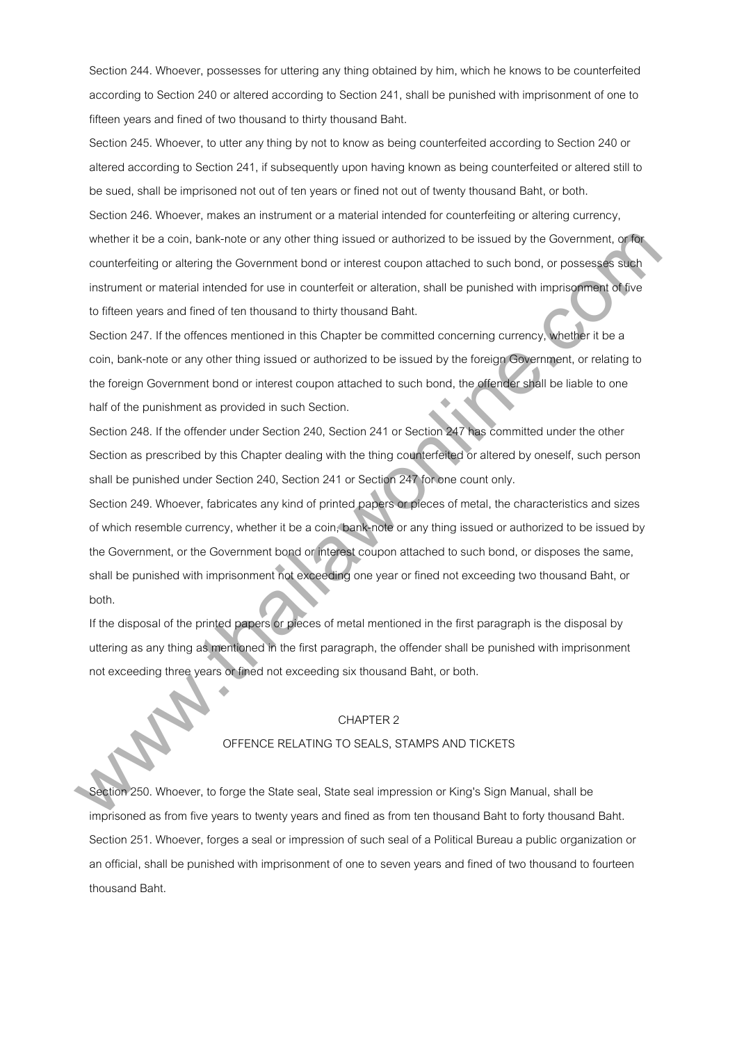Section 244. Whoever, possesses for uttering any thing obtained by him, which he knows to be counterfeited according to Section 240 or altered according to Section 241, shall be punished with imprisonment of one to fifteen years and fined of two thousand to thirty thousand Baht.

Section 245. Whoever, to utter any thing by not to know as being counterfeited according to Section 240 or altered according to Section 241, if subsequently upon having known as being counterfeited or altered still to be sued, shall be imprisoned not out of ten years or fined not out of twenty thousand Baht, or both.

Section 246. Whoever, makes an instrument or a material intended for counterfeiting or altering currency, whether it be a coin, bank-note or any other thing issued or authorized to be issued by the Government, or for counterfeiting or altering the Government bond or interest coupon attached to such bond, or possesses such instrument or material intended for use in counterfeit or alteration, shall be punished with imprisonment of five to fifteen years and fined of ten thousand to thirty thousand Baht.

Section 247. If the offences mentioned in this Chapter be committed concerning currency, whether it be a coin, bank-note or any other thing issued or authorized to be issued by the foreign Government, or relating to the foreign Government bond or interest coupon attached to such bond, the offender shall be liable to one half of the punishment as provided in such Section.

Section 248. If the offender under Section 240, Section 241 or Section 247 has committed under the other Section as prescribed by this Chapter dealing with the thing counterfeited or altered by oneself, such person shall be punished under Section 240, Section 241 or Section 247 for one count only.

Section 249. Whoever, fabricates any kind of printed papers or pieces of metal, the characteristics and sizes of which resemble currency, whether it be a coin, bank-note or any thing issued or authorized to be issued by the Government, or the Government bond or interest coupon attached to such bond, or disposes the same, shall be punished with imprisonment not exceeding one year or fined not exceeding two thousand Baht, or both.

If the disposal of the printed papers or pieces of metal mentioned in the first paragraph is the disposal by uttering as any thing as mentioned in the first paragraph, the offender shall be punished with imprisonment not exceeding three years or fined not exceeding six thousand Baht, or both.

## CHAPTER 2
## OFFENCE RELATING TO SEALS, STAMPS AND TICKETS

Section 250. Whoever, to forge the State seal, State seal impression or King's Sign Manual, shall be imprisoned as from five years to twenty years and fined as from ten thousand Baht to forty thousand Baht.

Section 251. Whoever, forges a seal or impression of such seal of a Political Bureau a public organization or an official, shall be punished with imprisonment of one to seven years and fined of two thousand to fourteen thousand Baht.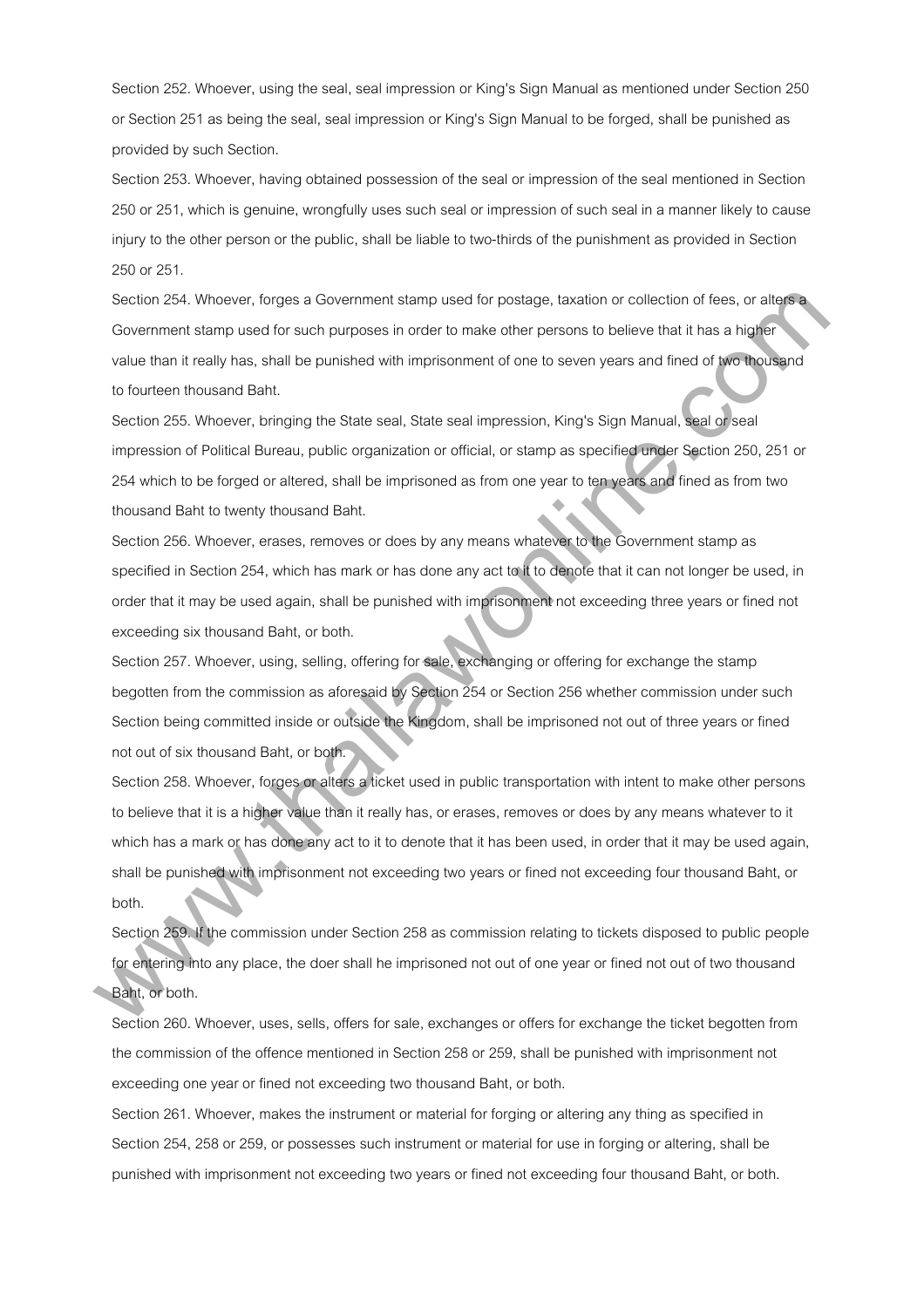Section 252. Whoever, using the seal, seal impression or King's Sign Manual as mentioned under Section 250 or Section 251 as being the seal, seal impression or King's Sign Manual to be forged, shall be punished as provided by such Section.

Section 253. Whoever, having obtained possession of the seal or impression of the seal mentioned in Section 250 or 251, which is genuine, wrongfully uses such seal or impression of such seal in a manner likely to cause injury to the other person or the public, shall be liable to two-thirds of the punishment as provided in Section 250 or 251.

Section 254. Whoever, forges a Government stamp used for postage, taxation or collection of fees, or alters a Government stamp used for such purposes in order to make other persons to believe that it has a higher value than it really has, shall be punished with imprisonment of one to seven years and fined of two thousand to fourteen thousand Baht.

Section 255. Whoever, bringing the State seal, State seal impression, King's Sign Manual, seal or seal impression of Political Bureau, public organization or official, or stamp as specified under Section 250, 251 or 254 which to be forged or altered, shall be imprisoned as from one year to ten years and fined as from two thousand Baht to twenty thousand Baht.

Section 256. Whoever, erases, removes or does by any means whatever to the Government stamp as specified in Section 254, which has mark or has done any act to it to denote that it can not longer be used, in order that it may be used again, shall be punished with imprisonment not exceeding three years or fined not exceeding six thousand Baht, or both.

Section 257. Whoever, using, selling, offering for sale, exchanging or offering for exchange the stamp begotten from the commission as aforesaid by Section 254 or Section 256 whether commission under such Section being committed inside or outside the Kingdom, shall be imprisoned not out of three years or fined not out of six thousand Baht, or both.

Section 258. Whoever, forges or alters a ticket used in public transportation with intent to make other persons to believe that it is a higher value than it really has, or erases, removes or does by any means whatever to it which has a mark or has done any act to it to denote that it has been used, in order that it may be used again, shall be punished with imprisonment not exceeding two years or fined not exceeding four thousand Baht, or both.

Section 259. If the commission under Section 258 as commission relating to tickets disposed to public people for entering into any place, the doer shall he imprisoned not out of one year or fined not out of two thousand Baht, or both.

Section 260. Whoever, uses, sells, offers for sale, exchanges or offers for exchange the ticket begotten from the commission of the offence mentioned in Section 258 or 259, shall be punished with imprisonment not exceeding one year or fined not exceeding two thousand Baht, or both.

Section 261. Whoever, makes the instrument or material for forging or altering any thing as specified in Section 254, 258 or 259, or possesses such instrument or material for use in forging or altering, shall be punished with imprisonment not exceeding two years or fined not exceeding four thousand Baht, or both.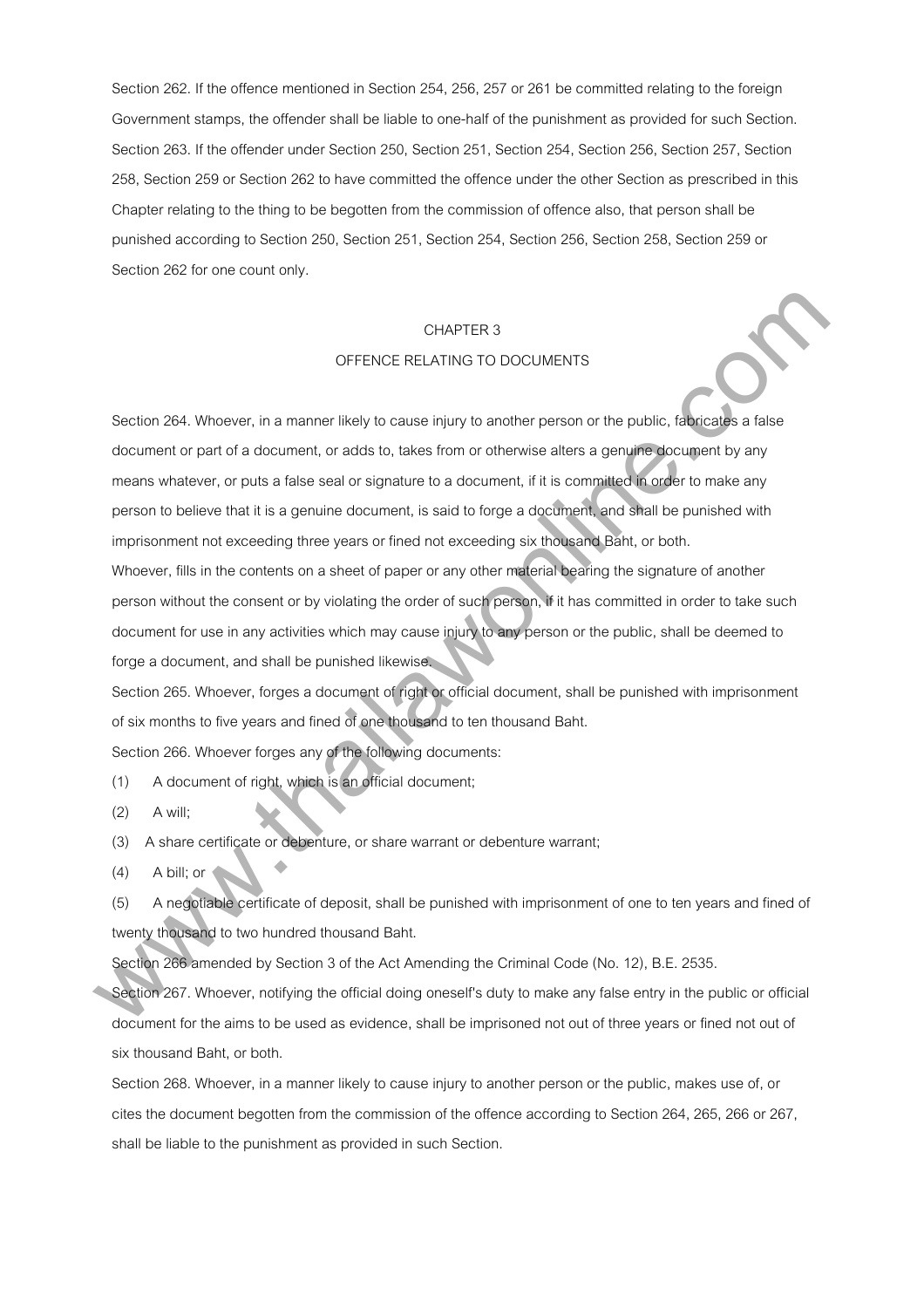Section 262. If the offence mentioned in Section 254, 256, 257 or 261 be committed relating to the foreign Government stamps, the offender shall be liable to one-half of the punishment as provided for such Section.

Section 263. If the offender under Section 250, Section 251, Section 254, Section 256, Section 257, Section 258, Section 259 or Section 262 to have committed the offence under the other Section as prescribed in this Chapter relating to the thing to be begotten from the commission of offence also, that person shall be punished according to Section 250, Section 251, Section 254, Section 256, Section 258, Section 259 or Section 262 for one count only.

## CHAPTER 3

## OFFENCE RELATING TO DOCUMENTS

Section 264. Whoever, in a manner likely to cause injury to another person or the public, fabricates a false document or part of a document, or adds to, takes from or otherwise alters a genuine document by any means whatever, or puts a false seal or signature to a document, if it is committed in order to make any person to believe that it is a genuine document, is said to forge a document, and shall be punished with imprisonment not exceeding three years or fined not exceeding six thousand Baht, or both.

Whoever, fills in the contents on a sheet of paper or any other material bearing the signature of another person without the consent or by violating the order of such person, if it has committed in order to take such document for use in any activities which may cause injury to any person or the public, shall be deemed to forge a document, and shall be punished likewise.

Section 265. Whoever, forges a document of right or official document, shall be punished with imprisonment of six months to five years and fined of one thousand to ten thousand Baht.

Section 266. Whoever forges any of the following documents:

(1) A document of right, which is an official document;

(2) A will;

(3) A share certificate or debenture, or share warrant or debenture warrant;

(4) A bill; or

(5) A negotiable certificate of deposit, shall be punished with imprisonment of one to ten years and fined of twenty thousand to two hundred thousand Baht.

Section 266 amended by Section 3 of the Act Amending the Criminal Code (No. 12), B.E. 2535.

Section 267. Whoever, notifying the official doing oneself's duty to make any false entry in the public or official document for the aims to be used as evidence, shall be imprisoned not out of three years or fined not out of six thousand Baht, or both.

Section 268. Whoever, in a manner likely to cause injury to another person or the public, makes use of, or cites the document begotten from the commission of the offence according to Section 264, 265, 266 or 267, shall be liable to the punishment as provided in such Section.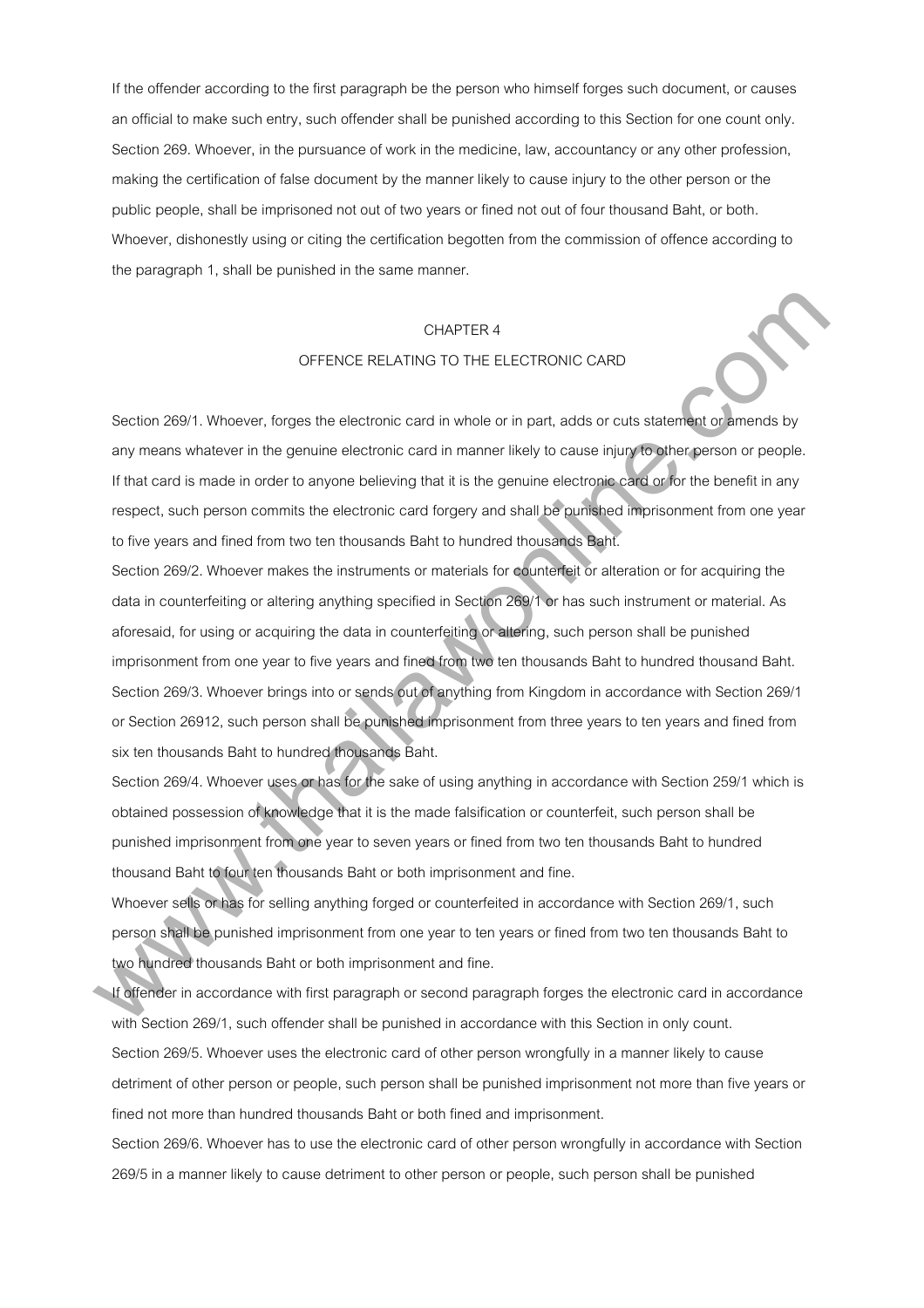If the offender according to the first paragraph be the person who himself forges such document, or causes an official to make such entry, such offender shall be punished according to this Section for one count only.

Section 269. Whoever, in the pursuance of work in the medicine, law, accountancy or any other profession, making the certification of false document by the manner likely to cause injury to the other person or the public people, shall be imprisoned not out of two years or fined not out of four thousand Baht, or both. Whoever, dishonestly using or citing the certification begotten from the commission of offence according to the paragraph 1, shall be punished in the same manner.

## CHAPTER 4

## OFFENCE RELATING TO THE ELECTRONIC CARD

Section 269/1. Whoever, forges the electronic card in whole or in part, adds or cuts statement or amends by any means whatever in the genuine electronic card in manner likely to cause injury to other person or people. If that card is made in order to anyone believing that it is the genuine electronic card or for the benefit in any respect, such person commits the electronic card forgery and shall be punished imprisonment from one year to five years and fined from two ten thousands Baht to hundred thousands Baht.

Section 269/2. Whoever makes the instruments or materials for counterfeit or alteration or for acquiring the data in counterfeiting or altering anything specified in Section 269/1 or has such instrument or material. As aforesaid, for using or acquiring the data in counterfeiting or altering, such person shall be punished imprisonment from one year to five years and fined from two ten thousands Baht to hundred thousand Baht.

Section 269/3. Whoever brings into or sends out of anything from Kingdom in accordance with Section 269/1 or Section 26912, such person shall be punished imprisonment from three years to ten years and fined from six ten thousands Baht to hundred thousands Baht.

Section 269/4. Whoever uses or has for the sake of using anything in accordance with Section 259/1 which is obtained possession of knowledge that it is the made falsification or counterfeit, such person shall be punished imprisonment from one year to seven years or fined from two ten thousands Baht to hundred thousand Baht to four ten thousands Baht or both imprisonment and fine.

Whoever sells or has for selling anything forged or counterfeited in accordance with Section 269/1, such person shall be punished imprisonment from one year to ten years or fined from two ten thousands Baht to two hundred thousands Baht or both imprisonment and fine.

If offender in accordance with first paragraph or second paragraph forges the electronic card in accordance with Section 269/1, such offender shall be punished in accordance with this Section in only count.

Section 269/5. Whoever uses the electronic card of other person wrongfully in a manner likely to cause detriment of other person or people, such person shall be punished imprisonment not more than five years or fined not more than hundred thousands Baht or both fined and imprisonment.

Section 269/6. Whoever has to use the electronic card of other person wrongfully in accordance with Section 269/5 in a manner likely to cause detriment to other person or people, such person shall be punished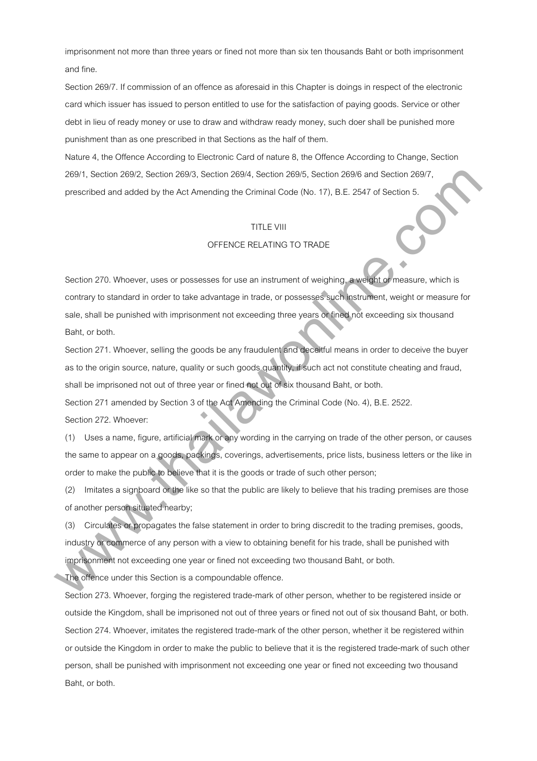imprisonment not more than three years or fined not more than six ten thousands Baht or both imprisonment and fine.

Section 269/7. If commission of an offence as aforesaid in this Chapter is doings in respect of the electronic card which issuer has issued to person entitled to use for the satisfaction of paying goods. Service or other debt in lieu of ready money or use to draw and withdraw ready money, such doer shall be punished more punishment than as one prescribed in that Sections as the half of them.

Nature 4, the Offence According to Electronic Card of nature 8, the Offence According to Change, Section 269/1, Section 269/2, Section 269/3, Section 269/4, Section 269/5, Section 269/6 and Section 269/7, prescribed and added by the Act Amending the Criminal Code (No. 17), B.E. 2547 of Section 5.

## TITLE VIII

## OFFENCE RELATING TO TRADE

Section 270. Whoever, uses or possesses for use an instrument of weighing, a weight or measure, which is contrary to standard in order to take advantage in trade, or possesses such instrument, weight or measure for sale, shall be punished with imprisonment not exceeding three years or fined not exceeding six thousand Baht, or both.

Section 271. Whoever, selling the goods be any fraudulent and deceitful means in order to deceive the buyer as to the origin source, nature, quality or such goods quantity, if such act not constitute cheating and fraud, shall be imprisoned not out of three year or fined not out of six thousand Baht, or both.

Section 271 amended by Section 3 of the Act Amending the Criminal Code (No. 4), B.E. 2522.

Section 272. Whoever:

(1) Uses a name, figure, artificial mark or any wording in the carrying on trade of the other person, or causes the same to appear on a goods, packings, coverings, advertisements, price lists, business letters or the like in order to make the public to believe that it is the goods or trade of such other person;

(2) Imitates a signboard or the like so that the public are likely to believe that his trading premises are those of another person situated nearby;

(3) Circulates or propagates the false statement in order to bring discredit to the trading premises, goods, industry or commerce of any person with a view to obtaining benefit for his trade, shall be punished with imprisonment not exceeding one year or fined not exceeding two thousand Baht, or both.

The offence under this Section is a compoundable offence.

Section 273. Whoever, forging the registered trade-mark of other person, whether to be registered inside or outside the Kingdom, shall be imprisoned not out of three years or fined not out of six thousand Baht, or both.

Section 274. Whoever, imitates the registered trade-mark of the other person, whether it be registered within or outside the Kingdom in order to make the public to believe that it is the registered trade-mark of such other person, shall be punished with imprisonment not exceeding one year or fined not exceeding two thousand Baht, or both.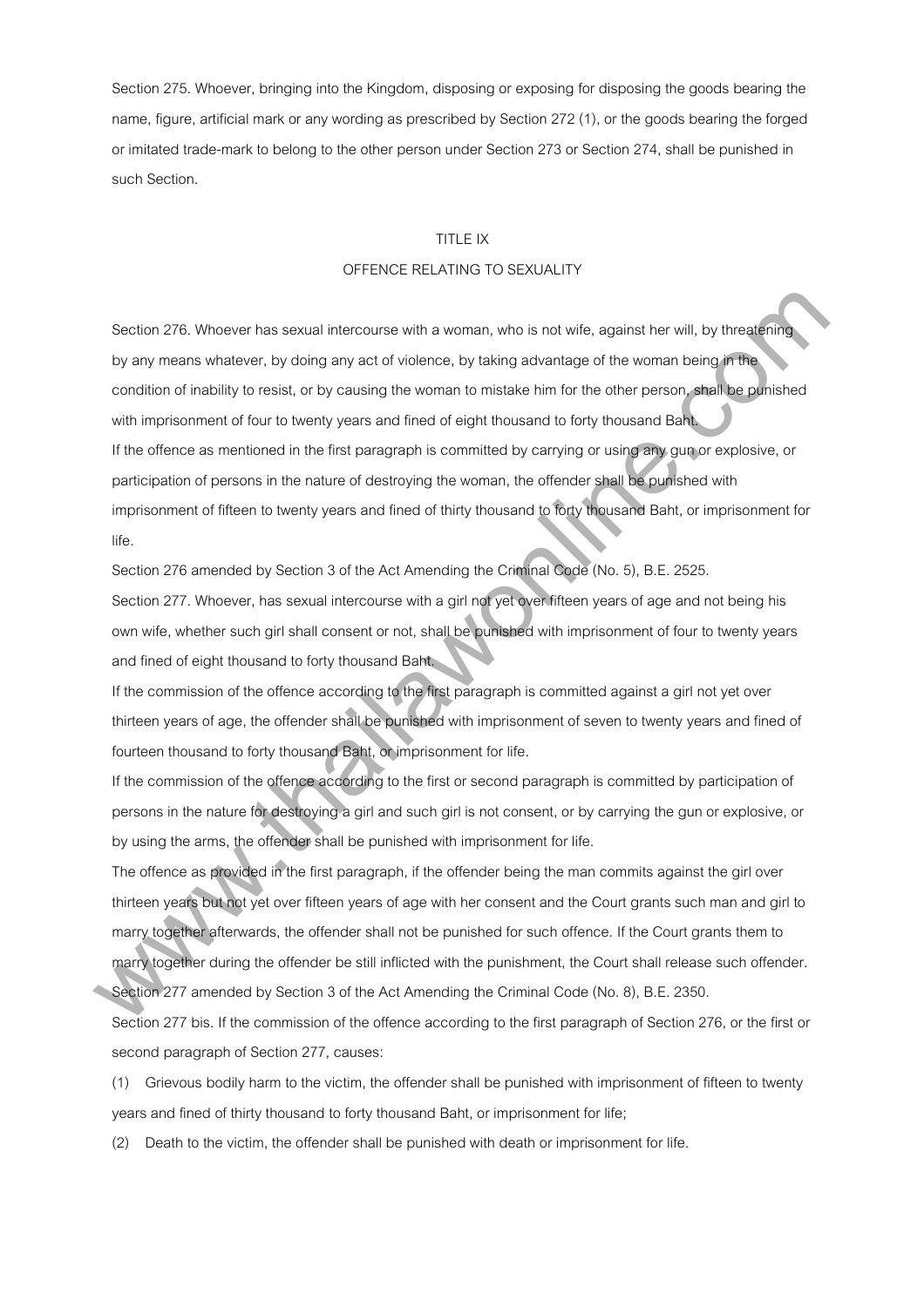Section 275. Whoever, bringing into the Kingdom, disposing or exposing for disposing the goods bearing the name, figure, artificial mark or any wording as prescribed by Section 272 (1), or the goods bearing the forged or imitated trade-mark to belong to the other person under Section 273 or Section 274, shall be punished in such Section.

## TITLE IX
## OFFENCE RELATING TO SEXUALITY

Section 276. Whoever has sexual intercourse with a woman, who is not wife, against her will, by threatening by any means whatever, by doing any act of violence, by taking advantage of the woman being in the condition of inability to resist, or by causing the woman to mistake him for the other person, shall be punished with imprisonment of four to twenty years and fined of eight thousand to forty thousand Baht.

If the offence as mentioned in the first paragraph is committed by carrying or using any gun or explosive, or participation of persons in the nature of destroying the woman, the offender shall be punished with imprisonment of fifteen to twenty years and fined of thirty thousand to forty thousand Baht, or imprisonment for life.

Section 276 amended by Section 3 of the Act Amending the Criminal Code (No. 5), B.E. 2525.

Section 277. Whoever, has sexual intercourse with a girl not yet over fifteen years of age and not being his own wife, whether such girl shall consent or not, shall be punished with imprisonment of four to twenty years and fined of eight thousand to forty thousand Baht.

If the commission of the offence according to the first paragraph is committed against a girl not yet over thirteen years of age, the offender shall be punished with imprisonment of seven to twenty years and fined of fourteen thousand to forty thousand Baht, or imprisonment for life.

If the commission of the offence according to the first or second paragraph is committed by participation of persons in the nature for destroying a girl and such girl is not consent, or by carrying the gun or explosive, or by using the arms, the offender shall be punished with imprisonment for life.

The offence as provided in the first paragraph, if the offender being the man commits against the girl over thirteen years but not yet over fifteen years of age with her consent and the Court grants such man and girl to marry together afterwards, the offender shall not be punished for such offence. If the Court grants them to marry together during the offender be still inflicted with the punishment, the Court shall release such offender.

Section 277 amended by Section 3 of the Act Amending the Criminal Code (No. 8), B.E. 2350.

Section 277 bis. If the commission of the offence according to the first paragraph of Section 276, or the first or second paragraph of Section 277, causes:

(1) Grievous bodily harm to the victim, the offender shall be punished with imprisonment of fifteen to twenty years and fined of thirty thousand to forty thousand Baht, or imprisonment for life;

(2) Death to the victim, the offender shall be punished with death or imprisonment for life.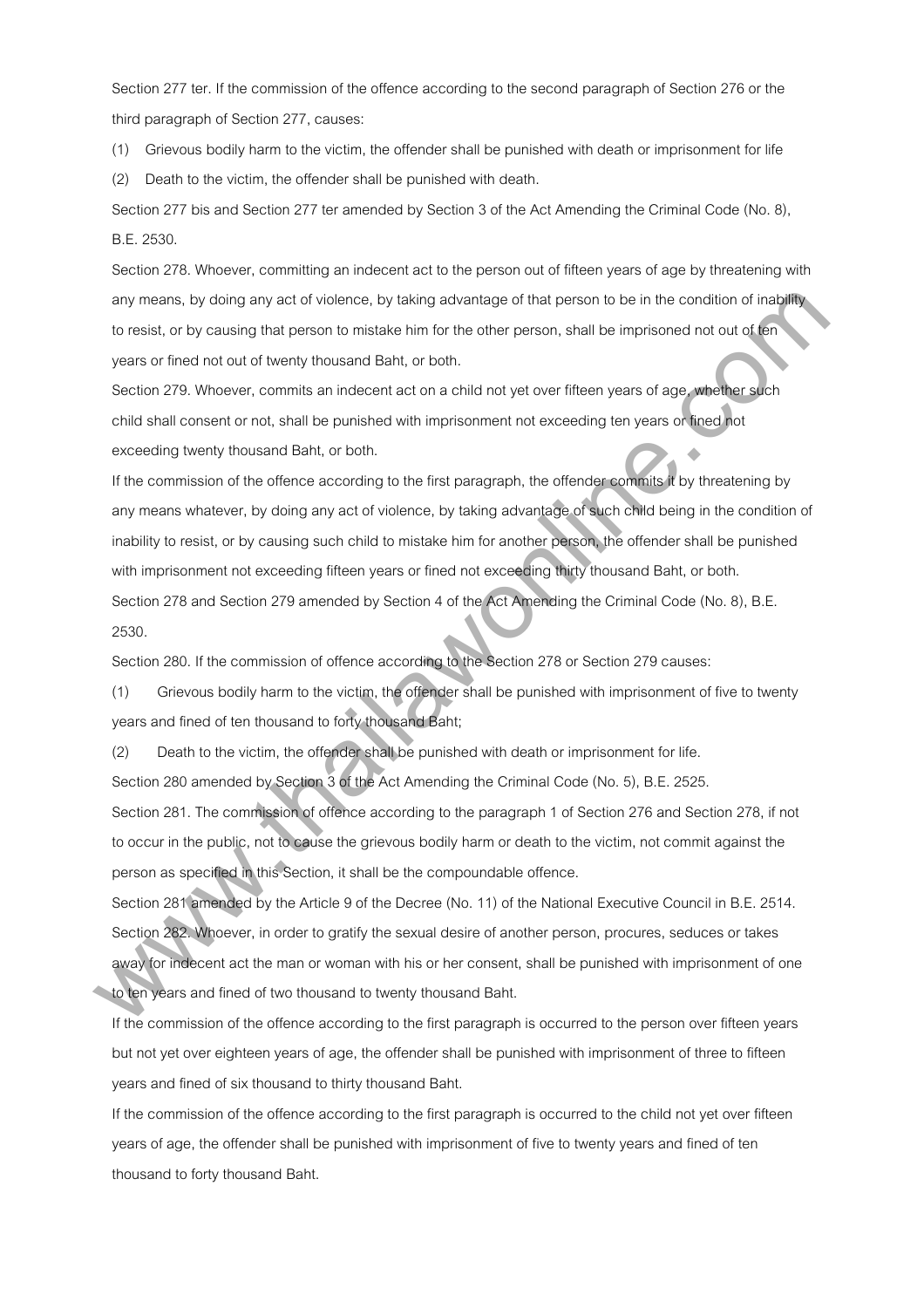Section 277 ter. If the commission of the offence according to the second paragraph of Section 276 or the third paragraph of Section 277, causes:

(1) Grievous bodily harm to the victim, the offender shall be punished with death or imprisonment for life

(2) Death to the victim, the offender shall be punished with death.

Section 277 bis and Section 277 ter amended by Section 3 of the Act Amending the Criminal Code (No. 8), B.E. 2530.

Section 278. Whoever, committing an indecent act to the person out of fifteen years of age by threatening with any means, by doing any act of violence, by taking advantage of that person to be in the condition of inability to resist, or by causing that person to mistake him for the other person, shall be imprisoned not out of ten years or fined not out of twenty thousand Baht, or both.

Section 279. Whoever, commits an indecent act on a child not yet over fifteen years of age, whether such child shall consent or not, shall be punished with imprisonment not exceeding ten years or fined not exceeding twenty thousand Baht, or both.

If the commission of the offence according to the first paragraph, the offender commits it by threatening by any means whatever, by doing any act of violence, by taking advantage of such child being in the condition of inability to resist, or by causing such child to mistake him for another person, the offender shall be punished with imprisonment not exceeding fifteen years or fined not exceeding thirty thousand Baht, or both.

Section 278 and Section 279 amended by Section 4 of the Act Amending the Criminal Code (No. 8), B.E. 2530.

Section 280. If the commission of offence according to the Section 278 or Section 279 causes:

(1) Grievous bodily harm to the victim, the offender shall be punished with imprisonment of five to twenty years and fined of ten thousand to forty thousand Baht;

(2) Death to the victim, the offender shall be punished with death or imprisonment for life.

Section 280 amended by Section 3 of the Act Amending the Criminal Code (No. 5), B.E. 2525.

Section 281. The commission of offence according to the paragraph 1 of Section 276 and Section 278, if not to occur in the public, not to cause the grievous bodily harm or death to the victim, not commit against the person as specified in this Section, it shall be the compoundable offence.

Section 281 amended by the Article 9 of the Decree (No. 11) of the National Executive Council in B.E. 2514.

Section 282. Whoever, in order to gratify the sexual desire of another person, procures, seduces or takes away for indecent act the man or woman with his or her consent, shall be punished with imprisonment of one to ten years and fined of two thousand to twenty thousand Baht.

If the commission of the offence according to the first paragraph is occurred to the person over fifteen years but not yet over eighteen years of age, the offender shall be punished with imprisonment of three to fifteen years and fined of six thousand to thirty thousand Baht.

If the commission of the offence according to the first paragraph is occurred to the child not yet over fifteen years of age, the offender shall be punished with imprisonment of five to twenty years and fined of ten thousand to forty thousand Baht.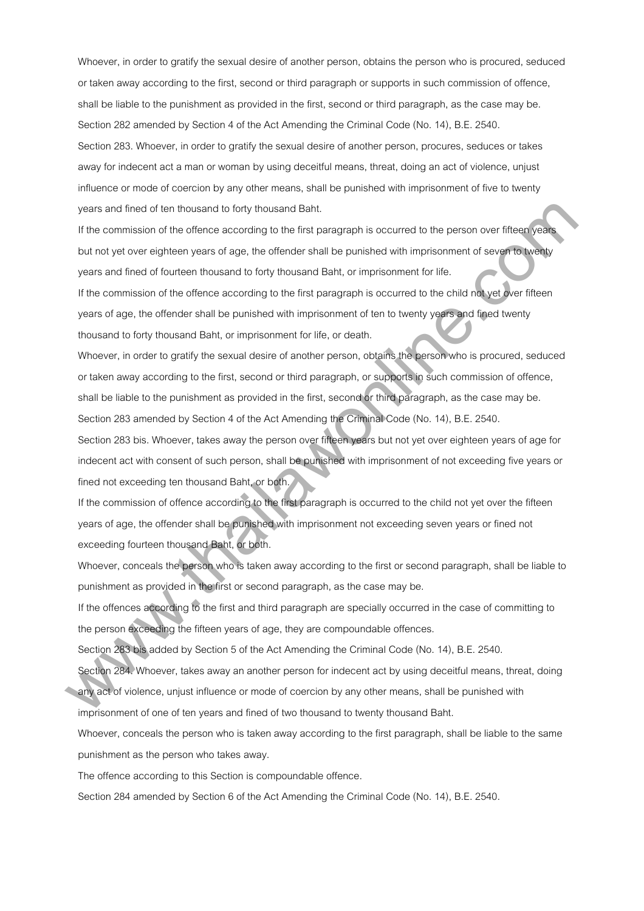Whoever, in order to gratify the sexual desire of another person, obtains the person who is procured, seduced or taken away according to the first, second or third paragraph or supports in such commission of offence, shall be liable to the punishment as provided in the first, second or third paragraph, as the case may be.

Section 282 amended by Section 4 of the Act Amending the Criminal Code (No. 14), B.E. 2540.

Section 283. Whoever, in order to gratify the sexual desire of another person, procures, seduces or takes away for indecent act a man or woman by using deceitful means, threat, doing an act of violence, unjust influence or mode of coercion by any other means, shall be punished with imprisonment of five to twenty years and fined of ten thousand to forty thousand Baht.

If the commission of the offence according to the first paragraph is occurred to the person over fifteen years but not yet over eighteen years of age, the offender shall be punished with imprisonment of seven to twenty years and fined of fourteen thousand to forty thousand Baht, or imprisonment for life.

If the commission of the offence according to the first paragraph is occurred to the child not yet over fifteen years of age, the offender shall be punished with imprisonment of ten to twenty years and fined twenty thousand to forty thousand Baht, or imprisonment for life, or death.

Whoever, in order to gratify the sexual desire of another person, obtains the person who is procured, seduced or taken away according to the first, second or third paragraph, or supports in such commission of offence, shall be liable to the punishment as provided in the first, second or third paragraph, as the case may be.

Section 283 amended by Section 4 of the Act Amending the Criminal Code (No. 14), B.E. 2540.

Section 283 bis. Whoever, takes away the person over fifteen years but not yet over eighteen years of age for indecent act with consent of such person, shall be punished with imprisonment of not exceeding five years or fined not exceeding ten thousand Baht, or both.

If the commission of offence according to the first paragraph is occurred to the child not yet over the fifteen years of age, the offender shall be punished with imprisonment not exceeding seven years or fined not exceeding fourteen thousand Baht, or both.

Whoever, conceals the person who is taken away according to the first or second paragraph, shall be liable to punishment as provided in the first or second paragraph, as the case may be.

If the offences according to the first and third paragraph are specially occurred in the case of committing to the person exceeding the fifteen years of age, they are compoundable offences.

Section 283 bis added by Section 5 of the Act Amending the Criminal Code (No. 14), B.E. 2540.

Section 284. Whoever, takes away an another person for indecent act by using deceitful means, threat, doing any act of violence, unjust influence or mode of coercion by any other means, shall be punished with imprisonment of one of ten years and fined of two thousand to twenty thousand Baht.

Whoever, conceals the person who is taken away according to the first paragraph, shall be liable to the same punishment as the person who takes away.

The offence according to this Section is compoundable offence.

Section 284 amended by Section 6 of the Act Amending the Criminal Code (No. 14), B.E. 2540.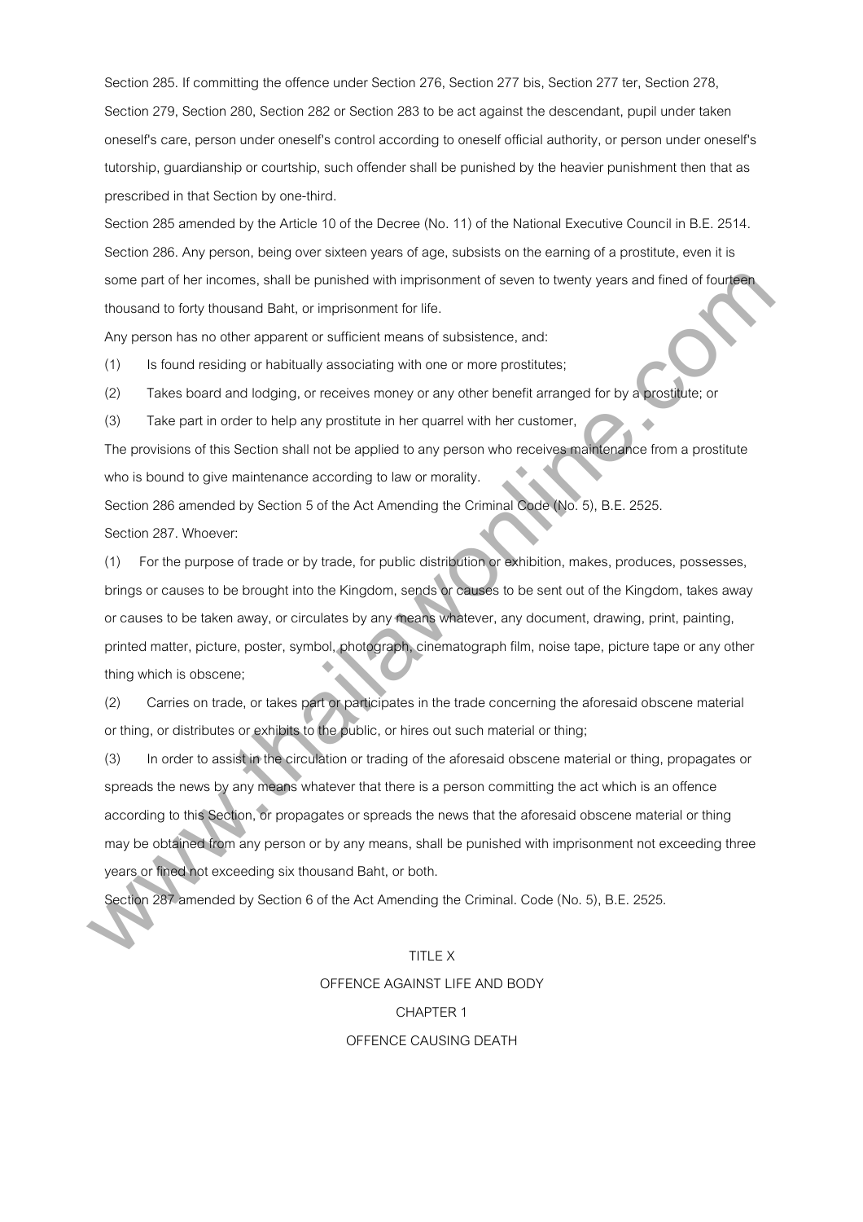Section 285. If committing the offence under Section 276, Section 277 bis, Section 277 ter, Section 278, Section 279, Section 280, Section 282 or Section 283 to be act against the descendant, pupil under taken oneself's care, person under oneself's control according to oneself official authority, or person under oneself's tutorship, guardianship or courtship, such offender shall be punished by the heavier punishment then that as prescribed in that Section by one-third.

Section 285 amended by the Article 10 of the Decree (No. 11) of the National Executive Council in B.E. 2514.

Section 286. Any person, being over sixteen years of age, subsists on the earning of a prostitute, even it is some part of her incomes, shall be punished with imprisonment of seven to twenty years and fined of fourteen thousand to forty thousand Baht, or imprisonment for life.

Any person has no other apparent or sufficient means of subsistence, and:

(1) Is found residing or habitually associating with one or more prostitutes;

(2) Takes board and lodging, or receives money or any other benefit arranged for by a prostitute; or

(3) Take part in order to help any prostitute in her quarrel with her customer,

The provisions of this Section shall not be applied to any person who receives maintenance from a prostitute who is bound to give maintenance according to law or morality.

Section 286 amended by Section 5 of the Act Amending the Criminal Code (No. 5), B.E. 2525.

Section 287. Whoever:

(1) For the purpose of trade or by trade, for public distribution or exhibition, makes, produces, possesses, brings or causes to be brought into the Kingdom, sends or causes to be sent out of the Kingdom, takes away or causes to be taken away, or circulates by any means whatever, any document, drawing, print, painting, printed matter, picture, poster, symbol, photograph, cinematograph film, noise tape, picture tape or any other thing which is obscene;

(2) Carries on trade, or takes part or participates in the trade concerning the aforesaid obscene material or thing, or distributes or exhibits to the public, or hires out such material or thing;

(3) In order to assist in the circulation or trading of the aforesaid obscene material or thing, propagates or spreads the news by any means whatever that there is a person committing the act which is an offence according to this Section, or propagates or spreads the news that the aforesaid obscene material or thing may be obtained from any person or by any means, shall be punished with imprisonment not exceeding three years or fined not exceeding six thousand Baht, or both.

Section 287 amended by Section 6 of the Act Amending the Criminal. Code (No. 5), B.E. 2525.

# TITLE X

# OFFENCE AGAINST LIFE AND BODY

## CHAPTER 1

## OFFENCE CAUSING DEATH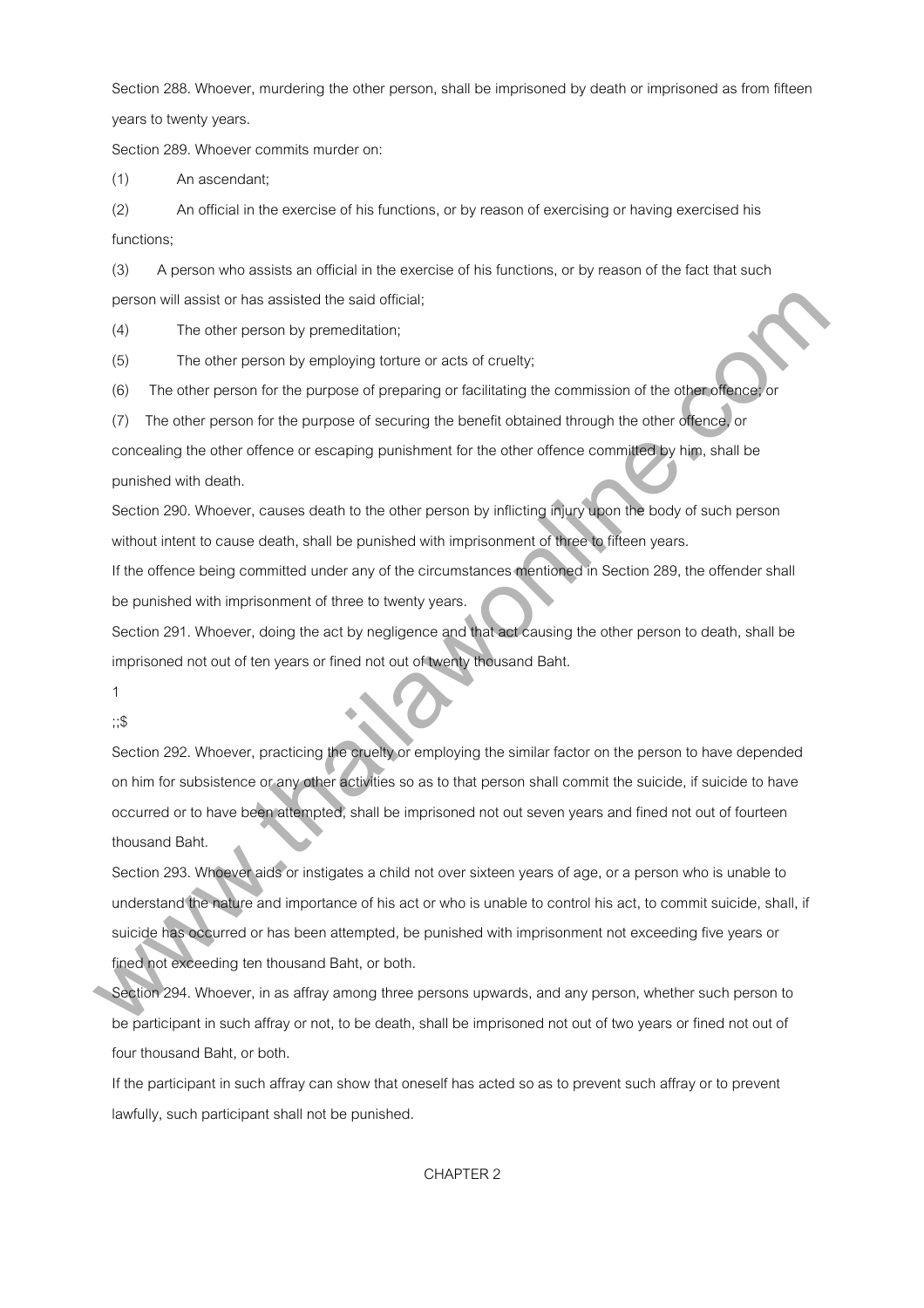Section 288. Whoever, murdering the other person, shall be imprisoned by death or imprisoned as from fifteen years to twenty years.

Section 289. Whoever commits murder on:

(1) An ascendant;

(2) An official in the exercise of his functions, or by reason of exercising or having exercised his functions;

(3) A person who assists an official in the exercise of his functions, or by reason of the fact that such person will assist or has assisted the said official;

(4) The other person by premeditation;

(5) The other person by employing torture or acts of cruelty;

(6) The other person for the purpose of preparing or facilitating the commission of the other offence; or

(7) The other person for the purpose of securing the benefit obtained through the other offence, or concealing the other offence or escaping punishment for the other offence committed by him, shall be punished with death.

Section 290. Whoever, causes death to the other person by inflicting injury upon the body of such person without intent to cause death, shall be punished with imprisonment of three to fifteen years.

If the offence being committed under any of the circumstances mentioned in Section 289, the offender shall be punished with imprisonment of three to twenty years.

Section 291. Whoever, doing the act by negligence and that act causing the other person to death, shall be imprisoned not out of ten years or fined not out of twenty thousand Baht.

1

;;$

Section 292. Whoever, practicing the cruelty or employing the similar factor on the person to have depended on him for subsistence or any other activities so as to that person shall commit the suicide, if suicide to have occurred or to have been attempted, shall be imprisoned not out seven years and fined not out of fourteen thousand Baht.

Section 293. Whoever aids or instigates a child not over sixteen years of age, or a person who is unable to understand the nature and importance of his act or who is unable to control his act, to commit suicide, shall, if suicide has occurred or has been attempted, be punished with imprisonment not exceeding five years or fined not exceeding ten thousand Baht, or both.

Section 294. Whoever, in as affray among three persons upwards, and any person, whether such person to be participant in such affray or not, to be death, shall be imprisoned not out of two years or fined not out of four thousand Baht, or both.

If the participant in such affray can show that oneself has acted so as to prevent such affray or to prevent lawfully, such participant shall not be punished.

CHAPTER 2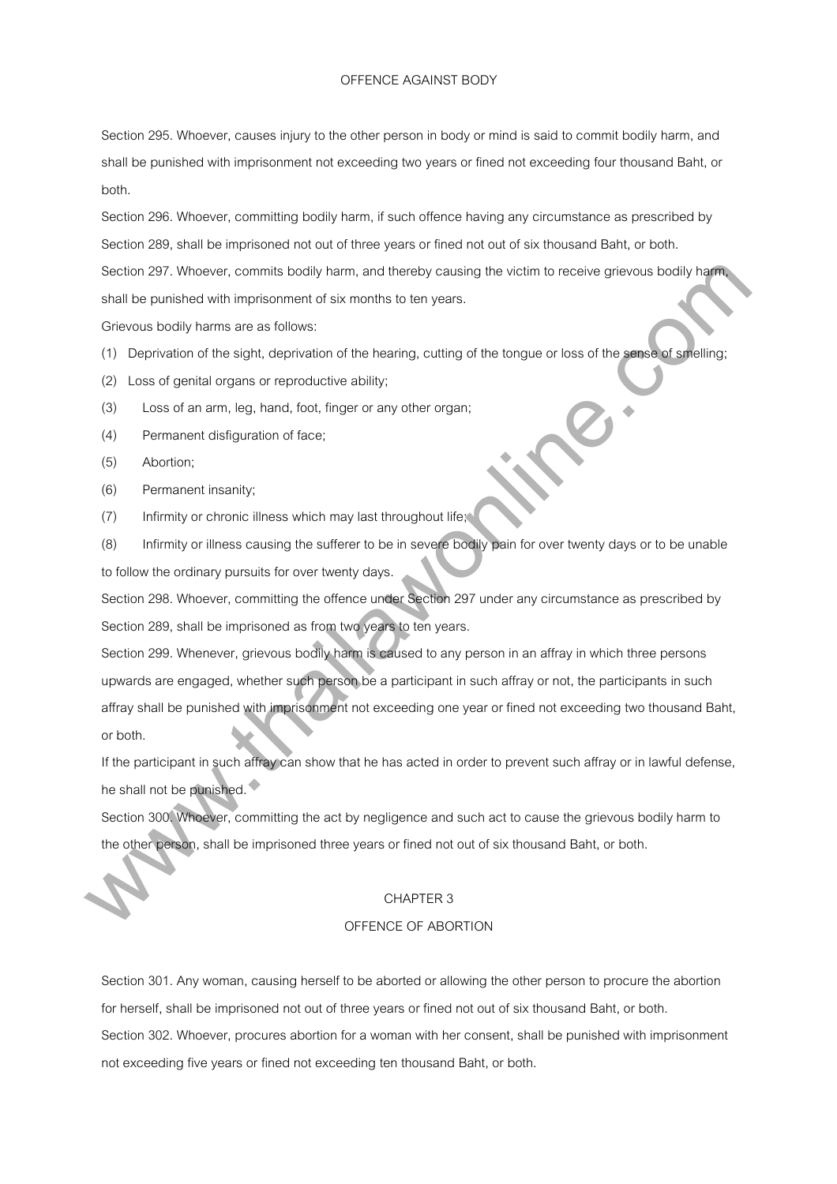## OFFENCE AGAINST BODY

Section 295. Whoever, causes injury to the other person in body or mind is said to commit bodily harm, and shall be punished with imprisonment not exceeding two years or fined not exceeding four thousand Baht, or both.

Section 296. Whoever, committing bodily harm, if such offence having any circumstance as prescribed by Section 289, shall be imprisoned not out of three years or fined not out of six thousand Baht, or both.

Section 297. Whoever, commits bodily harm, and thereby causing the victim to receive grievous bodily harm, shall be punished with imprisonment of six months to ten years.

Grievous bodily harms are as follows:

(1) Deprivation of the sight, deprivation of the hearing, cutting of the tongue or loss of the sense of smelling;

(2) Loss of genital organs or reproductive ability;

(3) Loss of an arm, leg, hand, foot, finger or any other organ;

(4) Permanent disfiguration of face;

(5) Abortion;

(6) Permanent insanity;

(7) Infirmity or chronic illness which may last throughout life;

(8) Infirmity or illness causing the sufferer to be in severe bodily pain for over twenty days or to be unable to follow the ordinary pursuits for over twenty days.

Section 298. Whoever, committing the offence under Section 297 under any circumstance as prescribed by Section 289, shall be imprisoned as from two years to ten years.

Section 299. Whenever, grievous bodily harm is caused to any person in an affray in which three persons upwards are engaged, whether such person be a participant in such affray or not, the participants in such affray shall be punished with imprisonment not exceeding one year or fined not exceeding two thousand Baht, or both.

If the participant in such affray can show that he has acted in order to prevent such affray or in lawful defense, he shall not be punished.

Section 300. Whoever, committing the act by negligence and such act to cause the grievous bodily harm to the other person, shall be imprisoned three years or fined not out of six thousand Baht, or both.

## CHAPTER 3

## OFFENCE OF ABORTION

Section 301. Any woman, causing herself to be aborted or allowing the other person to procure the abortion for herself, shall be imprisoned not out of three years or fined not out of six thousand Baht, or both.

Section 302. Whoever, procures abortion for a woman with her consent, shall be punished with imprisonment not exceeding five years or fined not exceeding ten thousand Baht, or both.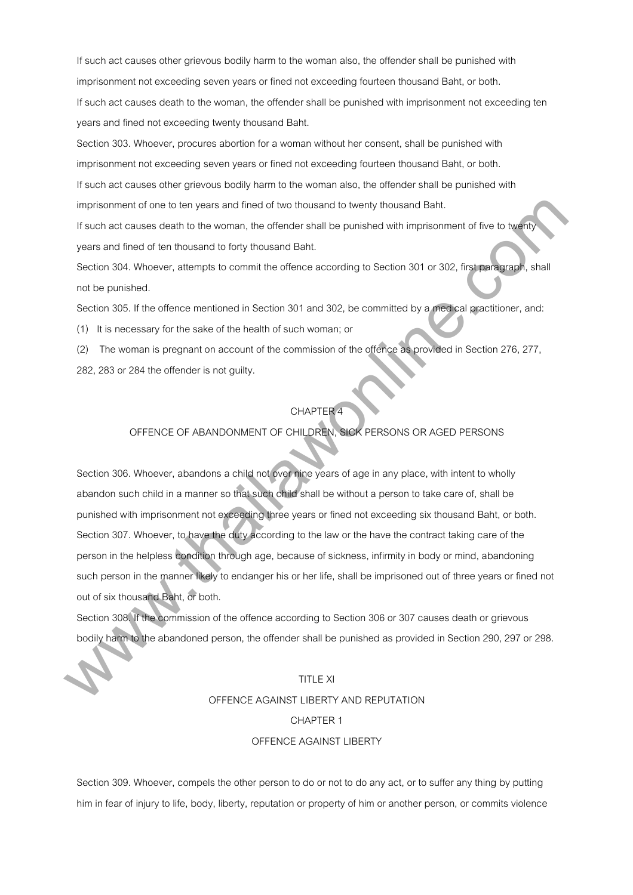If such act causes other grievous bodily harm to the woman also, the offender shall be punished with imprisonment not exceeding seven years or fined not exceeding fourteen thousand Baht, or both.

If such act causes death to the woman, the offender shall be punished with imprisonment not exceeding ten years and fined not exceeding twenty thousand Baht.

Section 303. Whoever, procures abortion for a woman without her consent, shall be punished with imprisonment not exceeding seven years or fined not exceeding fourteen thousand Baht, or both.

If such act causes other grievous bodily harm to the woman also, the offender shall be punished with imprisonment of one to ten years and fined of two thousand to twenty thousand Baht.

If such act causes death to the woman, the offender shall be punished with imprisonment of five to twenty years and fined of ten thousand to forty thousand Baht.

Section 304. Whoever, attempts to commit the offence according to Section 301 or 302, first paragraph, shall not be punished.

Section 305. If the offence mentioned in Section 301 and 302, be committed by a medical practitioner, and:

(1) It is necessary for the sake of the health of such woman; or

(2) The woman is pregnant on account of the commission of the offence as provided in Section 276, 277, 282, 283 or 284 the offender is not guilty.

## CHAPTER 4

## OFFENCE OF ABANDONMENT OF CHILDREN, SICK PERSONS OR AGED PERSONS

Section 306. Whoever, abandons a child not over nine years of age in any place, with intent to wholly abandon such child in a manner so that such child shall be without a person to take care of, shall be punished with imprisonment not exceeding three years or fined not exceeding six thousand Baht, or both.

Section 307. Whoever, to have the duty according to the law or the have the contract taking care of the person in the helpless condition through age, because of sickness, infirmity in body or mind, abandoning such person in the manner likely to endanger his or her life, shall be imprisoned out of three years or fined not out of six thousand Baht, or both.

Section 308. If the commission of the offence according to Section 306 or 307 causes death or grievous bodily harm to the abandoned person, the offender shall be punished as provided in Section 290, 297 or 298.

# TITLE XI

# OFFENCE AGAINST LIBERTY AND REPUTATION

## CHAPTER 1

## OFFENCE AGAINST LIBERTY

Section 309. Whoever, compels the other person to do or not to do any act, or to suffer any thing by putting him in fear of injury to life, body, liberty, reputation or property of him or another person, or commits violence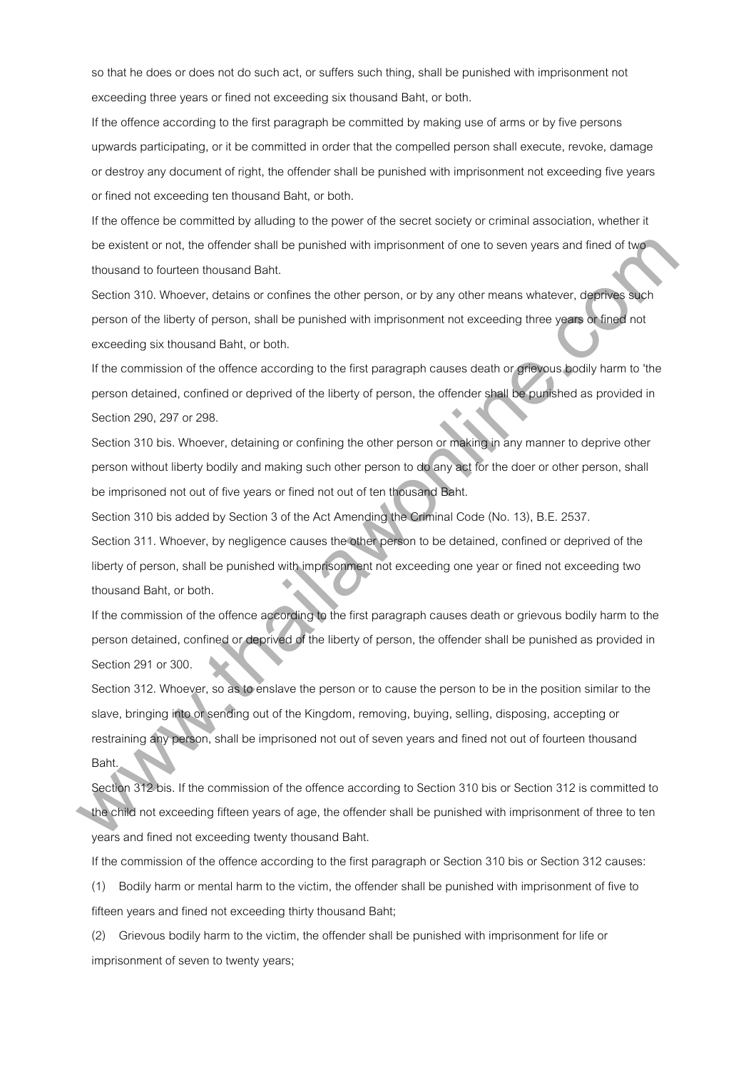so that he does or does not do such act, or suffers such thing, shall be punished with imprisonment not exceeding three years or fined not exceeding six thousand Baht, or both.

If the offence according to the first paragraph be committed by making use of arms or by five persons upwards participating, or it be committed in order that the compelled person shall execute, revoke, damage or destroy any document of right, the offender shall be punished with imprisonment not exceeding five years or fined not exceeding ten thousand Baht, or both.

If the offence be committed by alluding to the power of the secret society or criminal association, whether it be existent or not, the offender shall be punished with imprisonment of one to seven years and fined of two thousand to fourteen thousand Baht.

Section 310. Whoever, detains or confines the other person, or by any other means whatever, deprives such person of the liberty of person, shall be punished with imprisonment not exceeding three years or fined not exceeding six thousand Baht, or both.

If the commission of the offence according to the first paragraph causes death or grievous bodily harm to 'the person detained, confined or deprived of the liberty of person, the offender shall be punished as provided in Section 290, 297 or 298.

Section 310 bis. Whoever, detaining or confining the other person or making in any manner to deprive other person without liberty bodily and making such other person to do any act for the doer or other person, shall be imprisoned not out of five years or fined not out of ten thousand Baht.

Section 310 bis added by Section 3 of the Act Amending the Criminal Code (No. 13), B.E. 2537.

Section 311. Whoever, by negligence causes the other person to be detained, confined or deprived of the liberty of person, shall be punished with imprisonment not exceeding one year or fined not exceeding two thousand Baht, or both.

If the commission of the offence according to the first paragraph causes death or grievous bodily harm to the person detained, confined or deprived of the liberty of person, the offender shall be punished as provided in Section 291 or 300.

Section 312. Whoever, so as to enslave the person or to cause the person to be in the position similar to the slave, bringing into or sending out of the Kingdom, removing, buying, selling, disposing, accepting or restraining any person, shall be imprisoned not out of seven years and fined not out of fourteen thousand Baht.

Section 312 bis. If the commission of the offence according to Section 310 bis or Section 312 is committed to the child not exceeding fifteen years of age, the offender shall be punished with imprisonment of three to ten years and fined not exceeding twenty thousand Baht.

If the commission of the offence according to the first paragraph or Section 310 bis or Section 312 causes:

(1) Bodily harm or mental harm to the victim, the offender shall be punished with imprisonment of five to fifteen years and fined not exceeding thirty thousand Baht;

(2) Grievous bodily harm to the victim, the offender shall be punished with imprisonment for life or imprisonment of seven to twenty years;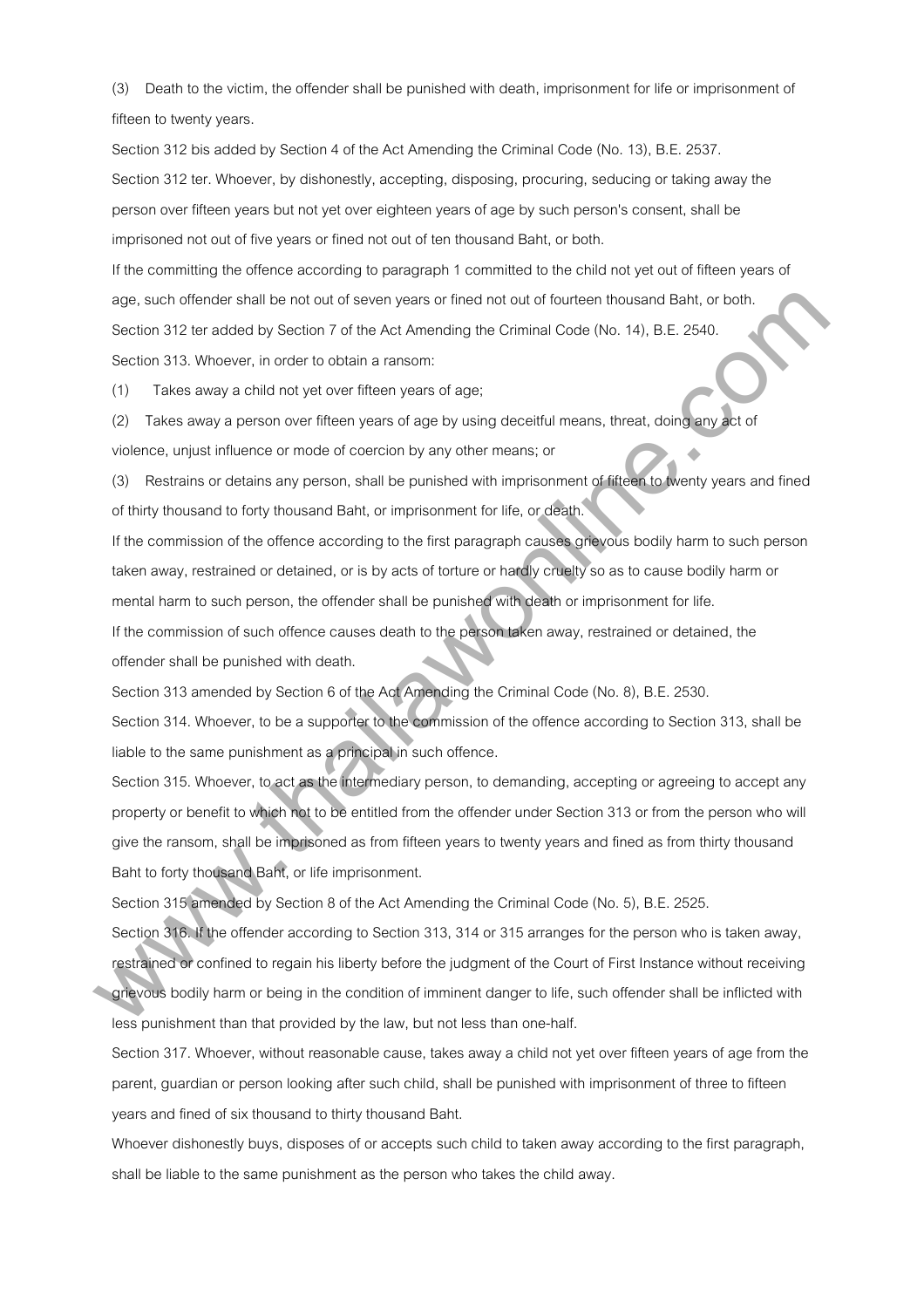(3) Death to the victim, the offender shall be punished with death, imprisonment for life or imprisonment of fifteen to twenty years.

Section 312 bis added by Section 4 of the Act Amending the Criminal Code (No. 13), B.E. 2537.

Section 312 ter. Whoever, by dishonestly, accepting, disposing, procuring, seducing or taking away the person over fifteen years but not yet over eighteen years of age by such person's consent, shall be imprisoned not out of five years or fined not out of ten thousand Baht, or both.

If the committing the offence according to paragraph 1 committed to the child not yet out of fifteen years of age, such offender shall be not out of seven years or fined not out of fourteen thousand Baht, or both.

Section 312 ter added by Section 7 of the Act Amending the Criminal Code (No. 14), B.E. 2540.

Section 313. Whoever, in order to obtain a ransom:

(1) Takes away a child not yet over fifteen years of age;

(2) Takes away a person over fifteen years of age by using deceitful means, threat, doing any act of violence, unjust influence or mode of coercion by any other means; or

(3) Restrains or detains any person, shall be punished with imprisonment of fifteen to twenty years and fined of thirty thousand to forty thousand Baht, or imprisonment for life, or death.

If the commission of the offence according to the first paragraph causes grievous bodily harm to such person taken away, restrained or detained, or is by acts of torture or hardly cruelty so as to cause bodily harm or mental harm to such person, the offender shall be punished with death or imprisonment for life.

If the commission of such offence causes death to the person taken away, restrained or detained, the offender shall be punished with death.

Section 313 amended by Section 6 of the Act Amending the Criminal Code (No. 8), B.E. 2530.

Section 314. Whoever, to be a supporter to the commission of the offence according to Section 313, shall be liable to the same punishment as a principal in such offence.

Section 315. Whoever, to act as the intermediary person, to demanding, accepting or agreeing to accept any property or benefit to which not to be entitled from the offender under Section 313 or from the person who will give the ransom, shall be imprisoned as from fifteen years to twenty years and fined as from thirty thousand Baht to forty thousand Baht, or life imprisonment.

Section 315 amended by Section 8 of the Act Amending the Criminal Code (No. 5), B.E. 2525.

Section 316. If the offender according to Section 313, 314 or 315 arranges for the person who is taken away, restrained or confined to regain his liberty before the judgment of the Court of First Instance without receiving grievous bodily harm or being in the condition of imminent danger to life, such offender shall be inflicted with less punishment than that provided by the law, but not less than one-half.

Section 317. Whoever, without reasonable cause, takes away a child not yet over fifteen years of age from the parent, guardian or person looking after such child, shall be punished with imprisonment of three to fifteen years and fined of six thousand to thirty thousand Baht.

Whoever dishonestly buys, disposes of or accepts such child to taken away according to the first paragraph, shall be liable to the same punishment as the person who takes the child away.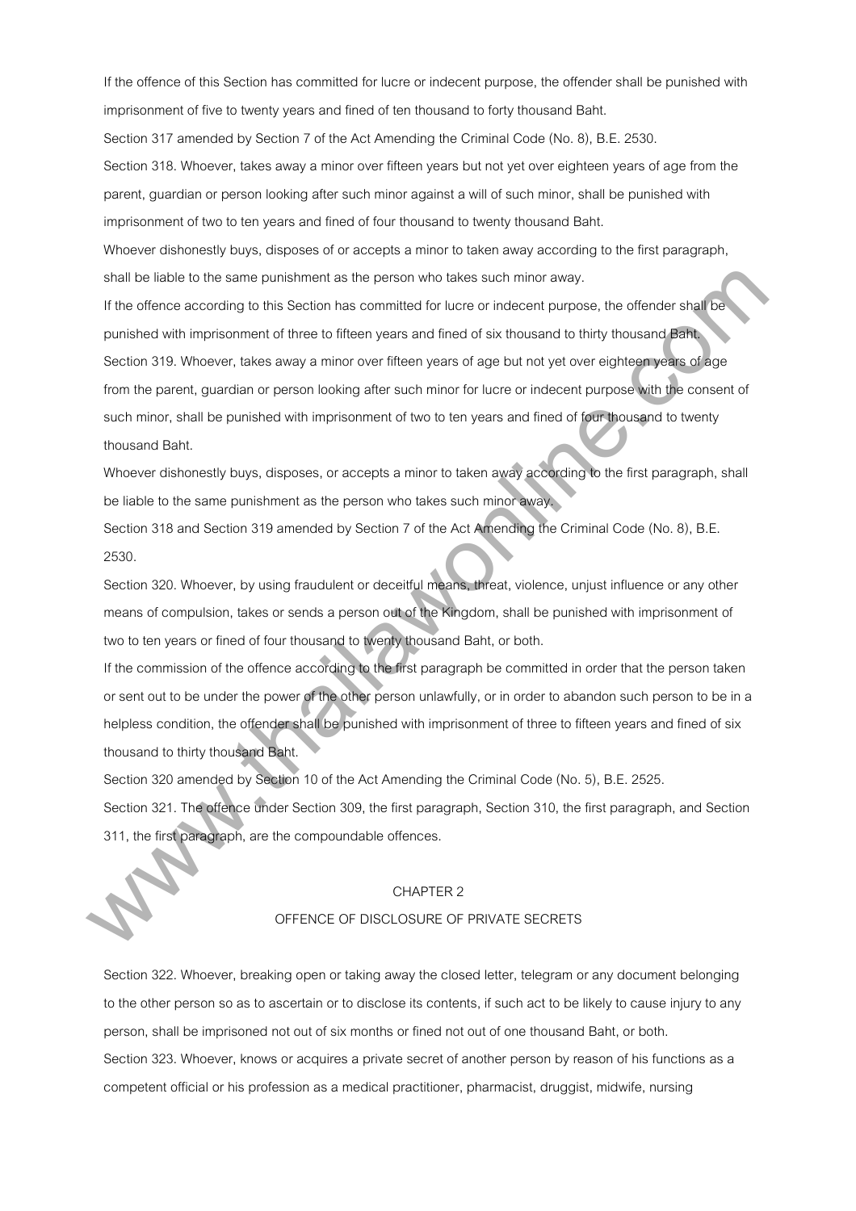If the offence of this Section has committed for lucre or indecent purpose, the offender shall be punished with imprisonment of five to twenty years and fined of ten thousand to forty thousand Baht.

Section 317 amended by Section 7 of the Act Amending the Criminal Code (No. 8), B.E. 2530.

Section 318. Whoever, takes away a minor over fifteen years but not yet over eighteen years of age from the parent, guardian or person looking after such minor against a will of such minor, shall be punished with imprisonment of two to ten years and fined of four thousand to twenty thousand Baht.

Whoever dishonestly buys, disposes of or accepts a minor to taken away according to the first paragraph, shall be liable to the same punishment as the person who takes such minor away.

If the offence according to this Section has committed for lucre or indecent purpose, the offender shall be punished with imprisonment of three to fifteen years and fined of six thousand to thirty thousand Baht.

Section 319. Whoever, takes away a minor over fifteen years of age but not yet over eighteen years of age from the parent, guardian or person looking after such minor for lucre or indecent purpose with the consent of such minor, shall be punished with imprisonment of two to ten years and fined of four thousand to twenty thousand Baht.

Whoever dishonestly buys, disposes, or accepts a minor to taken away according to the first paragraph, shall be liable to the same punishment as the person who takes such minor away.

Section 318 and Section 319 amended by Section 7 of the Act Amending the Criminal Code (No. 8), B.E. 2530.

Section 320. Whoever, by using fraudulent or deceitful means, threat, violence, unjust influence or any other means of compulsion, takes or sends a person out of the Kingdom, shall be punished with imprisonment of two to ten years or fined of four thousand to twenty thousand Baht, or both.

If the commission of the offence according to the first paragraph be committed in order that the person taken or sent out to be under the power of the other person unlawfully, or in order to abandon such person to be in a helpless condition, the offender shall be punished with imprisonment of three to fifteen years and fined of six thousand to thirty thousand Baht.

Section 320 amended by Section 10 of the Act Amending the Criminal Code (No. 5), B.E. 2525.

Section 321. The offence under Section 309, the first paragraph, Section 310, the first paragraph, and Section 311, the first paragraph, are the compoundable offences.

## CHAPTER 2

## OFFENCE OF DISCLOSURE OF PRIVATE SECRETS

Section 322. Whoever, breaking open or taking away the closed letter, telegram or any document belonging to the other person so as to ascertain or to disclose its contents, if such act to be likely to cause injury to any person, shall be imprisoned not out of six months or fined not out of one thousand Baht, or both.

Section 323. Whoever, knows or acquires a private secret of another person by reason of his functions as a competent official or his profession as a medical practitioner, pharmacist, druggist, midwife, nursing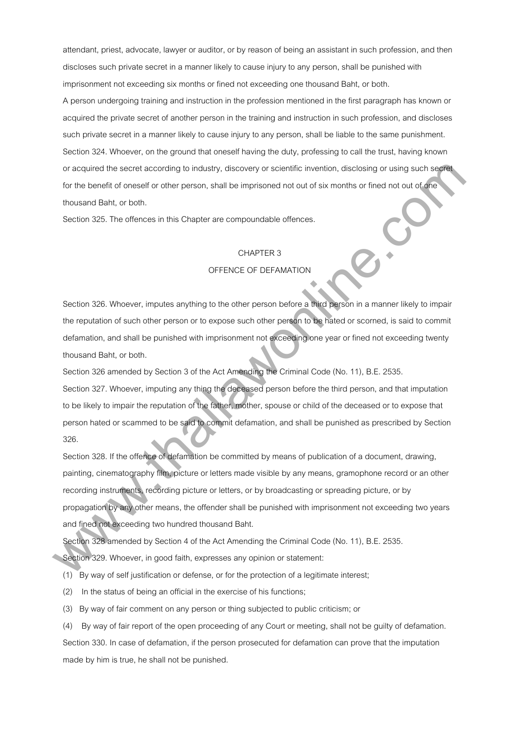attendant, priest, advocate, lawyer or auditor, or by reason of being an assistant in such profession, and then discloses such private secret in a manner likely to cause injury to any person, shall be punished with imprisonment not exceeding six months or fined not exceeding one thousand Baht, or both.

A person undergoing training and instruction in the profession mentioned in the first paragraph has known or acquired the private secret of another person in the training and instruction in such profession, and discloses such private secret in a manner likely to cause injury to any person, shall be liable to the same punishment.

Section 324. Whoever, on the ground that oneself having the duty, professing to call the trust, having known or acquired the secret according to industry, discovery or scientific invention, disclosing or using such secret for the benefit of oneself or other person, shall be imprisoned not out of six months or fined not out of one thousand Baht, or both.

Section 325. The offences in this Chapter are compoundable offences.

## CHAPTER 3

## OFFENCE OF DEFAMATION

Section 326. Whoever, imputes anything to the other person before a third person in a manner likely to impair the reputation of such other person or to expose such other person to be hated or scorned, is said to commit defamation, and shall be punished with imprisonment not exceeding one year or fined not exceeding twenty thousand Baht, or both.

Section 326 amended by Section 3 of the Act Amending the Criminal Code (No. 11), B.E. 2535.

Section 327. Whoever, imputing any thing the deceased person before the third person, and that imputation to be likely to impair the reputation of the father, mother, spouse or child of the deceased or to expose that person hated or scammed to be said to commit defamation, and shall be punished as prescribed by Section 326.

Section 328. If the offence of defamation be committed by means of publication of a document, drawing, painting, cinematography film, picture or letters made visible by any means, gramophone record or an other recording instruments, recording picture or letters, or by broadcasting or spreading picture, or by propagation by any other means, the offender shall be punished with imprisonment not exceeding two years and fined not exceeding two hundred thousand Baht.

Section 328 amended by Section 4 of the Act Amending the Criminal Code (No. 11), B.E. 2535.

Section 329. Whoever, in good faith, expresses any opinion or statement:

(1) By way of self justification or defense, or for the protection of a legitimate interest;

(2) In the status of being an official in the exercise of his functions;

(3) By way of fair comment on any person or thing subjected to public criticism; or

(4) By way of fair report of the open proceeding of any Court or meeting, shall not be guilty of defamation.

Section 330. In case of defamation, if the person prosecuted for defamation can prove that the imputation made by him is true, he shall not be punished.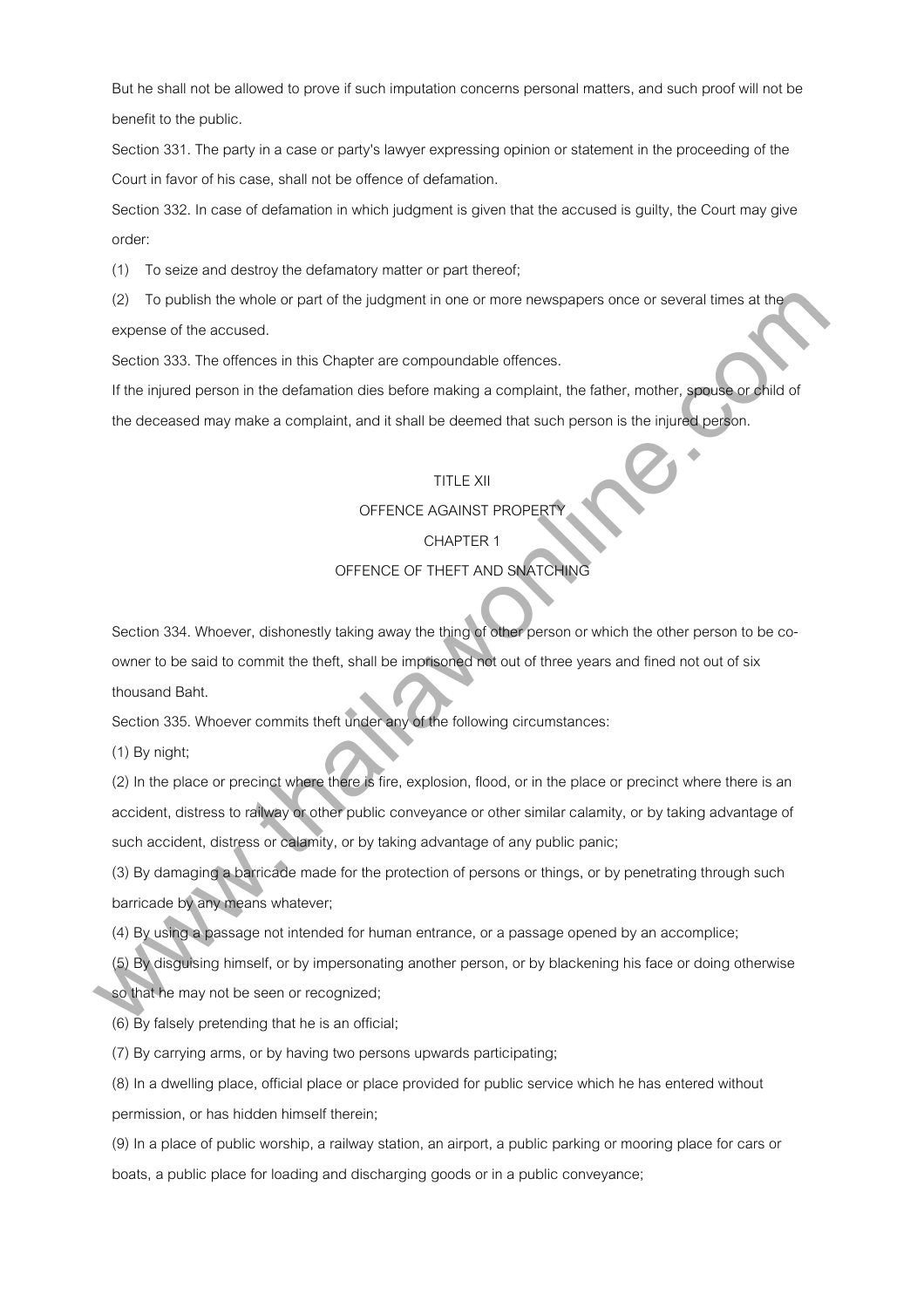But he shall not be allowed to prove if such imputation concerns personal matters, and such proof will not be benefit to the public.

Section 331. The party in a case or party's lawyer expressing opinion or statement in the proceeding of the Court in favor of his case, shall not be offence of defamation.

Section 332. In case of defamation in which judgment is given that the accused is guilty, the Court may give order:

(1) To seize and destroy the defamatory matter or part thereof;

(2) To publish the whole or part of the judgment in one or more newspapers once or several times at the expense of the accused.

Section 333. The offences in this Chapter are compoundable offences.

If the injured person in the defamation dies before making a complaint, the father, mother, spouse or child of the deceased may make a complaint, and it shall be deemed that such person is the injured person.

## TITLE XII

## OFFENCE AGAINST PROPERTY

### CHAPTER 1

### OFFENCE OF THEFT AND SNATCHING

Section 334. Whoever, dishonestly taking away the thing of other person or which the other person to be co-owner to be said to commit the theft, shall be imprisoned not out of three years and fined not out of six thousand Baht.

Section 335. Whoever commits theft under any of the following circumstances:

(1) By night;

(2) In the place or precinct where there is fire, explosion, flood, or in the place or precinct where there is an accident, distress to railway or other public conveyance or other similar calamity, or by taking advantage of such accident, distress or calamity, or by taking advantage of any public panic;

(3) By damaging a barricade made for the protection of persons or things, or by penetrating through such barricade by any means whatever;

(4) By using a passage not intended for human entrance, or a passage opened by an accomplice;

(5) By disguising himself, or by impersonating another person, or by blackening his face or doing otherwise so that he may not be seen or recognized;

(6) By falsely pretending that he is an official;

(7) By carrying arms, or by having two persons upwards participating;

(8) In a dwelling place, official place or place provided for public service which he has entered without permission, or has hidden himself therein;

(9) In a place of public worship, a railway station, an airport, a public parking or mooring place for cars or boats, a public place for loading and discharging goods or in a public conveyance;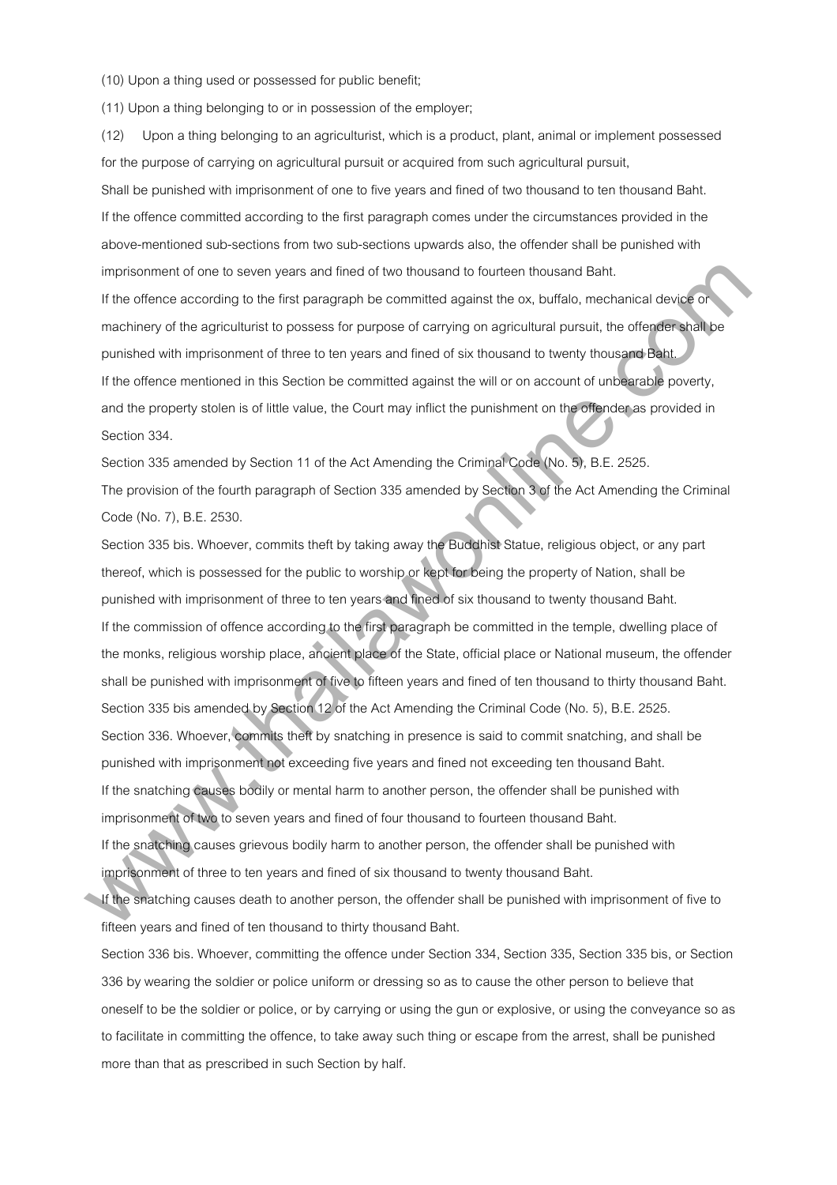(10) Upon a thing used or possessed for public benefit;

(11) Upon a thing belonging to or in possession of the employer;

(12) Upon a thing belonging to an agriculturist, which is a product, plant, animal or implement possessed for the purpose of carrying on agricultural pursuit or acquired from such agricultural pursuit,

Shall be punished with imprisonment of one to five years and fined of two thousand to ten thousand Baht.

If the offence committed according to the first paragraph comes under the circumstances provided in the above-mentioned sub-sections from two sub-sections upwards also, the offender shall be punished with imprisonment of one to seven years and fined of two thousand to fourteen thousand Baht.

If the offence according to the first paragraph be committed against the ox, buffalo, mechanical device or machinery of the agriculturist to possess for purpose of carrying on agricultural pursuit, the offender shall be punished with imprisonment of three to ten years and fined of six thousand to twenty thousand Baht.

If the offence mentioned in this Section be committed against the will or on account of unbearable poverty, and the property stolen is of little value, the Court may inflict the punishment on the offender as provided in Section 334.

Section 335 amended by Section 11 of the Act Amending the Criminal Code (No. 5), B.E. 2525.

The provision of the fourth paragraph of Section 335 amended by Section 3 of the Act Amending the Criminal Code (No. 7), B.E. 2530.

Section 335 bis. Whoever, commits theft by taking away the Buddhist Statue, religious object, or any part thereof, which is possessed for the public to worship or kept for being the property of Nation, shall be punished with imprisonment of three to ten years and fined of six thousand to twenty thousand Baht.

If the commission of offence according to the first paragraph be committed in the temple, dwelling place of the monks, religious worship place, ancient place of the State, official place or National museum, the offender shall be punished with imprisonment of five to fifteen years and fined of ten thousand to thirty thousand Baht.

Section 335 bis amended by Section 12 of the Act Amending the Criminal Code (No. 5), B.E. 2525.

Section 336. Whoever, commits theft by snatching in presence is said to commit snatching, and shall be punished with imprisonment not exceeding five years and fined not exceeding ten thousand Baht.

If the snatching causes bodily or mental harm to another person, the offender shall be punished with imprisonment of two to seven years and fined of four thousand to fourteen thousand Baht.

If the snatching causes grievous bodily harm to another person, the offender shall be punished with imprisonment of three to ten years and fined of six thousand to twenty thousand Baht.

If the snatching causes death to another person, the offender shall be punished with imprisonment of five to fifteen years and fined of ten thousand to thirty thousand Baht.

Section 336 bis. Whoever, committing the offence under Section 334, Section 335, Section 335 bis, or Section 336 by wearing the soldier or police uniform or dressing so as to cause the other person to believe that oneself to be the soldier or police, or by carrying or using the gun or explosive, or using the conveyance so as to facilitate in committing the offence, to take away such thing or escape from the arrest, shall be punished more than that as prescribed in such Section by half.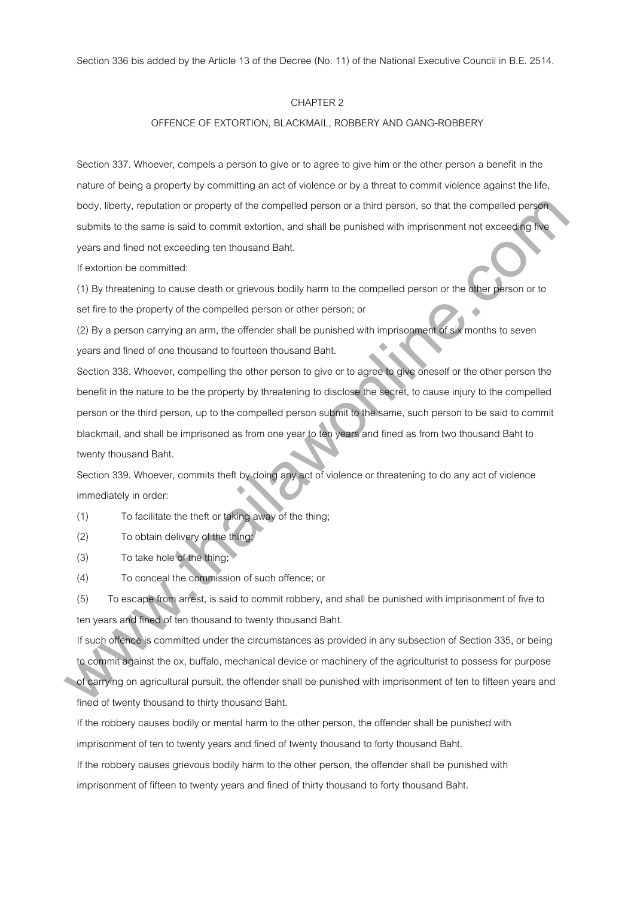Section 336 bis added by the Article 13 of the Decree (No. 11) of the National Executive Council in B.E. 2514.

## CHAPTER 2

## OFFENCE OF EXTORTION, BLACKMAIL, ROBBERY AND GANG-ROBBERY

Section 337. Whoever, compels a person to give or to agree to give him or the other person a benefit in the nature of being a property by committing an act of violence or by a threat to commit violence against the life, body, liberty, reputation or property of the compelled person or a third person, so that the compelled person submits to the same is said to commit extortion, and shall be punished with imprisonment not exceeding five years and fined not exceeding ten thousand Baht.

If extortion be committed:

(1) By threatening to cause death or grievous bodily harm to the compelled person or the other person or to set fire to the property of the compelled person or other person; or

(2) By a person carrying an arm, the offender shall be punished with imprisonment of six months to seven years and fined of one thousand to fourteen thousand Baht.

Section 338. Whoever, compelling the other person to give or to agree to give oneself or the other person the benefit in the nature to be the property by threatening to disclose the secret, to cause injury to the compelled person or the third person, up to the compelled person submit to the same, such person to be said to commit blackmail, and shall be imprisoned as from one year to ten years and fined as from two thousand Baht to twenty thousand Baht.

Section 339. Whoever, commits theft by doing any act of violence or threatening to do any act of violence immediately in order:

(1) To facilitate the theft or taking away of the thing;

(2) To obtain delivery of the thing;

(3) To take hole of the thing;

(4) To conceal the commission of such offence; or

(5) To escape from arrest, is said to commit robbery, and shall be punished with imprisonment of five to ten years and fined of ten thousand to twenty thousand Baht.

If such offence is committed under the circumstances as provided in any subsection of Section 335, or being to commit against the ox, buffalo, mechanical device or machinery of the agriculturist to possess for purpose of carrying on agricultural pursuit, the offender shall be punished with imprisonment of ten to fifteen years and fined of twenty thousand to thirty thousand Baht.

If the robbery causes bodily or mental harm to the other person, the offender shall be punished with imprisonment of ten to twenty years and fined of twenty thousand to forty thousand Baht.

If the robbery causes grievous bodily harm to the other person, the offender shall be punished with imprisonment of fifteen to twenty years and fined of thirty thousand to forty thousand Baht.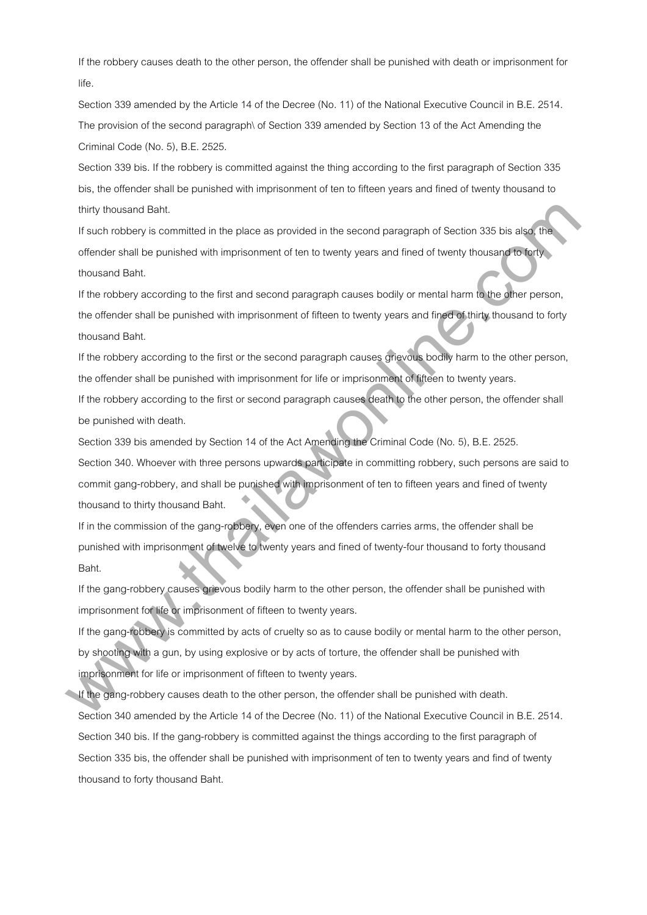If the robbery causes death to the other person, the offender shall be punished with death or imprisonment for life.

Section 339 amended by the Article 14 of the Decree (No. 11) of the National Executive Council in B.E. 2514.

The provision of the second paragraph\ of Section 339 amended by Section 13 of the Act Amending the Criminal Code (No. 5), B.E. 2525.

Section 339 bis. If the robbery is committed against the thing according to the first paragraph of Section 335 bis, the offender shall be punished with imprisonment of ten to fifteen years and fined of twenty thousand to thirty thousand Baht.

If such robbery is committed in the place as provided in the second paragraph of Section 335 bis also, the offender shall be punished with imprisonment of ten to twenty years and fined of twenty thousand to forty thousand Baht.

If the robbery according to the first and second paragraph causes bodily or mental harm to the other person, the offender shall be punished with imprisonment of fifteen to twenty years and fined of thirty thousand to forty thousand Baht.

If the robbery according to the first or the second paragraph causes grievous bodily harm to the other person, the offender shall be punished with imprisonment for life or imprisonment of fifteen to twenty years.

If the robbery according to the first or second paragraph causes death to the other person, the offender shall be punished with death.

Section 339 bis amended by Section 14 of the Act Amending the Criminal Code (No. 5), B.E. 2525.

Section 340. Whoever with three persons upwards participate in committing robbery, such persons are said to commit gang-robbery, and shall be punished with imprisonment of ten to fifteen years and fined of twenty thousand to thirty thousand Baht.

If in the commission of the gang-robbery, even one of the offenders carries arms, the offender shall be punished with imprisonment of twelve to twenty years and fined of twenty-four thousand to forty thousand Baht.

If the gang-robbery causes grievous bodily harm to the other person, the offender shall be punished with imprisonment for life or imprisonment of fifteen to twenty years.

If the gang-robbery is committed by acts of cruelty so as to cause bodily or mental harm to the other person, by shooting with a gun, by using explosive or by acts of torture, the offender shall be punished with imprisonment for life or imprisonment of fifteen to twenty years.

If the gang-robbery causes death to the other person, the offender shall be punished with death.

Section 340 amended by the Article 14 of the Decree (No. 11) of the National Executive Council in B.E. 2514.

Section 340 bis. If the gang-robbery is committed against the things according to the first paragraph of Section 335 bis, the offender shall be punished with imprisonment of ten to twenty years and find of twenty thousand to forty thousand Baht.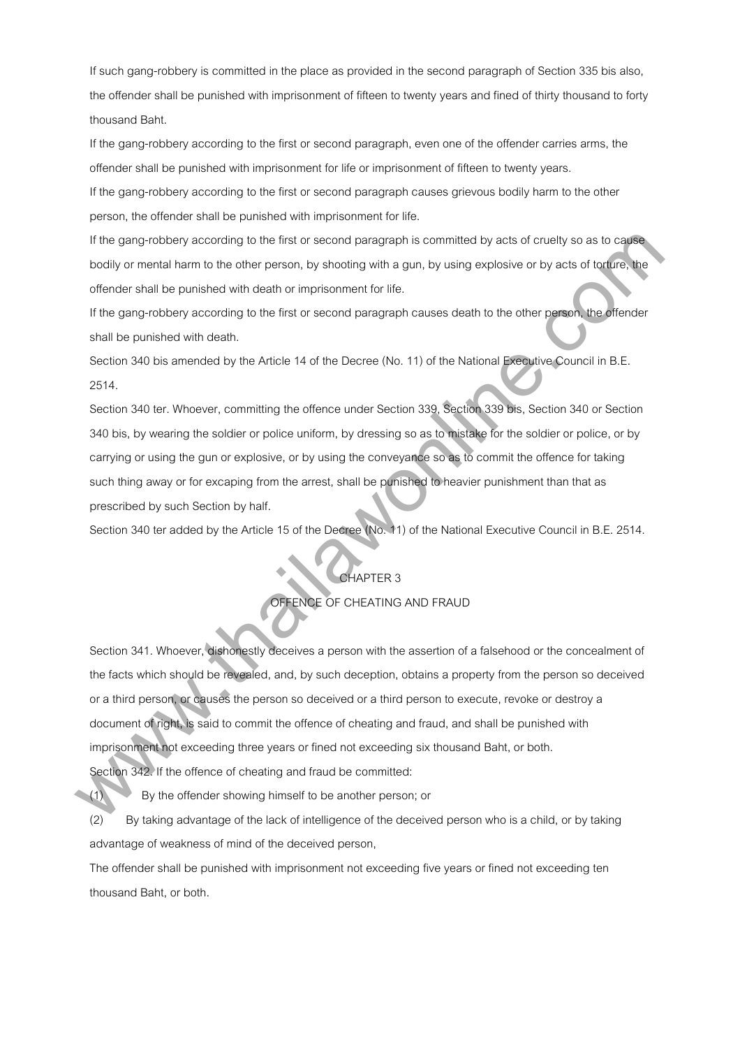If such gang-robbery is committed in the place as provided in the second paragraph of Section 335 bis also, the offender shall be punished with imprisonment of fifteen to twenty years and fined of thirty thousand to forty thousand Baht.

If the gang-robbery according to the first or second paragraph, even one of the offender carries arms, the offender shall be punished with imprisonment for life or imprisonment of fifteen to twenty years.

If the gang-robbery according to the first or second paragraph causes grievous bodily harm to the other person, the offender shall be punished with imprisonment for life.

If the gang-robbery according to the first or second paragraph is committed by acts of cruelty so as to cause bodily or mental harm to the other person, by shooting with a gun, by using explosive or by acts of torture, the offender shall be punished with death or imprisonment for life.

If the gang-robbery according to the first or second paragraph causes death to the other person, the offender shall be punished with death.

Section 340 bis amended by the Article 14 of the Decree (No. 11) of the National Executive Council in B.E. 2514.

Section 340 ter. Whoever, committing the offence under Section 339, Section 339 bis, Section 340 or Section 340 bis, by wearing the soldier or police uniform, by dressing so as to mistake for the soldier or police, or by carrying or using the gun or explosive, or by using the conveyance so as to commit the offence for taking such thing away or for excaping from the arrest, shall be punished to heavier punishment than that as prescribed by such Section by half.

Section 340 ter added by the Article 15 of the Decree (No. 11) of the National Executive Council in B.E. 2514.

## CHAPTER 3
## OFFENCE OF CHEATING AND FRAUD

Section 341. Whoever, dishonestly deceives a person with the assertion of a falsehood or the concealment of the facts which should be revealed, and, by such deception, obtains a property from the person so deceived or a third person, or causes the person so deceived or a third person to execute, revoke or destroy a document of right, is said to commit the offence of cheating and fraud, and shall be punished with imprisonment not exceeding three years or fined not exceeding six thousand Baht, or both.

Section 342. If the offence of cheating and fraud be committed:

(1) By the offender showing himself to be another person; or

(2) By taking advantage of the lack of intelligence of the deceived person who is a child, or by taking advantage of weakness of mind of the deceived person,

The offender shall be punished with imprisonment not exceeding five years or fined not exceeding ten thousand Baht, or both.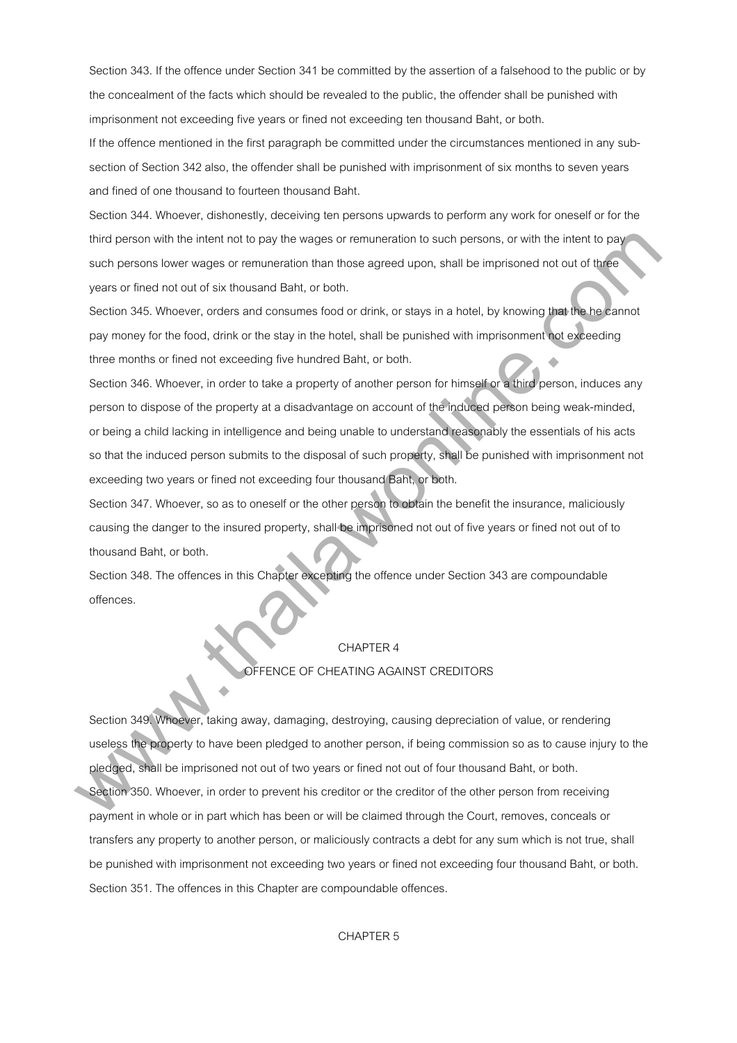Section 343. If the offence under Section 341 be committed by the assertion of a falsehood to the public or by the concealment of the facts which should be revealed to the public, the offender shall be punished with imprisonment not exceeding five years or fined not exceeding ten thousand Baht, or both.

If the offence mentioned in the first paragraph be committed under the circumstances mentioned in any sub-section of Section 342 also, the offender shall be punished with imprisonment of six months to seven years and fined of one thousand to fourteen thousand Baht.

Section 344. Whoever, dishonestly, deceiving ten persons upwards to perform any work for oneself or for the third person with the intent not to pay the wages or remuneration to such persons, or with the intent to pay such persons lower wages or remuneration than those agreed upon, shall be imprisoned not out of three years or fined not out of six thousand Baht, or both.

Section 345. Whoever, orders and consumes food or drink, or stays in a hotel, by knowing that the he cannot pay money for the food, drink or the stay in the hotel, shall be punished with imprisonment not exceeding three months or fined not exceeding five hundred Baht, or both.

Section 346. Whoever, in order to take a property of another person for himself or a third person, induces any person to dispose of the property at a disadvantage on account of the induced person being weak-minded, or being a child lacking in intelligence and being unable to understand reasonably the essentials of his acts so that the induced person submits to the disposal of such property, shall be punished with imprisonment not exceeding two years or fined not exceeding four thousand Baht, or both.

Section 347. Whoever, so as to oneself or the other person to obtain the benefit the insurance, maliciously causing the danger to the insured property, shall be imprisoned not out of five years or fined not out of to thousand Baht, or both.

Section 348. The offences in this Chapter excepting the offence under Section 343 are compoundable offences.

## CHAPTER 4

## OFFENCE OF CHEATING AGAINST CREDITORS

Section 349. Whoever, taking away, damaging, destroying, causing depreciation of value, or rendering useless the property to have been pledged to another person, if being commission so as to cause injury to the pledged, shall be imprisoned not out of two years or fined not out of four thousand Baht, or both.

Section 350. Whoever, in order to prevent his creditor or the creditor of the other person from receiving payment in whole or in part which has been or will be claimed through the Court, removes, conceals or transfers any property to another person, or maliciously contracts a debt for any sum which is not true, shall be punished with imprisonment not exceeding two years or fined not exceeding four thousand Baht, or both.

Section 351. The offences in this Chapter are compoundable offences.

## CHAPTER 5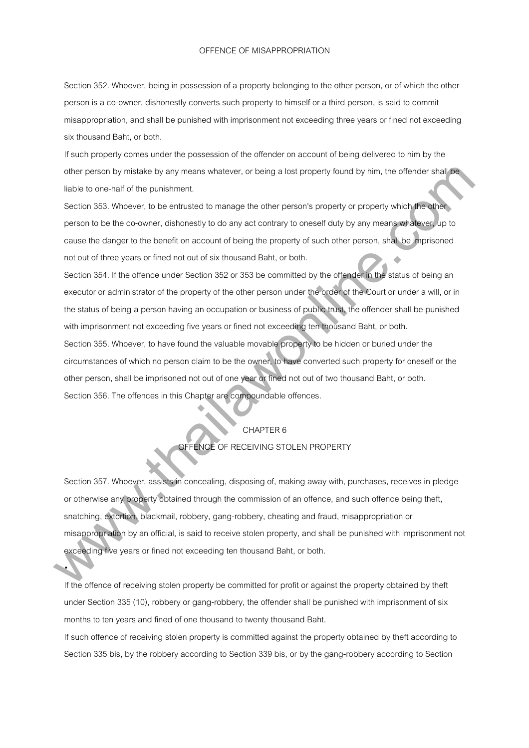OFFENCE OF MISAPPROPRIATION

Section 352. Whoever, being in possession of a property belonging to the other person, or of which the other person is a co-owner, dishonestly converts such property to himself or a third person, is said to commit misappropriation, and shall be punished with imprisonment not exceeding three years or fined not exceeding six thousand Baht, or both.

If such property comes under the possession of the offender on account of being delivered to him by the other person by mistake by any means whatever, or being a lost property found by him, the offender shall be liable to one-half of the punishment.

Section 353. Whoever, to be entrusted to manage the other person's property or property which the other person to be the co-owner, dishonestly to do any act contrary to oneself duty by any means whatever, up to cause the danger to the benefit on account of being the property of such other person, shall be imprisoned not out of three years or fined not out of six thousand Baht, or both.

Section 354. If the offence under Section 352 or 353 be committed by the offender in the status of being an executor or administrator of the property of the other person under the order of the Court or under a will, or in the status of being a person having an occupation or business of public trust, the offender shall be punished with imprisonment not exceeding five years or fined not exceeding ten thousand Baht, or both.

Section 355. Whoever, to have found the valuable movable property to be hidden or buried under the circumstances of which no person claim to be the owner, to have converted such property for oneself or the other person, shall be imprisoned not out of one year or fined not out of two thousand Baht, or both.

Section 356. The offences in this Chapter are compoundable offences.

## CHAPTER 6
## OFFENCE OF RECEIVING STOLEN PROPERTY

Section 357. Whoever, assists in concealing, disposing of, making away with, purchases, receives in pledge or otherwise any property obtained through the commission of an offence, and such offence being theft, snatching, extortion, blackmail, robbery, gang-robbery, cheating and fraud, misappropriation or misappropriation by an official, is said to receive stolen property, and shall be punished with imprisonment not exceeding five years or fined not exceeding ten thousand Baht, or both.

•

If the offence of receiving stolen property be committed for profit or against the property obtained by theft under Section 335 (10), robbery or gang-robbery, the offender shall be punished with imprisonment of six months to ten years and fined of one thousand to twenty thousand Baht.

If such offence of receiving stolen property is committed against the property obtained by theft according to Section 335 bis, by the robbery according to Section 339 bis, or by the gang-robbery according to Section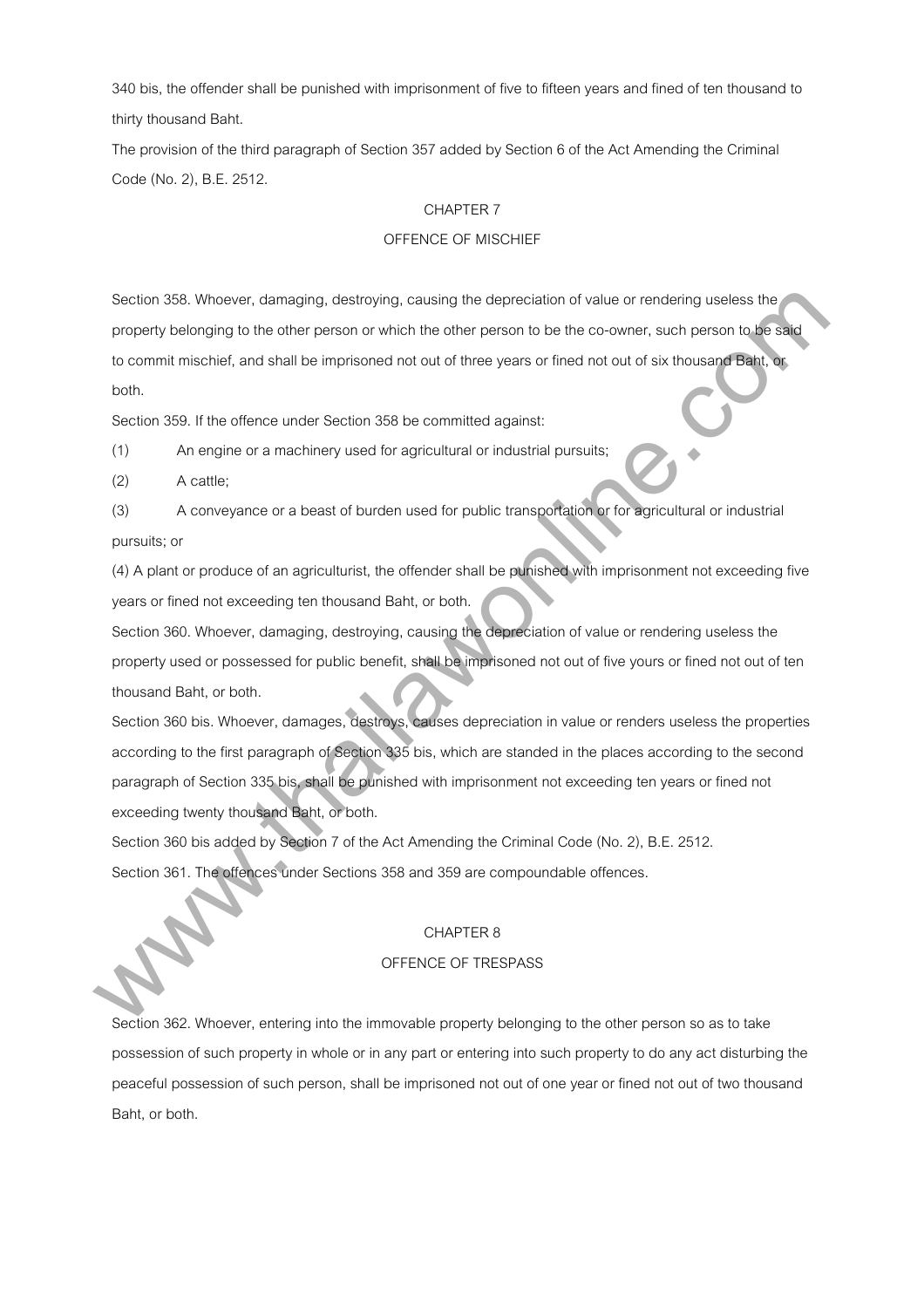340 bis, the offender shall be punished with imprisonment of five to fifteen years and fined of ten thousand to thirty thousand Baht.

The provision of the third paragraph of Section 357 added by Section 6 of the Act Amending the Criminal Code (No. 2), B.E. 2512.

## CHAPTER 7

## OFFENCE OF MISCHIEF

Section 358. Whoever, damaging, destroying, causing the depreciation of value or rendering useless the property belonging to the other person or which the other person to be the co-owner, such person to be said to commit mischief, and shall be imprisoned not out of three years or fined not out of six thousand Baht, or both.

Section 359. If the offence under Section 358 be committed against:

(1) An engine or a machinery used for agricultural or industrial pursuits;

(2) A cattle;

(3) A conveyance or a beast of burden used for public transportation or for agricultural or industrial pursuits; or

(4) A plant or produce of an agriculturist, the offender shall be punished with imprisonment not exceeding five years or fined not exceeding ten thousand Baht, or both.

Section 360. Whoever, damaging, destroying, causing the depreciation of value or rendering useless the property used or possessed for public benefit, shall be imprisoned not out of five yours or fined not out of ten thousand Baht, or both.

Section 360 bis. Whoever, damages, destroys, causes depreciation in value or renders useless the properties according to the first paragraph of Section 335 bis, which are standed in the places according to the second paragraph of Section 335 bis, shall be punished with imprisonment not exceeding ten years or fined not exceeding twenty thousand Baht, or both.

Section 360 bis added by Section 7 of the Act Amending the Criminal Code (No. 2), B.E. 2512.

Section 361. The offences under Sections 358 and 359 are compoundable offences.

## CHAPTER 8

## OFFENCE OF TRESPASS

Section 362. Whoever, entering into the immovable property belonging to the other person so as to take possession of such property in whole or in any part or entering into such property to do any act disturbing the peaceful possession of such person, shall be imprisoned not out of one year or fined not out of two thousand Baht, or both.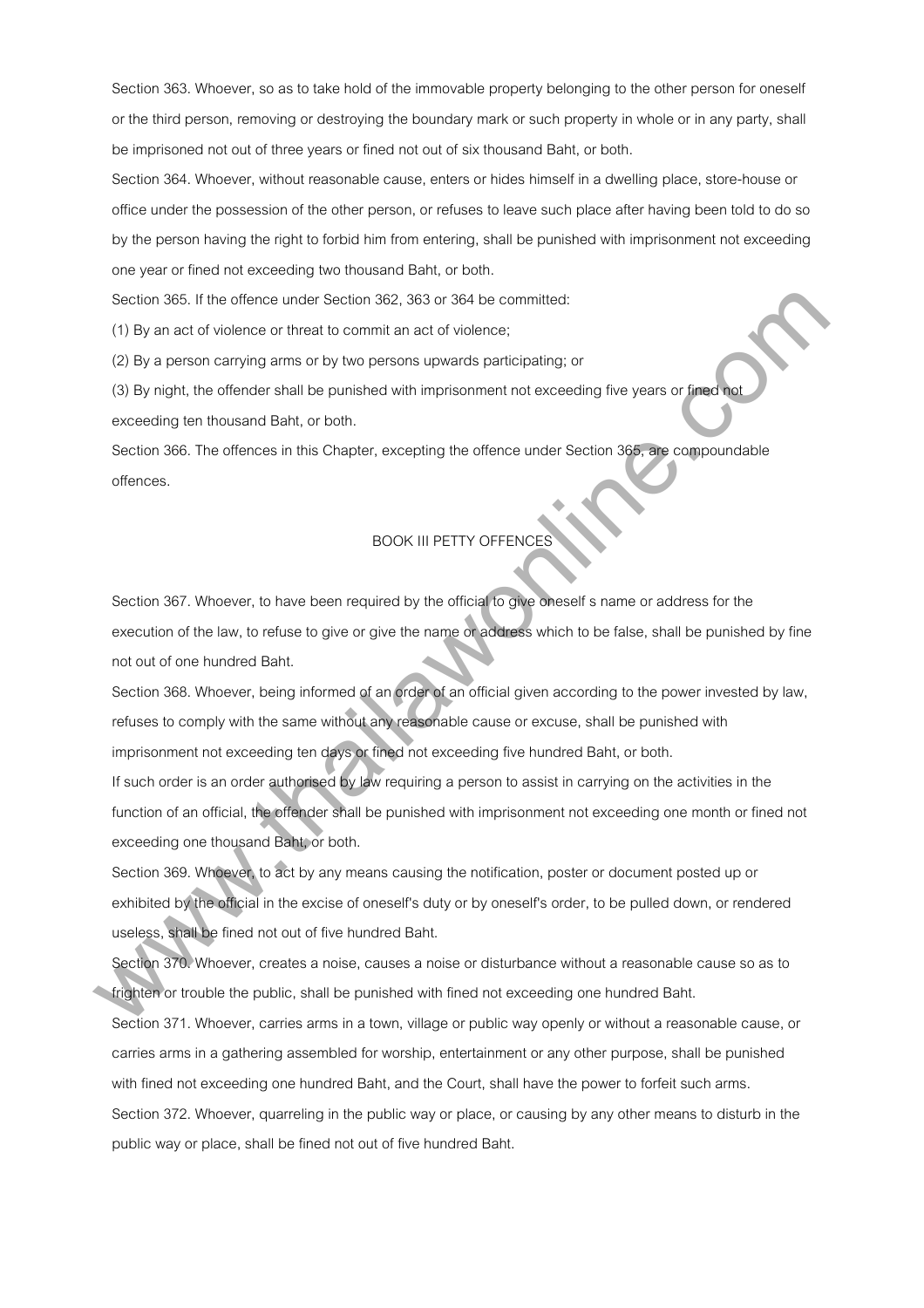Section 363. Whoever, so as to take hold of the immovable property belonging to the other person for oneself or the third person, removing or destroying the boundary mark or such property in whole or in any party, shall be imprisoned not out of three years or fined not out of six thousand Baht, or both.

Section 364. Whoever, without reasonable cause, enters or hides himself in a dwelling place, store-house or office under the possession of the other person, or refuses to leave such place after having been told to do so by the person having the right to forbid him from entering, shall be punished with imprisonment not exceeding one year or fined not exceeding two thousand Baht, or both.

Section 365. If the offence under Section 362, 363 or 364 be committed:

(1) By an act of violence or threat to commit an act of violence;

(2) By a person carrying arms or by two persons upwards participating; or

(3) By night, the offender shall be punished with imprisonment not exceeding five years or fined not exceeding ten thousand Baht, or both.

Section 366. The offences in this Chapter, excepting the offence under Section 365, are compoundable offences.

## BOOK III PETTY OFFENCES

Section 367. Whoever, to have been required by the official to give oneself s name or address for the execution of the law, to refuse to give or give the name or address which to be false, shall be punished by fine not out of one hundred Baht.

Section 368. Whoever, being informed of an order of an official given according to the power invested by law, refuses to comply with the same without any reasonable cause or excuse, shall be punished with imprisonment not exceeding ten days or fined not exceeding five hundred Baht, or both.

If such order is an order authorised by law requiring a person to assist in carrying on the activities in the function of an official, the offender shall be punished with imprisonment not exceeding one month or fined not exceeding one thousand Baht, or both.

Section 369. Whoever, to act by any means causing the notification, poster or document posted up or exhibited by the official in the excise of oneself's duty or by oneself's order, to be pulled down, or rendered useless, shall be fined not out of five hundred Baht.

Section 370. Whoever, creates a noise, causes a noise or disturbance without a reasonable cause so as to frighten or trouble the public, shall be punished with fined not exceeding one hundred Baht.

Section 371. Whoever, carries arms in a town, village or public way openly or without a reasonable cause, or carries arms in a gathering assembled for worship, entertainment or any other purpose, shall be punished with fined not exceeding one hundred Baht, and the Court, shall have the power to forfeit such arms.

Section 372. Whoever, quarreling in the public way or place, or causing by any other means to disturb in the public way or place, shall be fined not out of five hundred Baht.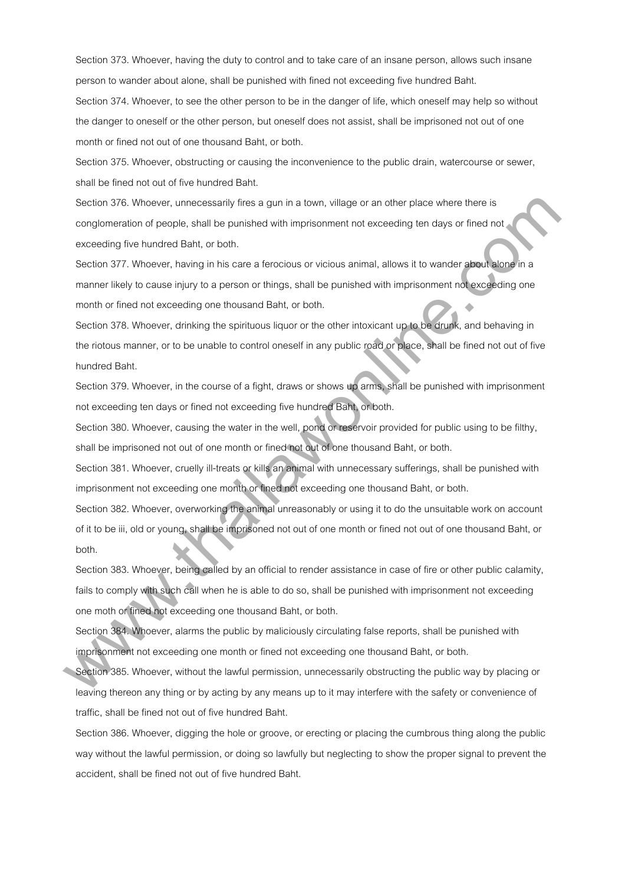Section 373. Whoever, having the duty to control and to take care of an insane person, allows such insane person to wander about alone, shall be punished with fined not exceeding five hundred Baht.

Section 374. Whoever, to see the other person to be in the danger of life, which oneself may help so without the danger to oneself or the other person, but oneself does not assist, shall be imprisoned not out of one month or fined not out of one thousand Baht, or both.

Section 375. Whoever, obstructing or causing the inconvenience to the public drain, watercourse or sewer, shall be fined not out of five hundred Baht.

Section 376. Whoever, unnecessarily fires a gun in a town, village or an other place where there is conglomeration of people, shall be punished with imprisonment not exceeding ten days or fined not exceeding five hundred Baht, or both.

Section 377. Whoever, having in his care a ferocious or vicious animal, allows it to wander about alone in a manner likely to cause injury to a person or things, shall be punished with imprisonment not exceeding one month or fined not exceeding one thousand Baht, or both.

Section 378. Whoever, drinking the spirituous liquor or the other intoxicant up to be drunk, and behaving in the riotous manner, or to be unable to control oneself in any public road or place, shall be fined not out of five hundred Baht.

Section 379. Whoever, in the course of a fight, draws or shows up arms, shall be punished with imprisonment not exceeding ten days or fined not exceeding five hundred Baht, or both.

Section 380. Whoever, causing the water in the well, pond or reservoir provided for public using to be filthy, shall be imprisoned not out of one month or fined not out of one thousand Baht, or both.

Section 381. Whoever, cruelly ill-treats or kills an animal with unnecessary sufferings, shall be punished with imprisonment not exceeding one month or fined not exceeding one thousand Baht, or both.

Section 382. Whoever, overworking the animal unreasonably or using it to do the unsuitable work on account of it to be iii, old or young, shall be imprisoned not out of one month or fined not out of one thousand Baht, or both.

Section 383. Whoever, being called by an official to render assistance in case of fire or other public calamity, fails to comply with such call when he is able to do so, shall be punished with imprisonment not exceeding one moth or fined not exceeding one thousand Baht, or both.

Section 384. Whoever, alarms the public by maliciously circulating false reports, shall be punished with imprisonment not exceeding one month or fined not exceeding one thousand Baht, or both.

Section 385. Whoever, without the lawful permission, unnecessarily obstructing the public way by placing or leaving thereon any thing or by acting by any means up to it may interfere with the safety or convenience of traffic, shall be fined not out of five hundred Baht.

Section 386. Whoever, digging the hole or groove, or erecting or placing the cumbrous thing along the public way without the lawful permission, or doing so lawfully but neglecting to show the proper signal to prevent the accident, shall be fined not out of five hundred Baht.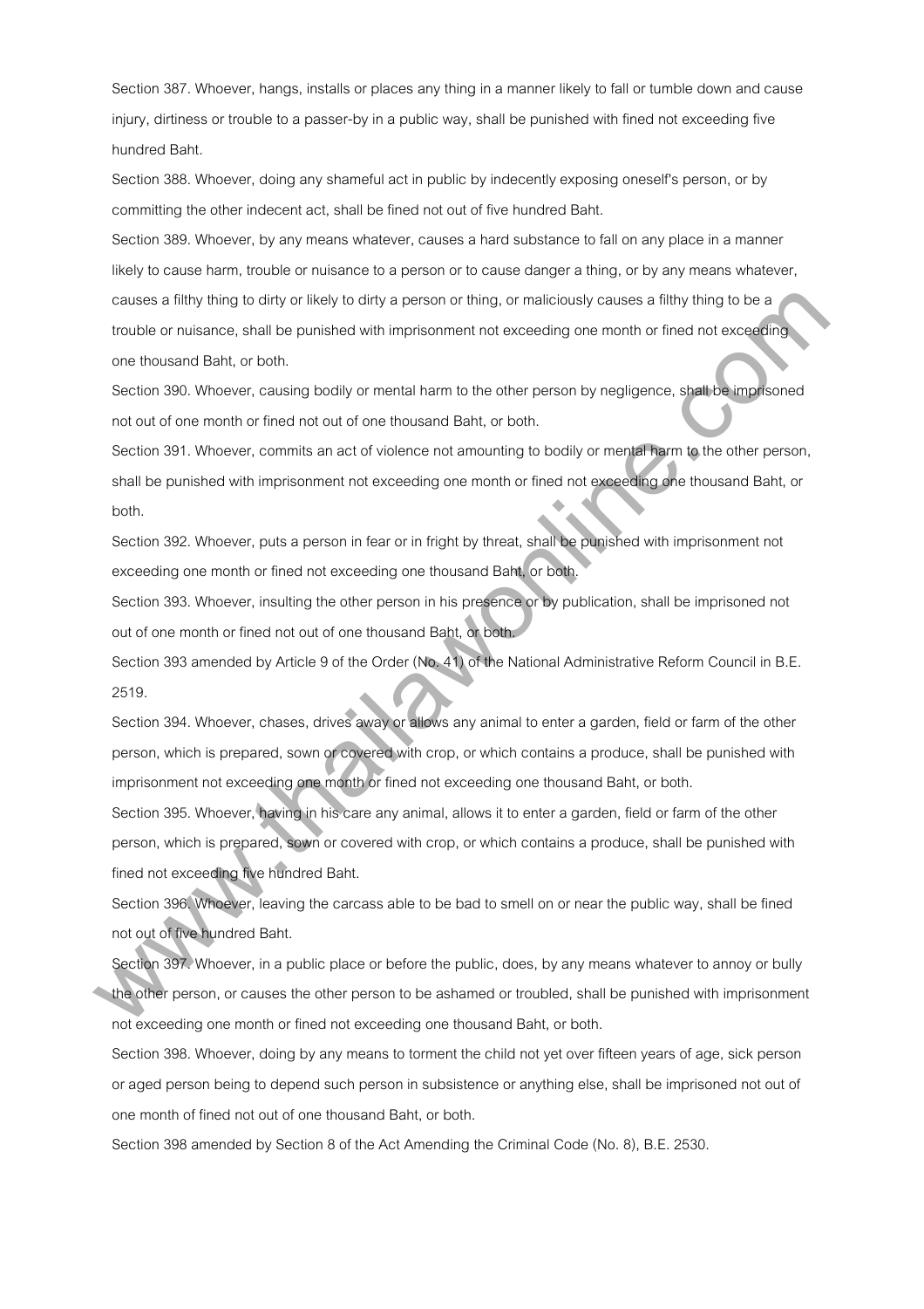Section 387. Whoever, hangs, installs or places any thing in a manner likely to fall or tumble down and cause injury, dirtiness or trouble to a passer-by in a public way, shall be punished with fined not exceeding five hundred Baht.

Section 388. Whoever, doing any shameful act in public by indecently exposing oneself's person, or by committing the other indecent act, shall be fined not out of five hundred Baht.

Section 389. Whoever, by any means whatever, causes a hard substance to fall on any place in a manner likely to cause harm, trouble or nuisance to a person or to cause danger a thing, or by any means whatever, causes a filthy thing to dirty or likely to dirty a person or thing, or maliciously causes a filthy thing to be a trouble or nuisance, shall be punished with imprisonment not exceeding one month or fined not exceeding one thousand Baht, or both.

Section 390. Whoever, causing bodily or mental harm to the other person by negligence, shall be imprisoned not out of one month or fined not out of one thousand Baht, or both.

Section 391. Whoever, commits an act of violence not amounting to bodily or mental harm to the other person, shall be punished with imprisonment not exceeding one month or fined not exceeding one thousand Baht, or both.

Section 392. Whoever, puts a person in fear or in fright by threat, shall be punished with imprisonment not exceeding one month or fined not exceeding one thousand Baht, or both.

Section 393. Whoever, insulting the other person in his presence or by publication, shall be imprisoned not out of one month or fined not out of one thousand Baht, or both.

Section 393 amended by Article 9 of the Order (No. 41) of the National Administrative Reform Council in B.E. 2519.

Section 394. Whoever, chases, drives away or allows any animal to enter a garden, field or farm of the other person, which is prepared, sown or covered with crop, or which contains a produce, shall be punished with imprisonment not exceeding one month or fined not exceeding one thousand Baht, or both.

Section 395. Whoever, having in his care any animal, allows it to enter a garden, field or farm of the other person, which is prepared, sown or covered with crop, or which contains a produce, shall be punished with fined not exceeding five hundred Baht.

Section 396. Whoever, leaving the carcass able to be bad to smell on or near the public way, shall be fined not out of five hundred Baht.

Section 397. Whoever, in a public place or before the public, does, by any means whatever to annoy or bully the other person, or causes the other person to be ashamed or troubled, shall be punished with imprisonment not exceeding one month or fined not exceeding one thousand Baht, or both.

Section 398. Whoever, doing by any means to torment the child not yet over fifteen years of age, sick person or aged person being to depend such person in subsistence or anything else, shall be imprisoned not out of one month of fined not out of one thousand Baht, or both.

Section 398 amended by Section 8 of the Act Amending the Criminal Code (No. 8), B.E. 2530.